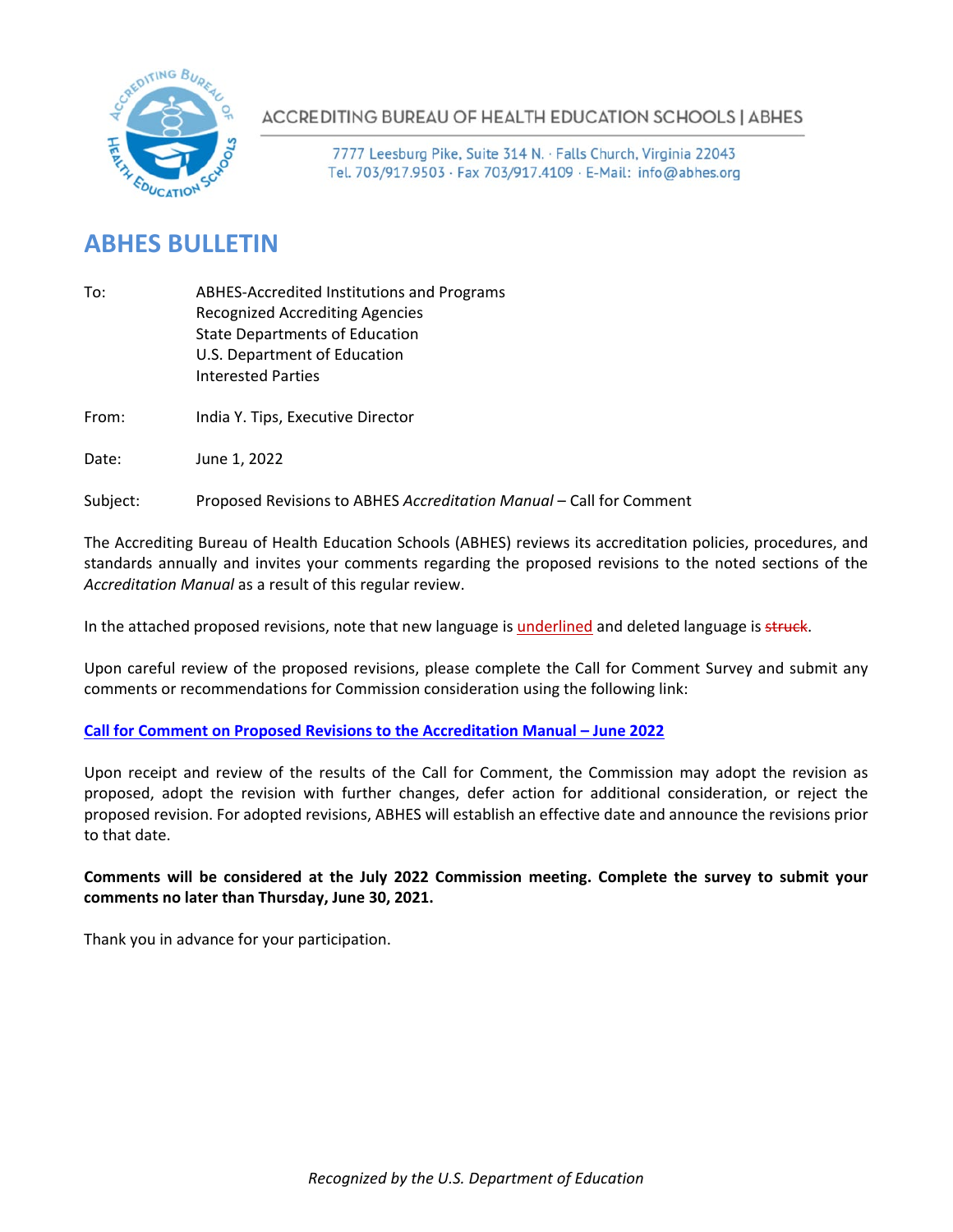ACCREDITING BUREAU OF HEALTH EDUCATION SCHOOLS | ABHES

7777 Leesburg Pike, Suite 314 N. · Falls Church, Virginia 22043
Tel. 703/917.9503 · Fax 703/917.4109 · E-Mail: info@abhes.org

# ABHES BULLETIN

To: ABHES-Accredited Institutions and Programs
Recognized Accrediting Agencies
State Departments of Education
U.S. Department of Education
Interested Parties

From: India Y. Tips, Executive Director

Date: June 1, 2022

Subject: Proposed Revisions to ABHES *Accreditation Manual* – Call for Comment

The Accrediting Bureau of Health Education Schools (ABHES) reviews its accreditation policies, procedures, and standards annually and invites your comments regarding the proposed revisions to the noted sections of the *Accreditation Manual* as a result of this regular review.

In the attached proposed revisions, note that new language is <u>underlined</u> and deleted language is ~~struck~~.

Upon careful review of the proposed revisions, please complete the Call for Comment Survey and submit any comments or recommendations for Commission consideration using the following link:

**Call for Comment on Proposed Revisions to the Accreditation Manual – June 2022**

Upon receipt and review of the results of the Call for Comment, the Commission may adopt the revision as proposed, adopt the revision with further changes, defer action for additional consideration, or reject the proposed revision. For adopted revisions, ABHES will establish an effective date and announce the revisions prior to that date.

**Comments will be considered at the July 2022 Commission meeting. Complete the survey to submit your comments no later than Thursday, June 30, 2021.**

Thank you in advance for your participation.

*Recognized by the U.S. Department of Education*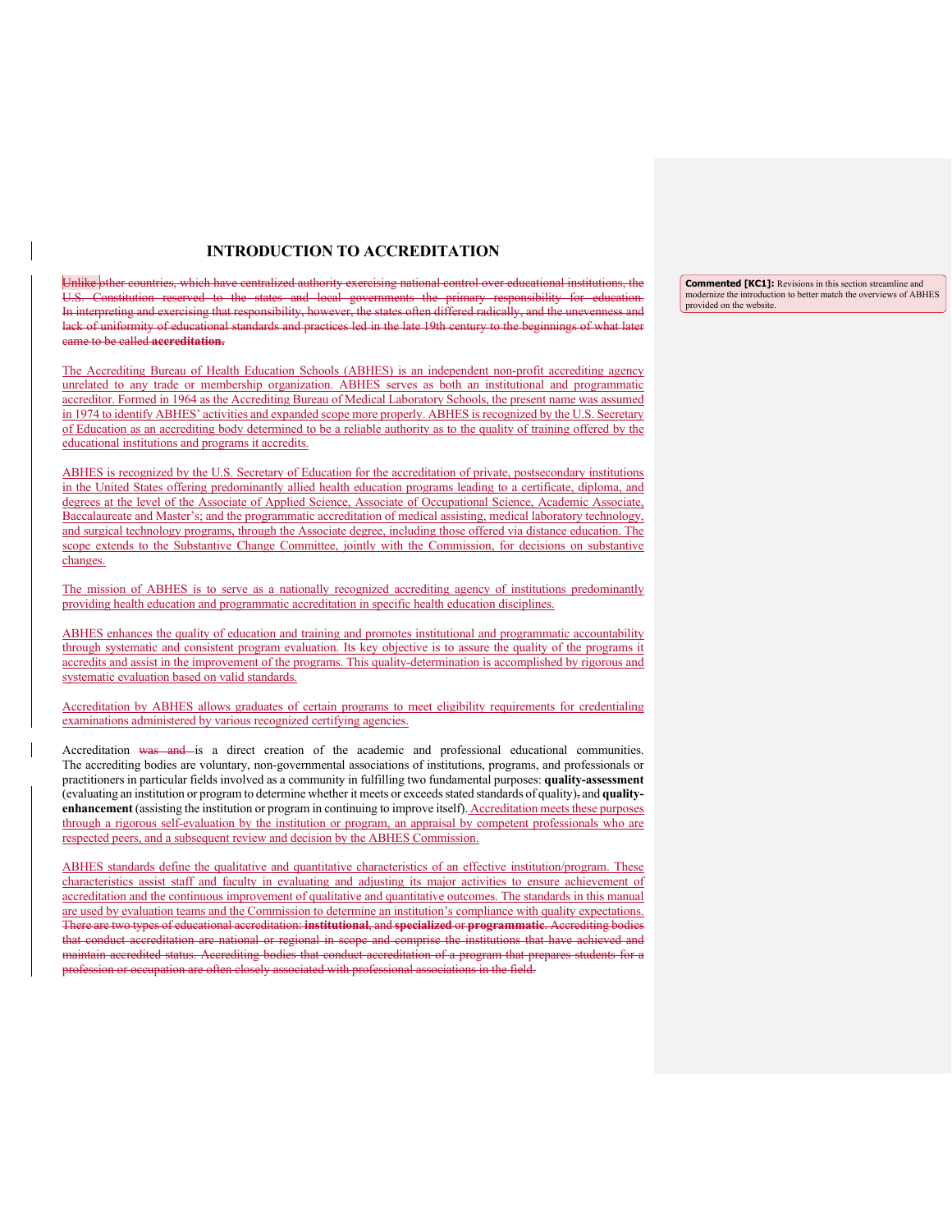# INTRODUCTION TO ACCREDITATION

~~Unlike other countries, which have centralized authority exercising national control over educational institutions, the U.S. Constitution reserved to the states and local governments the primary responsibility for education. In interpreting and exercising that responsibility, however, the states often differed radically, and the unevenness and lack of uniformity of educational standards and practices led in the late 19th century to the beginnings of what later came to be called **accreditation.**~~

The Accrediting Bureau of Health Education Schools (ABHES) is an independent non-profit accrediting agency unrelated to any trade or membership organization. ABHES serves as both an institutional and programmatic accreditor. Formed in 1964 as the Accrediting Bureau of Medical Laboratory Schools, the present name was assumed in 1974 to identify ABHES' activities and expanded scope more properly. ABHES is recognized by the U.S. Secretary of Education as an accrediting body determined to be a reliable authority as to the quality of training offered by the educational institutions and programs it accredits.

ABHES is recognized by the U.S. Secretary of Education for the accreditation of private, postsecondary institutions in the United States offering predominantly allied health education programs leading to a certificate, diploma, and degrees at the level of the Associate of Applied Science, Associate of Occupational Science, Academic Associate, Baccalaureate and Master's; and the programmatic accreditation of medical assisting, medical laboratory technology, and surgical technology programs, through the Associate degree, including those offered via distance education. The scope extends to the Substantive Change Committee, jointly with the Commission, for decisions on substantive changes.

The mission of ABHES is to serve as a nationally recognized accrediting agency of institutions predominantly providing health education and programmatic accreditation in specific health education disciplines.

ABHES enhances the quality of education and training and promotes institutional and programmatic accountability through systematic and consistent program evaluation. Its key objective is to assure the quality of the programs it accredits and assist in the improvement of the programs. This quality-determination is accomplished by rigorous and systematic evaluation based on valid standards.

Accreditation by ABHES allows graduates of certain programs to meet eligibility requirements for credentialing examinations administered by various recognized certifying agencies.

Accreditation ~~was and~~ is a direct creation of the academic and professional educational communities. The accrediting bodies are voluntary, non-governmental associations of institutions, programs, and professionals or practitioners in particular fields involved as a community in fulfilling two fundamental purposes: **quality-assessment** (evaluating an institution or program to determine whether it meets or exceeds stated standards of quality)~~,~~ and **quality-enhancement** (assisting the institution or program in continuing to improve itself). Accreditation meets these purposes through a rigorous self-evaluation by the institution or program, an appraisal by competent professionals who are respected peers, and a subsequent review and decision by the ABHES Commission.

ABHES standards define the qualitative and quantitative characteristics of an effective institution/program. These characteristics assist staff and faculty in evaluating and adjusting its major activities to ensure achievement of accreditation and the continuous improvement of qualitative and quantitative outcomes. The standards in this manual are used by evaluation teams and the Commission to determine an institution's compliance with quality expectations. ~~There are two types of educational accreditation: **institutional**, and **specialized** or **programmatic**. Accrediting bodies that conduct accreditation are national or regional in scope and comprise the institutions that have achieved and maintain accredited status. Accrediting bodies that conduct accreditation of a program that prepares students for a profession or occupation are often closely associated with professional associations in the field.~~

> **Commented [KC1]:** Revisions in this section streamline and modernize the introduction to better match the overviews of ABHES provided on the website.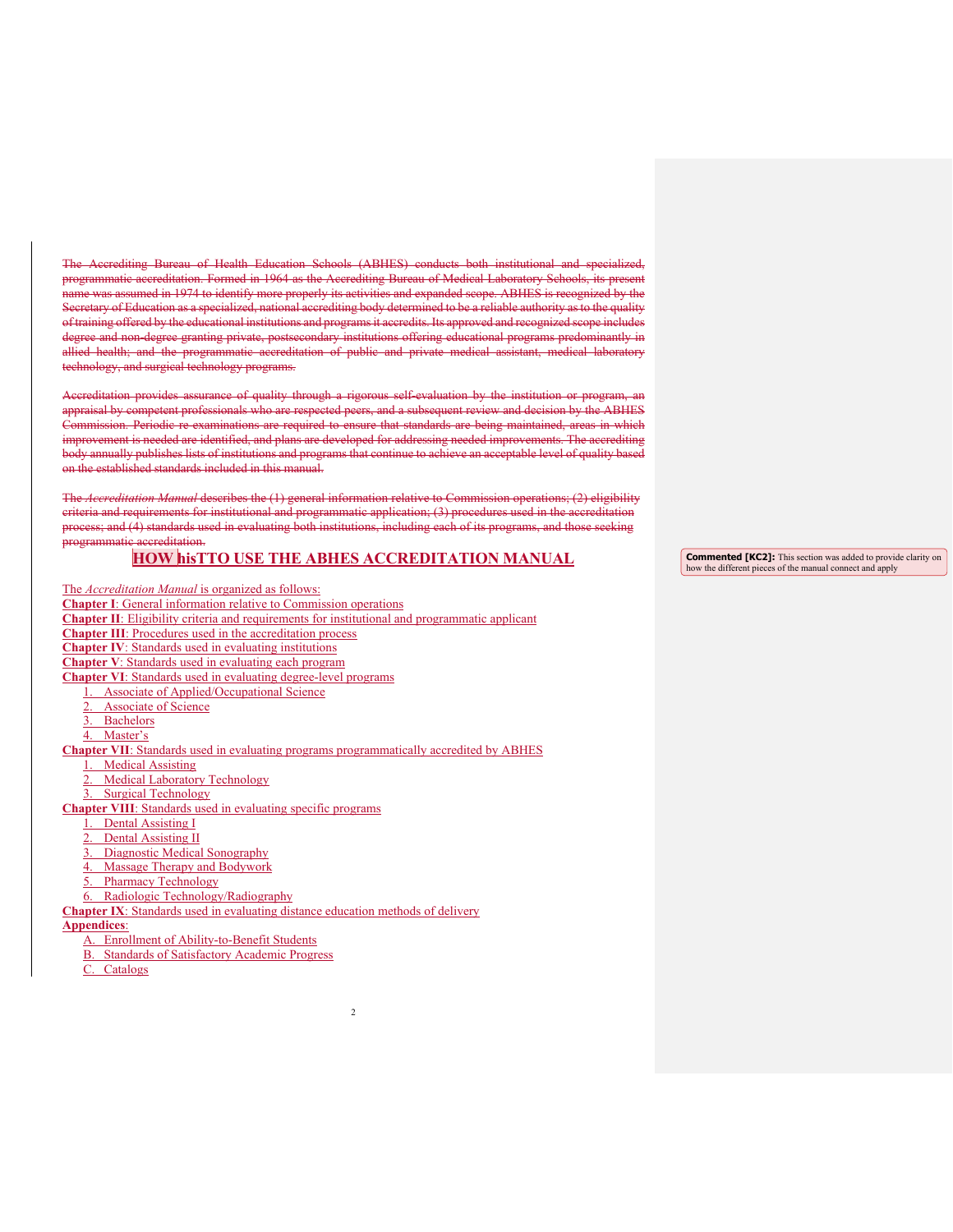~~The Accrediting Bureau of Health Education Schools (ABHES) conducts both institutional and specialized, programmatic accreditation. Formed in 1964 as the Accrediting Bureau of Medical Laboratory Schools, its present name was assumed in 1974 to identify more properly its activities and expanded scope. ABHES is recognized by the Secretary of Education as a specialized, national accrediting body determined to be a reliable authority as to the quality of training offered by the educational institutions and programs it accredits. Its approved and recognized scope includes degree and non-degree granting private, postsecondary institutions offering educational programs predominantly in allied health; and the programmatic accreditation of public and private medical assistant, medical laboratory technology, and surgical technology programs.~~

~~Accreditation provides assurance of quality through a rigorous self-evaluation by the institution or program, an appraisal by competent professionals who are respected peers, and a subsequent review and decision by the ABHES Commission. Periodic re-examinations are required to ensure that standards are being maintained, areas in which improvement is needed are identified, and plans are developed for addressing needed improvements. The accrediting body annually publishes lists of institutions and programs that continue to achieve an acceptable level of quality based on the established standards included in this manual.~~

~~The *Accreditation Manual* describes the (1) general information relative to Commission operations; (2) eligibility criteria and requirements for institutional and programmatic application; (3) procedures used in the accreditation process; and (4) standards used in evaluating both institutions, including each of its programs, and those seeking programmatic accreditation.~~

## HOW hisTTO USE THE ABHES ACCREDITATION MANUAL

Commented [KC2]: This section was added to provide clarity on how the different pieces of the manual connect and apply

The *Accreditation Manual* is organized as follows:

**Chapter I**: General information relative to Commission operations
**Chapter II**: Eligibility criteria and requirements for institutional and programmatic applicant
**Chapter III**: Procedures used in the accreditation process
**Chapter IV**: Standards used in evaluating institutions
**Chapter V**: Standards used in evaluating each program
**Chapter VI**: Standards used in evaluating degree-level programs

1. Associate of Applied/Occupational Science
2. Associate of Science
3. Bachelors
4. Master's

**Chapter VII**: Standards used in evaluating programs programmatically accredited by ABHES

1. Medical Assisting
2. Medical Laboratory Technology
3. Surgical Technology

**Chapter VIII**: Standards used in evaluating specific programs

1. Dental Assisting I
2. Dental Assisting II
3. Diagnostic Medical Sonography
4. Massage Therapy and Bodywork
5. Pharmacy Technology
6. Radiologic Technology/Radiography

**Chapter IX**: Standards used in evaluating distance education methods of delivery

**Appendices**:

A. Enrollment of Ability-to-Benefit Students
B. Standards of Satisfactory Academic Progress
C. Catalogs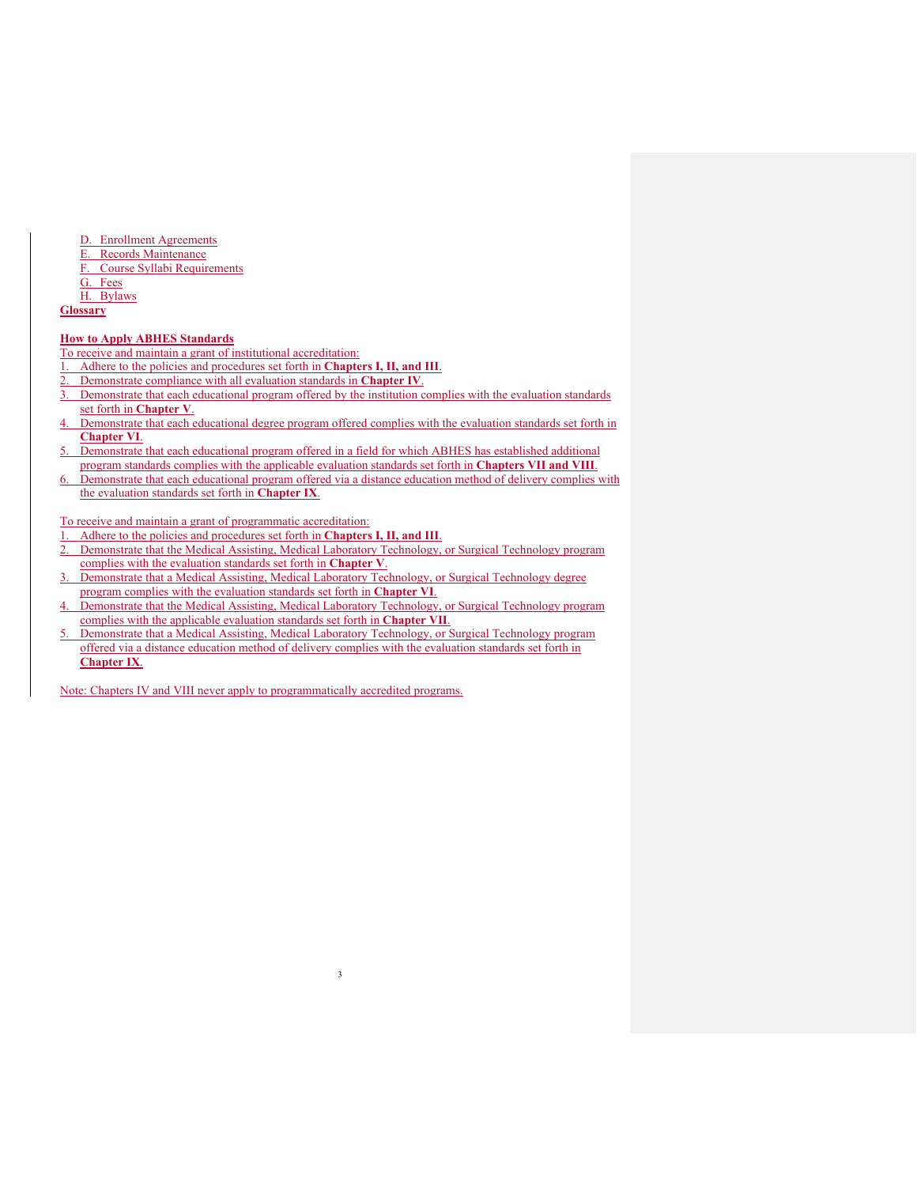D. Enrollment Agreements
E. Records Maintenance
F. Course Syllabi Requirements
G. Fees
H. Bylaws

**Glossary**

**How to Apply ABHES Standards**

To receive and maintain a grant of institutional accreditation:

1. Adhere to the policies and procedures set forth in **Chapters I, II, and III**.
2. Demonstrate compliance with all evaluation standards in **Chapter IV**.
3. Demonstrate that each educational program offered by the institution complies with the evaluation standards set forth in **Chapter V**.
4. Demonstrate that each educational degree program offered complies with the evaluation standards set forth in **Chapter VI**.
5. Demonstrate that each educational program offered in a field for which ABHES has established additional program standards complies with the applicable evaluation standards set forth in **Chapters VII and VIII**.
6. Demonstrate that each educational program offered via a distance education method of delivery complies with the evaluation standards set forth in **Chapter IX**.

To receive and maintain a grant of programmatic accreditation:

1. Adhere to the policies and procedures set forth in **Chapters I, II, and III**.
2. Demonstrate that the Medical Assisting, Medical Laboratory Technology, or Surgical Technology program complies with the evaluation standards set forth in **Chapter V**.
3. Demonstrate that a Medical Assisting, Medical Laboratory Technology, or Surgical Technology degree program complies with the evaluation standards set forth in **Chapter VI**.
4. Demonstrate that the Medical Assisting, Medical Laboratory Technology, or Surgical Technology program complies with the applicable evaluation standards set forth in **Chapter VII**.
5. Demonstrate that a Medical Assisting, Medical Laboratory Technology, or Surgical Technology program offered via a distance education method of delivery complies with the evaluation standards set forth in **Chapter IX**.

Note: Chapters IV and VIII never apply to programmatically accredited programs.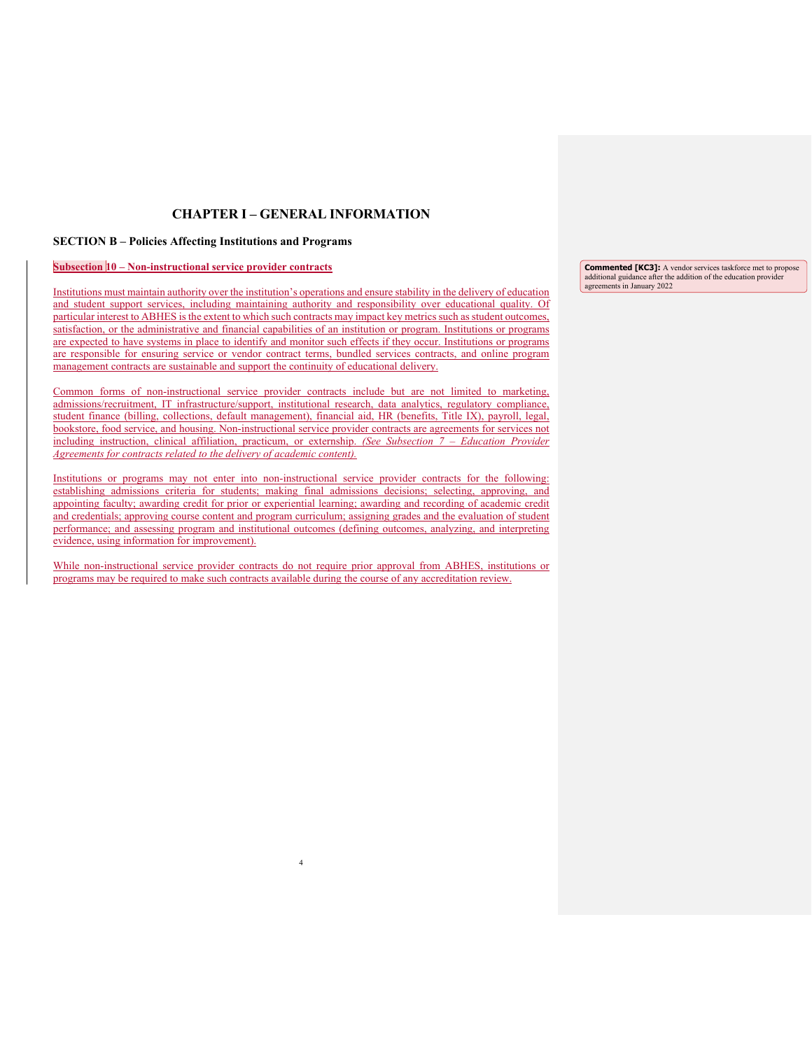# CHAPTER I – GENERAL INFORMATION

## SECTION B – Policies Affecting Institutions and Programs

### Subsection 10 – Non-instructional service provider contracts

Institutions must maintain authority over the institution's operations and ensure stability in the delivery of education and student support services, including maintaining authority and responsibility over educational quality. Of particular interest to ABHES is the extent to which such contracts may impact key metrics such as student outcomes, satisfaction, or the administrative and financial capabilities of an institution or program. Institutions or programs are expected to have systems in place to identify and monitor such effects if they occur. Institutions or programs are responsible for ensuring service or vendor contract terms, bundled services contracts, and online program management contracts are sustainable and support the continuity of educational delivery.

Common forms of non-instructional service provider contracts include but are not limited to marketing, admissions/recruitment, IT infrastructure/support, institutional research, data analytics, regulatory compliance, student finance (billing, collections, default management), financial aid, HR (benefits, Title IX), payroll, legal, bookstore, food service, and housing. Non-instructional service provider contracts are agreements for services not including instruction, clinical affiliation, practicum, or externship. *(See Subsection 7 – Education Provider Agreements for contracts related to the delivery of academic content).*

Institutions or programs may not enter into non-instructional service provider contracts for the following: establishing admissions criteria for students; making final admissions decisions; selecting, approving, and appointing faculty; awarding credit for prior or experiential learning; awarding and recording of academic credit and credentials; approving course content and program curriculum; assigning grades and the evaluation of student performance; and assessing program and institutional outcomes (defining outcomes, analyzing, and interpreting evidence, using information for improvement).

While non-instructional service provider contracts do not require prior approval from ABHES, institutions or programs may be required to make such contracts available during the course of any accreditation review.

**Commented [KC3]:** A vendor services taskforce met to propose additional guidance after the addition of the education provider agreements in January 2022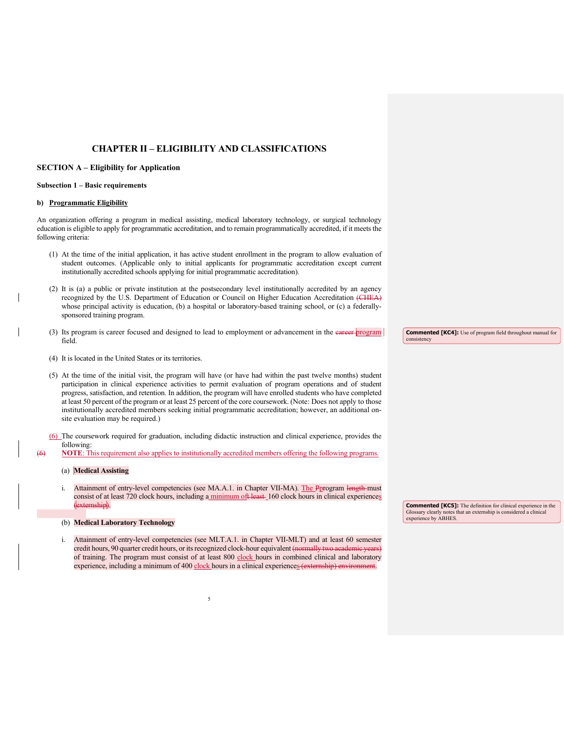# CHAPTER II – ELIGIBILITY AND CLASSIFICATIONS

## SECTION A – Eligibility for Application

### Subsection 1 – Basic requirements

**b) Programmatic Eligibility**

An organization offering a program in medical assisting, medical laboratory technology, or surgical technology education is eligible to apply for programmatic accreditation, and to remain programmatically accredited, if it meets the following criteria:

(1) At the time of the initial application, it has active student enrollment in the program to allow evaluation of student outcomes. (Applicable only to initial applicants for programmatic accreditation except current institutionally accredited schools applying for initial programmatic accreditation).

(2) It is (a) a public or private institution at the postsecondary level institutionally accredited by an agency recognized by the U.S. Department of Education or Council on Higher Education Accreditation ~~(CHEA)~~ whose principal activity is education, (b) a hospital or laboratory-based training school, or (c) a federally-sponsored training program.

(3) Its program is career focused and designed to lead to employment or advancement in the ~~career~~ program field.

(4) It is located in the United States or its territories.

(5) At the time of the initial visit, the program will have (or have had within the past twelve months) student participation in clinical experience activities to permit evaluation of program operations and of student progress, satisfaction, and retention. In addition, the program will have enrolled students who have completed at least 50 percent of the program or at least 25 percent of the core coursework. (Note: Does not apply to those institutionally accredited members seeking initial programmatic accreditation; however, an additional on-site evaluation may be required.)

(6) The coursework required for graduation, including didactic instruction and clinical experience, provides the following:

~~(6)~~ **NOTE**: This requirement also applies to institutionally accredited members offering the following programs.

(a) **Medical Assisting**

i. Attainment of entry-level competencies (see MA.A.1. in Chapter VII-MA). The ~~P~~program ~~length~~ must consist of at least 720 clock hours, including a minimum of ~~t least~~ 160 clock hours in clinical experiences ~~(externship)~~.

(b) **Medical Laboratory Technology**

i. Attainment of entry-level competencies (see MLT.A.1. in Chapter VII-MLT) and at least 60 semester credit hours, 90 quarter credit hours, or its recognized clock-hour equivalent ~~(normally two academic years)~~ of training. The program must consist of at least 800 clock hours in combined clinical and laboratory experience, including a minimum of 400 clock hours in a clinical experiences ~~(externship) environment~~.

**Commented [KC4]:** Use of program field throughout manual for consistency

**Commented [KC5]:** The definition for clinical experience in the Glossary clearly notes that an externship is considered a clinical experience by ABHES.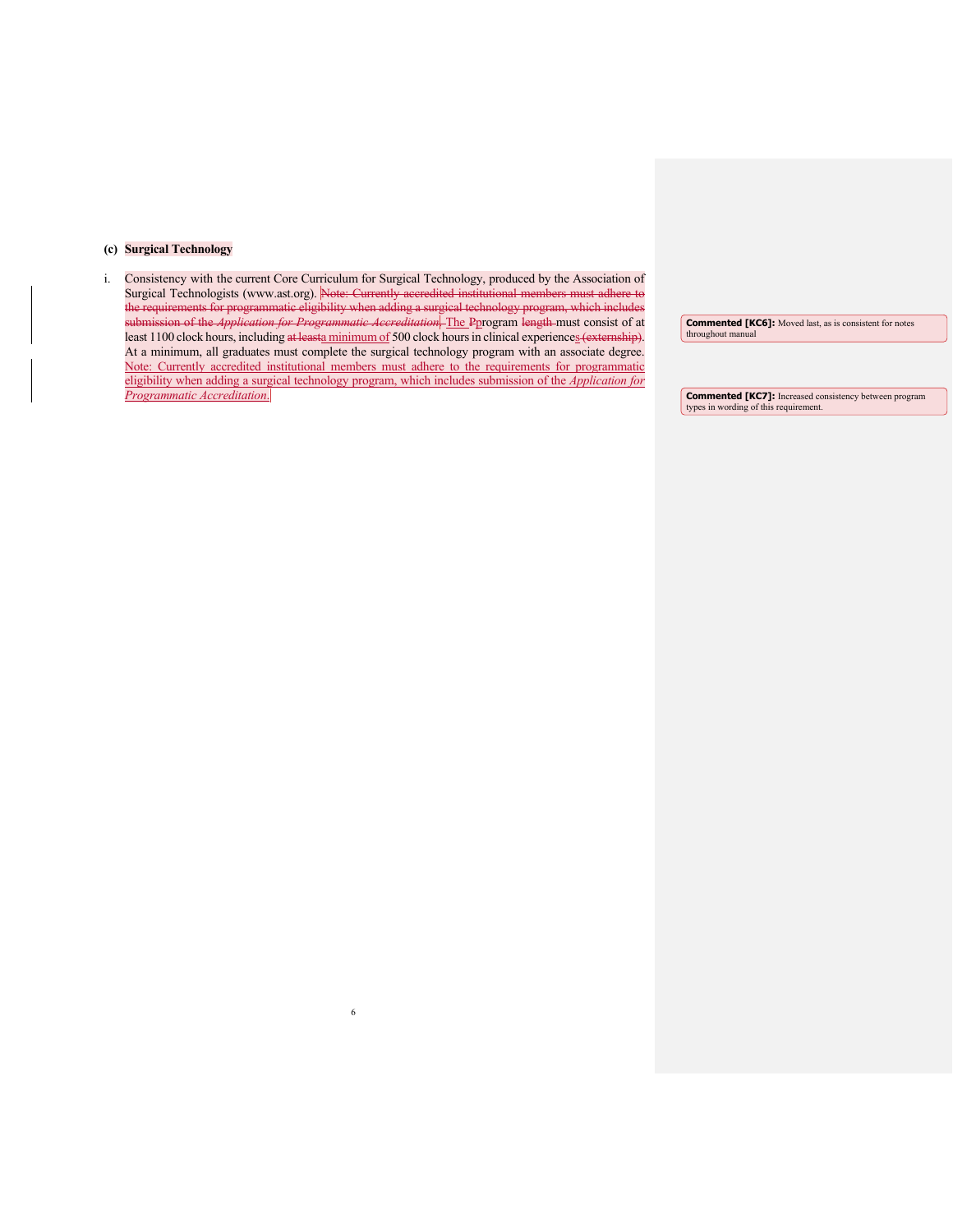**(c) Surgical Technology**

i. Consistency with the current Core Curriculum for Surgical Technology, produced by the Association of Surgical Technologists (www.ast.org). ~~Note: Currently accredited institutional members must adhere to the requirements for programmatic eligibility when adding a surgical technology program, which includes submission of the *Application for Programmatic Accreditation*.~~ The ~~P~~program ~~length~~ must consist of at least 1100 clock hours, including ~~at least~~a minimum of 500 clock hours in clinical experiences~~(externship)~~. At a minimum, all graduates must complete the surgical technology program with an associate degree. Note: Currently accredited institutional members must adhere to the requirements for programmatic eligibility when adding a surgical technology program, which includes submission of the *Application for Programmatic Accreditation*.

**Commented [KC6]:** Moved last, as is consistent for notes throughout manual

**Commented [KC7]:** Increased consistency between program types in wording of this requirement.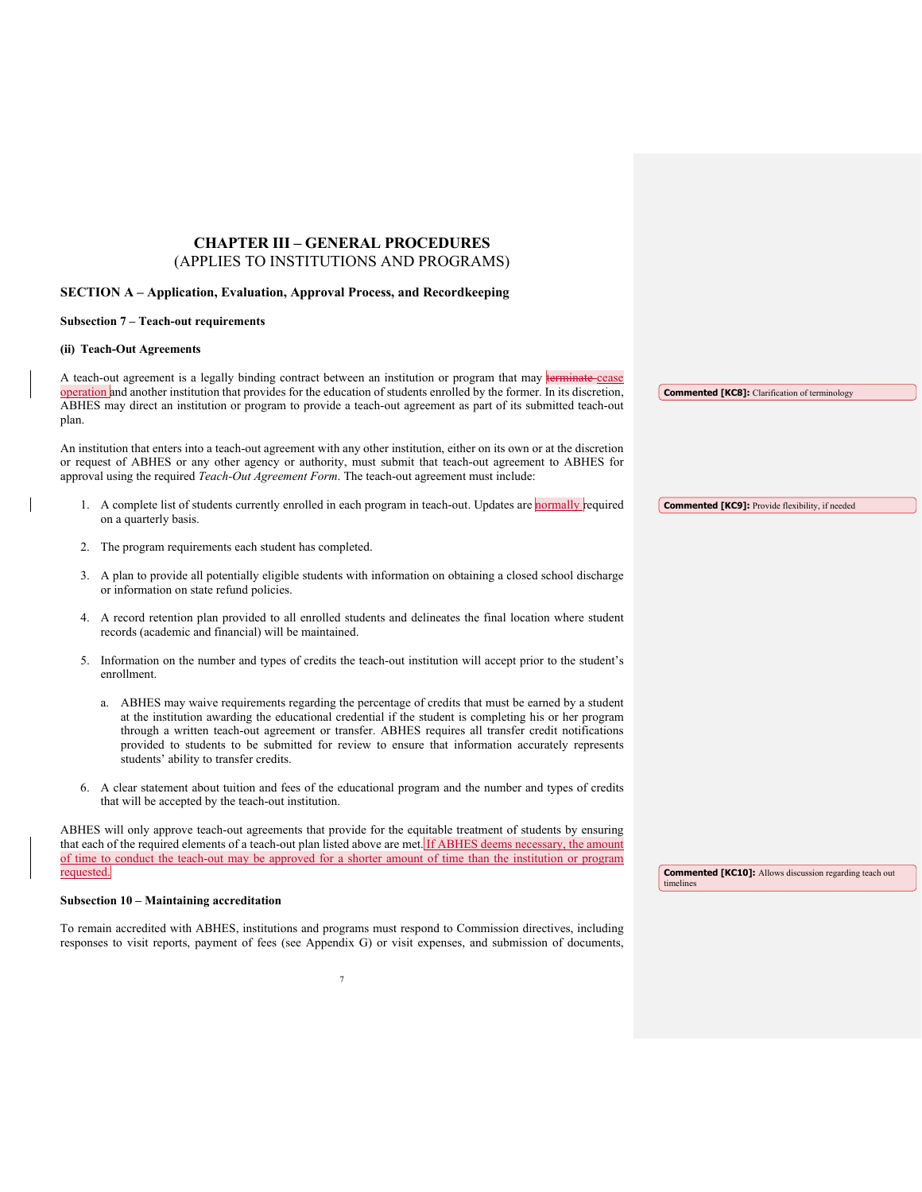# CHAPTER III – GENERAL PROCEDURES
(APPLIES TO INSTITUTIONS AND PROGRAMS)

## SECTION A – Application, Evaluation, Approval Process, and Recordkeeping

### Subsection 7 – Teach-out requirements

#### (ii) Teach-Out Agreements

A teach-out agreement is a legally binding contract between an institution or program that may ~~terminate~~ cease operation and another institution that provides for the education of students enrolled by the former. In its discretion, ABHES may direct an institution or program to provide a teach-out agreement as part of its submitted teach-out plan.

An institution that enters into a teach-out agreement with any other institution, either on its own or at the discretion or request of ABHES or any other agency or authority, must submit that teach-out agreement to ABHES for approval using the required *Teach-Out Agreement Form*. The teach-out agreement must include:

1. A complete list of students currently enrolled in each program in teach-out. Updates are normally required on a quarterly basis.
2. The program requirements each student has completed.
3. A plan to provide all potentially eligible students with information on obtaining a closed school discharge or information on state refund policies.
4. A record retention plan provided to all enrolled students and delineates the final location where student records (academic and financial) will be maintained.
5. Information on the number and types of credits the teach-out institution will accept prior to the student's enrollment.
   a. ABHES may waive requirements regarding the percentage of credits that must be earned by a student at the institution awarding the educational credential if the student is completing his or her program through a written teach-out agreement or transfer. ABHES requires all transfer credit notifications provided to students to be submitted for review to ensure that information accurately represents students' ability to transfer credits.
6. A clear statement about tuition and fees of the educational program and the number and types of credits that will be accepted by the teach-out institution.

ABHES will only approve teach-out agreements that provide for the equitable treatment of students by ensuring that each of the required elements of a teach-out plan listed above are met. If ABHES deems necessary, the amount of time to conduct the teach-out may be approved for a shorter amount of time than the institution or program requested.

### Subsection 10 – Maintaining accreditation

To remain accredited with ABHES, institutions and programs must respond to Commission directives, including responses to visit reports, payment of fees (see Appendix G) or visit expenses, and submission of documents,

**Commented [KC8]:** Clarification of terminology

**Commented [KC9]:** Provide flexibility, if needed

**Commented [KC10]:** Allows discussion regarding teach out timelines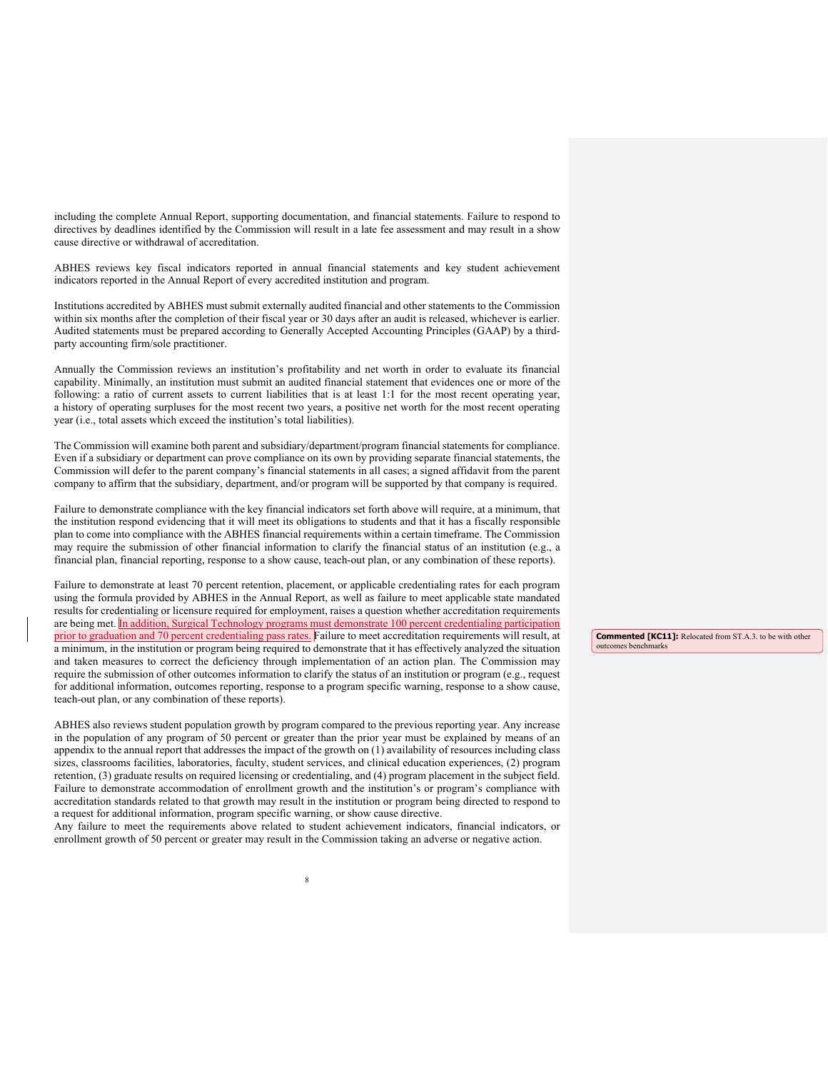including the complete Annual Report, supporting documentation, and financial statements. Failure to respond to directives by deadlines identified by the Commission will result in a late fee assessment and may result in a show cause directive or withdrawal of accreditation.

ABHES reviews key fiscal indicators reported in annual financial statements and key student achievement indicators reported in the Annual Report of every accredited institution and program.

Institutions accredited by ABHES must submit externally audited financial and other statements to the Commission within six months after the completion of their fiscal year or 30 days after an audit is released, whichever is earlier. Audited statements must be prepared according to Generally Accepted Accounting Principles (GAAP) by a third-party accounting firm/sole practitioner.

Annually the Commission reviews an institution's profitability and net worth in order to evaluate its financial capability. Minimally, an institution must submit an audited financial statement that evidences one or more of the following: a ratio of current assets to current liabilities that is at least 1:1 for the most recent operating year, a history of operating surpluses for the most recent two years, a positive net worth for the most recent operating year (i.e., total assets which exceed the institution's total liabilities).

The Commission will examine both parent and subsidiary/department/program financial statements for compliance. Even if a subsidiary or department can prove compliance on its own by providing separate financial statements, the Commission will defer to the parent company's financial statements in all cases; a signed affidavit from the parent company to affirm that the subsidiary, department, and/or program will be supported by that company is required.

Failure to demonstrate compliance with the key financial indicators set forth above will require, at a minimum, that the institution respond evidencing that it will meet its obligations to students and that it has a fiscally responsible plan to come into compliance with the ABHES financial requirements within a certain timeframe. The Commission may require the submission of other financial information to clarify the financial status of an institution (e.g., a financial plan, financial reporting, response to a show cause, teach-out plan, or any combination of these reports).

Failure to demonstrate at least 70 percent retention, placement, or applicable credentialing rates for each program using the formula provided by ABHES in the Annual Report, as well as failure to meet applicable state mandated results for credentialing or licensure required for employment, raises a question whether accreditation requirements are being met. In addition, Surgical Technology programs must demonstrate 100 percent credentialing participation prior to graduation and 70 percent credentialing pass rates. Failure to meet accreditation requirements will result, at a minimum, in the institution or program being required to demonstrate that it has effectively analyzed the situation and taken measures to correct the deficiency through implementation of an action plan. The Commission may require the submission of other outcomes information to clarify the status of an institution or program (e.g., request for additional information, outcomes reporting, response to a program specific warning, response to a show cause, teach-out plan, or any combination of these reports).

**Commented [KC11]:** Relocated from ST.A.3. to be with other outcomes benchmarks

ABHES also reviews student population growth by program compared to the previous reporting year. Any increase in the population of any program of 50 percent or greater than the prior year must be explained by means of an appendix to the annual report that addresses the impact of the growth on (1) availability of resources including class sizes, classrooms facilities, laboratories, faculty, student services, and clinical education experiences, (2) program retention, (3) graduate results on required licensing or credentialing, and (4) program placement in the subject field. Failure to demonstrate accommodation of enrollment growth and the institution's or program's compliance with accreditation standards related to that growth may result in the institution or program being directed to respond to a request for additional information, program specific warning, or show cause directive.
Any failure to meet the requirements above related to student achievement indicators, financial indicators, or enrollment growth of 50 percent or greater may result in the Commission taking an adverse or negative action.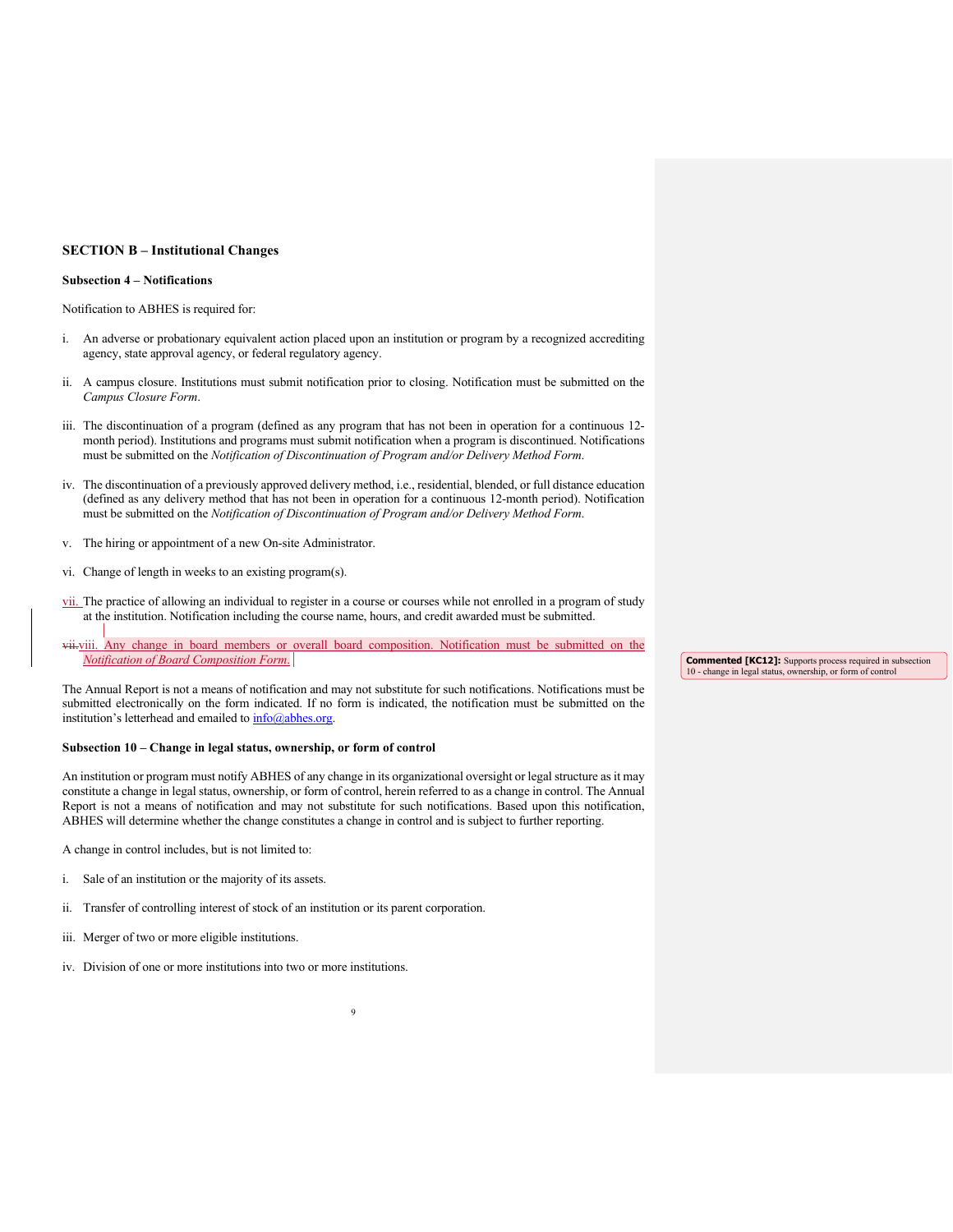## SECTION B – Institutional Changes

### Subsection 4 – Notifications

Notification to ABHES is required for:

i. An adverse or probationary equivalent action placed upon an institution or program by a recognized accrediting agency, state approval agency, or federal regulatory agency.

ii. A campus closure. Institutions must submit notification prior to closing. Notification must be submitted on the *Campus Closure Form*.

iii. The discontinuation of a program (defined as any program that has not been in operation for a continuous 12-month period). Institutions and programs must submit notification when a program is discontinued. Notifications must be submitted on the *Notification of Discontinuation of Program and/or Delivery Method Form*.

iv. The discontinuation of a previously approved delivery method, i.e., residential, blended, or full distance education (defined as any delivery method that has not been in operation for a continuous 12-month period). Notification must be submitted on the *Notification of Discontinuation of Program and/or Delivery Method Form*.

v. The hiring or appointment of a new On-site Administrator.

vi. Change of length in weeks to an existing program(s).

vii. The practice of allowing an individual to register in a course or courses while not enrolled in a program of study at the institution. Notification including the course name, hours, and credit awarded must be submitted.

~~vii.~~viii. Any change in board members or overall board composition. Notification must be submitted on the *Notification of Board Composition Form*.

> **Commented [KC12]:** Supports process required in subsection 10 - change in legal status, ownership, or form of control

The Annual Report is not a means of notification and may not substitute for such notifications. Notifications must be submitted electronically on the form indicated. If no form is indicated, the notification must be submitted on the institution's letterhead and emailed to info@abhes.org.

### Subsection 10 – Change in legal status, ownership, or form of control

An institution or program must notify ABHES of any change in its organizational oversight or legal structure as it may constitute a change in legal status, ownership, or form of control, herein referred to as a change in control. The Annual Report is not a means of notification and may not substitute for such notifications. Based upon this notification, ABHES will determine whether the change constitutes a change in control and is subject to further reporting.

A change in control includes, but is not limited to:

i. Sale of an institution or the majority of its assets.

ii. Transfer of controlling interest of stock of an institution or its parent corporation.

iii. Merger of two or more eligible institutions.

iv. Division of one or more institutions into two or more institutions.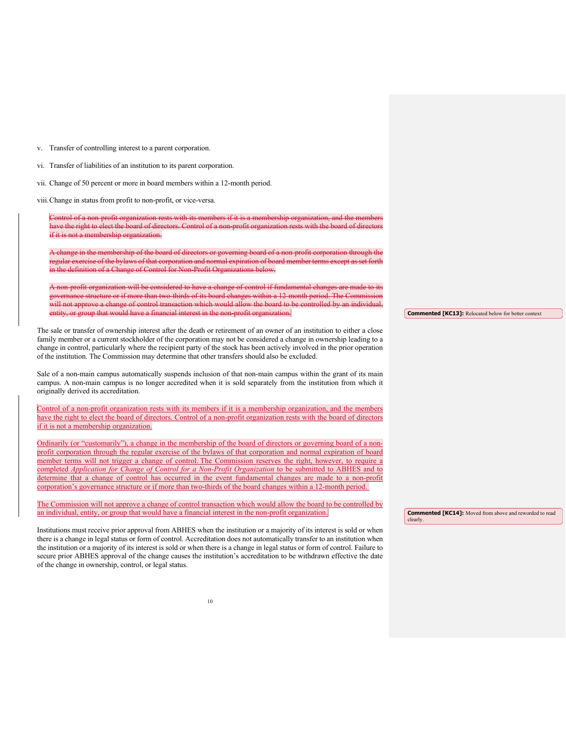v. Transfer of controlling interest to a parent corporation.

vi. Transfer of liabilities of an institution to its parent corporation.

vii. Change of 50 percent or more in board members within a 12-month period.

viii. Change in status from profit to non-profit, or vice-versa.

~~Control of a non-profit organization rests with its members if it is a membership organization, and the members have the right to elect the board of directors. Control of a non-profit organization rests with the board of directors if it is not a membership organization.~~

~~A change in the membership of the board of directors or governing board of a non-profit corporation through the regular exercise of the bylaws of that corporation and normal expiration of board member terms except as set forth in the definition of a Change of Control for Non-Profit Organizations below.~~

~~A non-profit organization will be considered to have a change of control if fundamental changes are made to its governance structure or if more than two-thirds of its board changes within a 12-month period. The Commission will not approve a change of control transaction which would allow the board to be controlled by an individual, entity, or group that would have a financial interest in the non-profit organization.~~

**Commented [KC13]:** Relocated below for better context

The sale or transfer of ownership interest after the death or retirement of an owner of an institution to either a close family member or a current stockholder of the corporation may not be considered a change in ownership leading to a change in control, particularly where the recipient party of the stock has been actively involved in the prior operation of the institution. The Commission may determine that other transfers should also be excluded.

Sale of a non-main campus automatically suspends inclusion of that non-main campus within the grant of its main campus. A non-main campus is no longer accredited when it is sold separately from the institution from which it originally derived its accreditation.

Control of a non-profit organization rests with its members if it is a membership organization, and the members have the right to elect the board of directors. Control of a non-profit organization rests with the board of directors if it is not a membership organization.

Ordinarily (or "customarily"), a change in the membership of the board of directors or governing board of a non-profit corporation through the regular exercise of the bylaws of that corporation and normal expiration of board member terms will not trigger a change of control. The Commission reserves the right, however, to require a completed *Application for Change of Control for a Non-Profit Organization* to be submitted to ABHES and to determine that a change of control has occurred in the event fundamental changes are made to a non-profit corporation's governance structure or if more than two-thirds of the board changes within a 12-month period.

The Commission will not approve a change of control transaction which would allow the board to be controlled by an individual, entity, or group that would have a financial interest in the non-profit organization.

**Commented [KC14]:** Moved from above and reworded to read clearly.

Institutions must receive prior approval from ABHES when the institution or a majority of its interest is sold or when there is a change in legal status or form of control. Accreditation does not automatically transfer to an institution when the institution or a majority of its interest is sold or when there is a change in legal status or form of control. Failure to secure prior ABHES approval of the change causes the institution's accreditation to be withdrawn effective the date of the change in ownership, control, or legal status.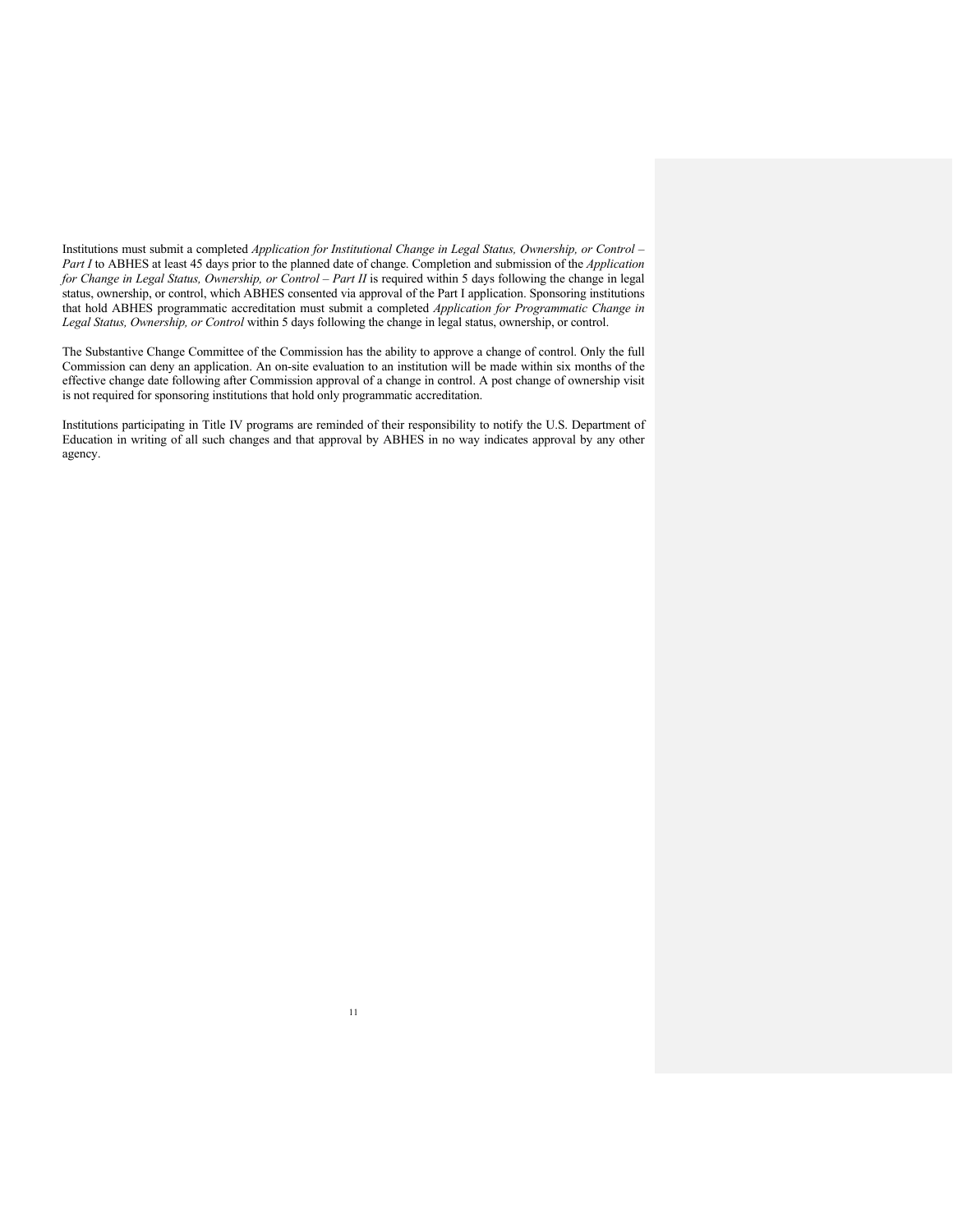Institutions must submit a completed *Application for Institutional Change in Legal Status, Ownership, or Control – Part I* to ABHES at least 45 days prior to the planned date of change. Completion and submission of the *Application for Change in Legal Status, Ownership, or Control – Part II* is required within 5 days following the change in legal status, ownership, or control, which ABHES consented via approval of the Part I application. Sponsoring institutions that hold ABHES programmatic accreditation must submit a completed *Application for Programmatic Change in Legal Status, Ownership, or Control* within 5 days following the change in legal status, ownership, or control.

The Substantive Change Committee of the Commission has the ability to approve a change of control. Only the full Commission can deny an application. An on-site evaluation to an institution will be made within six months of the effective change date following after Commission approval of a change in control. A post change of ownership visit is not required for sponsoring institutions that hold only programmatic accreditation.

Institutions participating in Title IV programs are reminded of their responsibility to notify the U.S. Department of Education in writing of all such changes and that approval by ABHES in no way indicates approval by any other agency.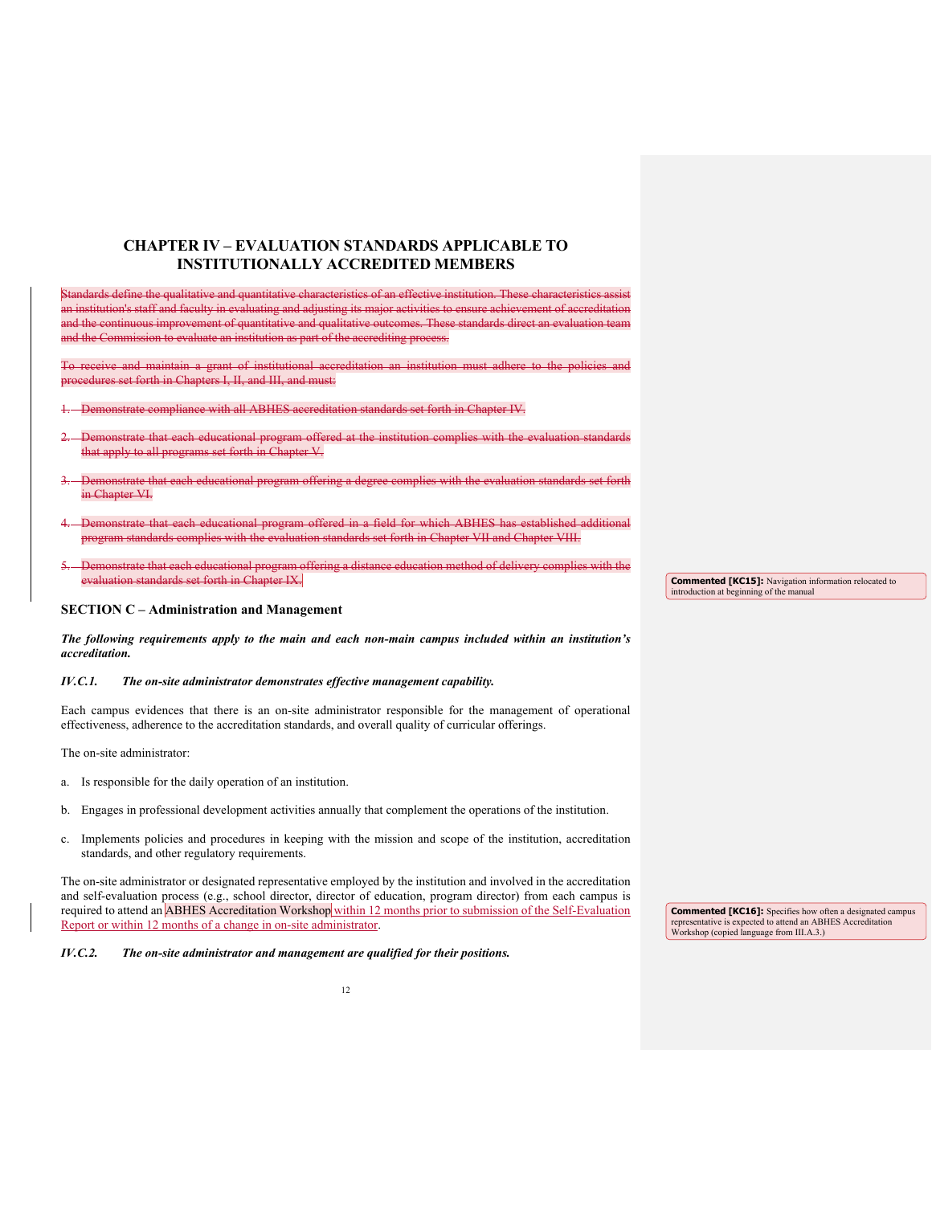# CHAPTER IV – EVALUATION STANDARDS APPLICABLE TO INSTITUTIONALLY ACCREDITED MEMBERS

~~Standards define the qualitative and quantitative characteristics of an effective institution. These characteristics assist an institution's staff and faculty in evaluating and adjusting its major activities to ensure achievement of accreditation and the continuous improvement of quantitative and qualitative outcomes. These standards direct an evaluation team and the Commission to evaluate an institution as part of the accrediting process.~~

~~To receive and maintain a grant of institutional accreditation an institution must adhere to the policies and procedures set forth in Chapters I, II, and III, and must:~~

1. ~~Demonstrate compliance with all ABHES accreditation standards set forth in Chapter IV.~~
2. ~~Demonstrate that each educational program offered at the institution complies with the evaluation standards that apply to all programs set forth in Chapter V.~~
3. ~~Demonstrate that each educational program offering a degree complies with the evaluation standards set forth in Chapter VI.~~
4. ~~Demonstrate that each educational program offered in a field for which ABHES has established additional program standards complies with the evaluation standards set forth in Chapter VII and Chapter VIII.~~
5. ~~Demonstrate that each educational program offering a distance education method of delivery complies with the evaluation standards set forth in Chapter IX.~~

> **Commented [KC15]:** Navigation information relocated to introduction at beginning of the manual

## SECTION C – Administration and Management

***The following requirements apply to the main and each non-main campus included within an institution's accreditation.***

***IV.C.1. The on-site administrator demonstrates effective management capability.***

Each campus evidences that there is an on-site administrator responsible for the management of operational effectiveness, adherence to the accreditation standards, and overall quality of curricular offerings.

The on-site administrator:

a. Is responsible for the daily operation of an institution.

b. Engages in professional development activities annually that complement the operations of the institution.

c. Implements policies and procedures in keeping with the mission and scope of the institution, accreditation standards, and other regulatory requirements.

The on-site administrator or designated representative employed by the institution and involved in the accreditation and self-evaluation process (e.g., school director, director of education, program director) from each campus is required to attend an ABHES Accreditation Workshop within 12 months prior to submission of the Self-Evaluation Report or within 12 months of a change in on-site administrator.

> **Commented [KC16]:** Specifies how often a designated campus representative is expected to attend an ABHES Accreditation Workshop (copied language from III.A.3.)

***IV.C.2. The on-site administrator and management are qualified for their positions.***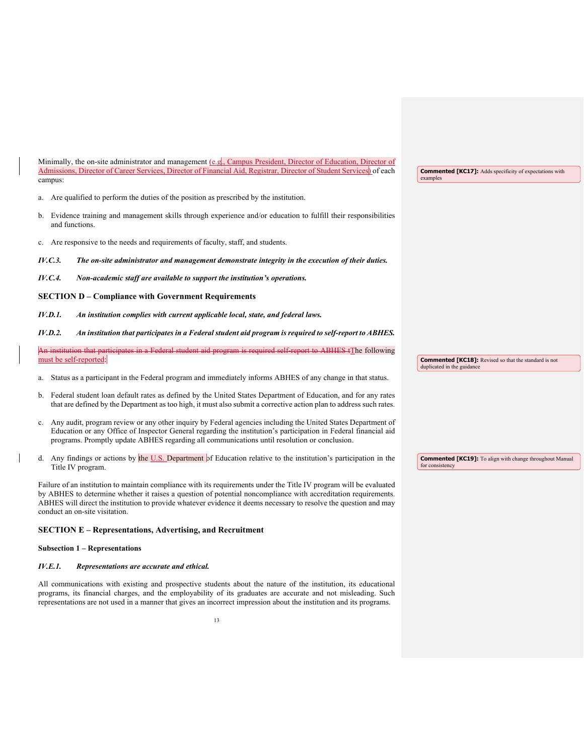Minimally, the on-site administrator and management (e.g., Campus President, Director of Education, Director of Admissions, Director of Career Services, Director of Financial Aid, Registrar, Director of Student Services) of each campus:

a. Are qualified to perform the duties of the position as prescribed by the institution.

b. Evidence training and management skills through experience and/or education to fulfill their responsibilities and functions.

c. Are responsive to the needs and requirements of faculty, staff, and students.

***IV.C.3. The on-site administrator and management demonstrate integrity in the execution of their duties.***

***IV.C.4. Non-academic staff are available to support the institution's operations.***

## SECTION D – Compliance with Government Requirements

***IV.D.1. An institution complies with current applicable local, state, and federal laws.***

***IV.D.2. An institution that participates in a Federal student aid program is required to self-report to ABHES.***

~~An institution that participates in a Federal student aid program is required self-report to ABHES t~~The following must be self-reported:

a. Status as a participant in the Federal program and immediately informs ABHES of any change in that status.

b. Federal student loan default rates as defined by the United States Department of Education, and for any rates that are defined by the Department as too high, it must also submit a corrective action plan to address such rates.

c. Any audit, program review or any other inquiry by Federal agencies including the United States Department of Education or any Office of Inspector General regarding the institution's participation in Federal financial aid programs. Promptly update ABHES regarding all communications until resolution or conclusion.

d. Any findings or actions by the U.S. Department of Education relative to the institution's participation in the Title IV program.

Failure of an institution to maintain compliance with its requirements under the Title IV program will be evaluated by ABHES to determine whether it raises a question of potential noncompliance with accreditation requirements. ABHES will direct the institution to provide whatever evidence it deems necessary to resolve the question and may conduct an on-site visitation.

## SECTION E – Representations, Advertising, and Recruitment

### Subsection 1 – Representations

***IV.E.1. Representations are accurate and ethical.***

All communications with existing and prospective students about the nature of the institution, its educational programs, its financial charges, and the employability of its graduates are accurate and not misleading. Such representations are not used in a manner that gives an incorrect impression about the institution and its programs.

**Commented [KC17]:** Adds specificity of expectations with examples

**Commented [KC18]:** Revised so that the standard is not duplicated in the guidance

**Commented [KC19]:** To align with change throughout Manual for consistency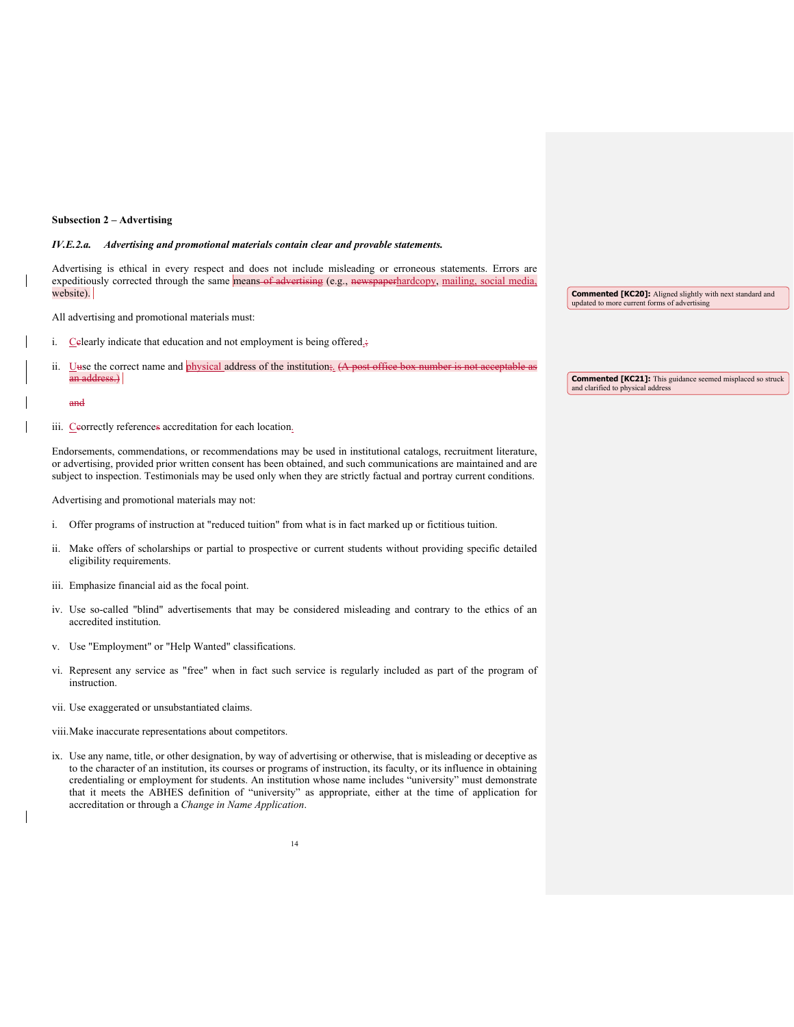### Subsection 2 – Advertising

***IV.E.2.a. Advertising and promotional materials contain clear and provable statements.***

Advertising is ethical in every respect and does not include misleading or erroneous statements. Errors are expeditiously corrected through the same means~~ of advertising~~ (e.g., ~~newspaper~~hardcopy, mailing, social media, website).

> **Commented [KC20]:** Aligned slightly with next standard and updated to more current forms of advertising

All advertising and promotional materials must:

i. C~~c~~learly indicate that education and not employment is being offered.~~;~~

ii. U~~u~~se the correct name and physical address of the institution~~;~~. ~~(A post office box number is not acceptable as an address.)~~

> **Commented [KC21]:** This guidance seemed misplaced so struck and clarified to physical address

~~and~~

iii. C~~c~~orrectly reference~~s~~ accreditation for each location.

Endorsements, commendations, or recommendations may be used in institutional catalogs, recruitment literature, or advertising, provided prior written consent has been obtained, and such communications are maintained and are subject to inspection. Testimonials may be used only when they are strictly factual and portray current conditions.

Advertising and promotional materials may not:

i. Offer programs of instruction at "reduced tuition" from what is in fact marked up or fictitious tuition.

ii. Make offers of scholarships or partial to prospective or current students without providing specific detailed eligibility requirements.

iii. Emphasize financial aid as the focal point.

iv. Use so-called "blind" advertisements that may be considered misleading and contrary to the ethics of an accredited institution.

v. Use "Employment" or "Help Wanted" classifications.

vi. Represent any service as "free" when in fact such service is regularly included as part of the program of instruction.

vii. Use exaggerated or unsubstantiated claims.

viii. Make inaccurate representations about competitors.

ix. Use any name, title, or other designation, by way of advertising or otherwise, that is misleading or deceptive as to the character of an institution, its courses or programs of instruction, its faculty, or its influence in obtaining credentialing or employment for students. An institution whose name includes "university" must demonstrate that it meets the ABHES definition of "university" as appropriate, either at the time of application for accreditation or through a *Change in Name Application*.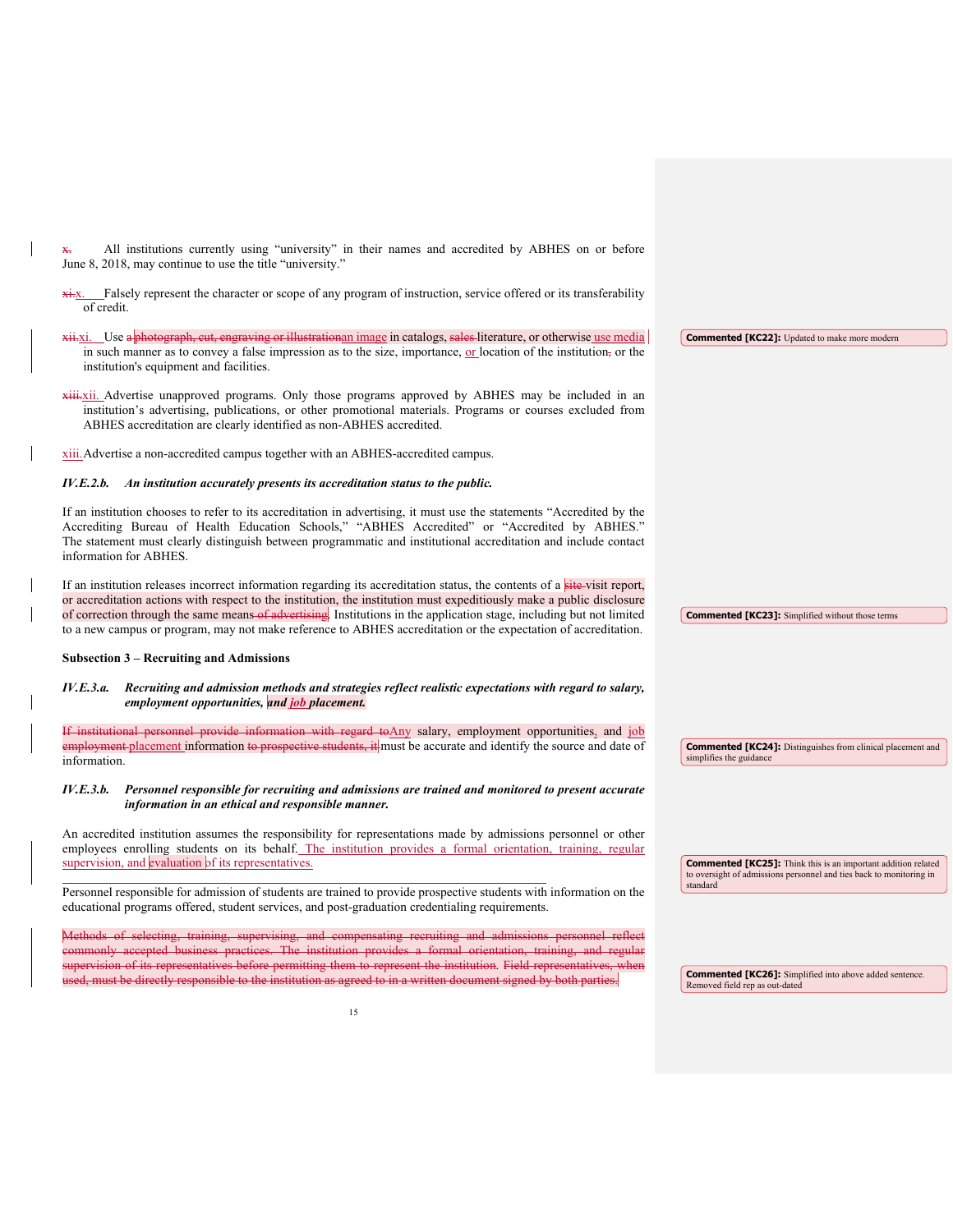~~x.~~ All institutions currently using “university” in their names and accredited by ABHES on or before June 8, 2018, may continue to use the title “university.”

~~xi.~~x. Falsely represent the character or scope of any program of instruction, service offered or its transferability of credit.

~~xii.~~xi. Use ~~a photograph, cut, engraving or illustration~~an image in catalogs, ~~sales~~ literature, or otherwise use media in such manner as to convey a false impression as to the size, importance, or location of the institution~~,~~ or the institution's equipment and facilities.

~~xiii.~~xii. Advertise unapproved programs. Only those programs approved by ABHES may be included in an institution’s advertising, publications, or other promotional materials. Programs or courses excluded from ABHES accreditation are clearly identified as non-ABHES accredited.

xiii. Advertise a non-accredited campus together with an ABHES-accredited campus.

***IV.E.2.b. An institution accurately presents its accreditation status to the public.***

If an institution chooses to refer to its accreditation in advertising, it must use the statements “Accredited by the Accrediting Bureau of Health Education Schools,” “ABHES Accredited” or “Accredited by ABHES.” The statement must clearly distinguish between programmatic and institutional accreditation and include contact information for ABHES.

If an institution releases incorrect information regarding its accreditation status, the contents of a ~~site~~ visit report, or accreditation actions with respect to the institution, the institution must expeditiously make a public disclosure of correction through the same means~~ of advertising~~. Institutions in the application stage, including but not limited to a new campus or program, may not make reference to ABHES accreditation or the expectation of accreditation.

**Subsection 3 – Recruiting and Admissions**

***IV.E.3.a. Recruiting and admission methods and strategies reflect realistic expectations with regard to salary, employment opportunities, and job placement.***

~~If institutional personnel provide information with regard to~~Any salary, employment opportunities, and job ~~employment~~ placement information ~~to prospective students, it~~ must be accurate and identify the source and date of information.

***IV.E.3.b. Personnel responsible for recruiting and admissions are trained and monitored to present accurate information in an ethical and responsible manner.***

An accredited institution assumes the responsibility for representations made by admissions personnel or other employees enrolling students on its behalf. The institution provides a formal orientation, training, regular supervision, and evaluation of its representatives.

Personnel responsible for admission of students are trained to provide prospective students with information on the educational programs offered, student services, and post-graduation credentialing requirements.

~~Methods of selecting, training, supervising, and compensating recruiting and admissions personnel reflect commonly accepted business practices. The institution provides a formal orientation, training, and regular supervision of its representatives before permitting them to represent the institution. Field representatives, when used, must be directly responsible to the institution as agreed to in a written document signed by both parties.~~

**Commented [KC22]:** Updated to make more modern

**Commented [KC23]:** Simplified without those terms

**Commented [KC24]:** Distinguishes from clinical placement and simplifies the guidance

**Commented [KC25]:** Think this is an important addition related to oversight of admissions personnel and ties back to monitoring in standard

**Commented [KC26]:** Simplified into above added sentence. Removed field rep as out-dated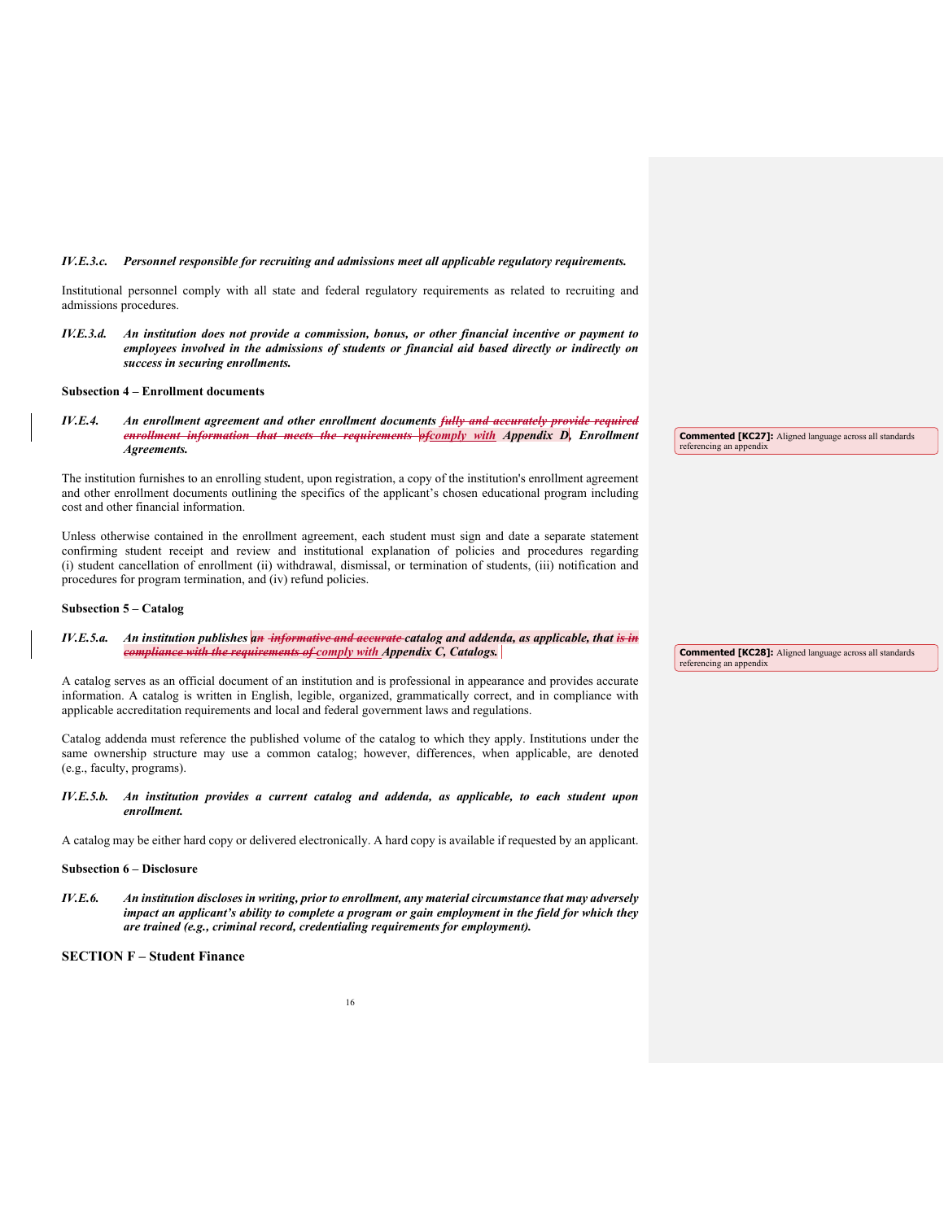***IV.E.3.c. Personnel responsible for recruiting and admissions meet all applicable regulatory requirements.***

Institutional personnel comply with all state and federal regulatory requirements as related to recruiting and admissions procedures.

***IV.E.3.d. An institution does not provide a commission, bonus, or other financial incentive or payment to employees involved in the admissions of students or financial aid based directly or indirectly on success in securing enrollments.***

**Subsection 4 – Enrollment documents**

***IV.E.4. An enrollment agreement and other enrollment documents ~~fully and accurately provide required enrollment information that meets the requirements of~~ comply with Appendix D, Enrollment Agreements.***

**Commented [KC27]:** Aligned language across all standards referencing an appendix

The institution furnishes to an enrolling student, upon registration, a copy of the institution's enrollment agreement and other enrollment documents outlining the specifics of the applicant's chosen educational program including cost and other financial information.

Unless otherwise contained in the enrollment agreement, each student must sign and date a separate statement confirming student receipt and review and institutional explanation of policies and procedures regarding (i) student cancellation of enrollment (ii) withdrawal, dismissal, or termination of students, (iii) notification and procedures for program termination, and (iv) refund policies.

**Subsection 5 – Catalog**

***IV.E.5.a. An institution publishes a~~n informative and accurate~~ catalog and addenda, as applicable, that ~~is in compliance with the requirements of~~ comply with Appendix C, Catalogs.***

**Commented [KC28]:** Aligned language across all standards referencing an appendix

A catalog serves as an official document of an institution and is professional in appearance and provides accurate information. A catalog is written in English, legible, organized, grammatically correct, and in compliance with applicable accreditation requirements and local and federal government laws and regulations.

Catalog addenda must reference the published volume of the catalog to which they apply. Institutions under the same ownership structure may use a common catalog; however, differences, when applicable, are denoted (e.g., faculty, programs).

***IV.E.5.b. An institution provides a current catalog and addenda, as applicable, to each student upon enrollment.***

A catalog may be either hard copy or delivered electronically. A hard copy is available if requested by an applicant.

**Subsection 6 – Disclosure**

***IV.E.6. An institution discloses in writing, prior to enrollment, any material circumstance that may adversely impact an applicant's ability to complete a program or gain employment in the field for which they are trained (e.g., criminal record, credentialing requirements for employment).***

## SECTION F – Student Finance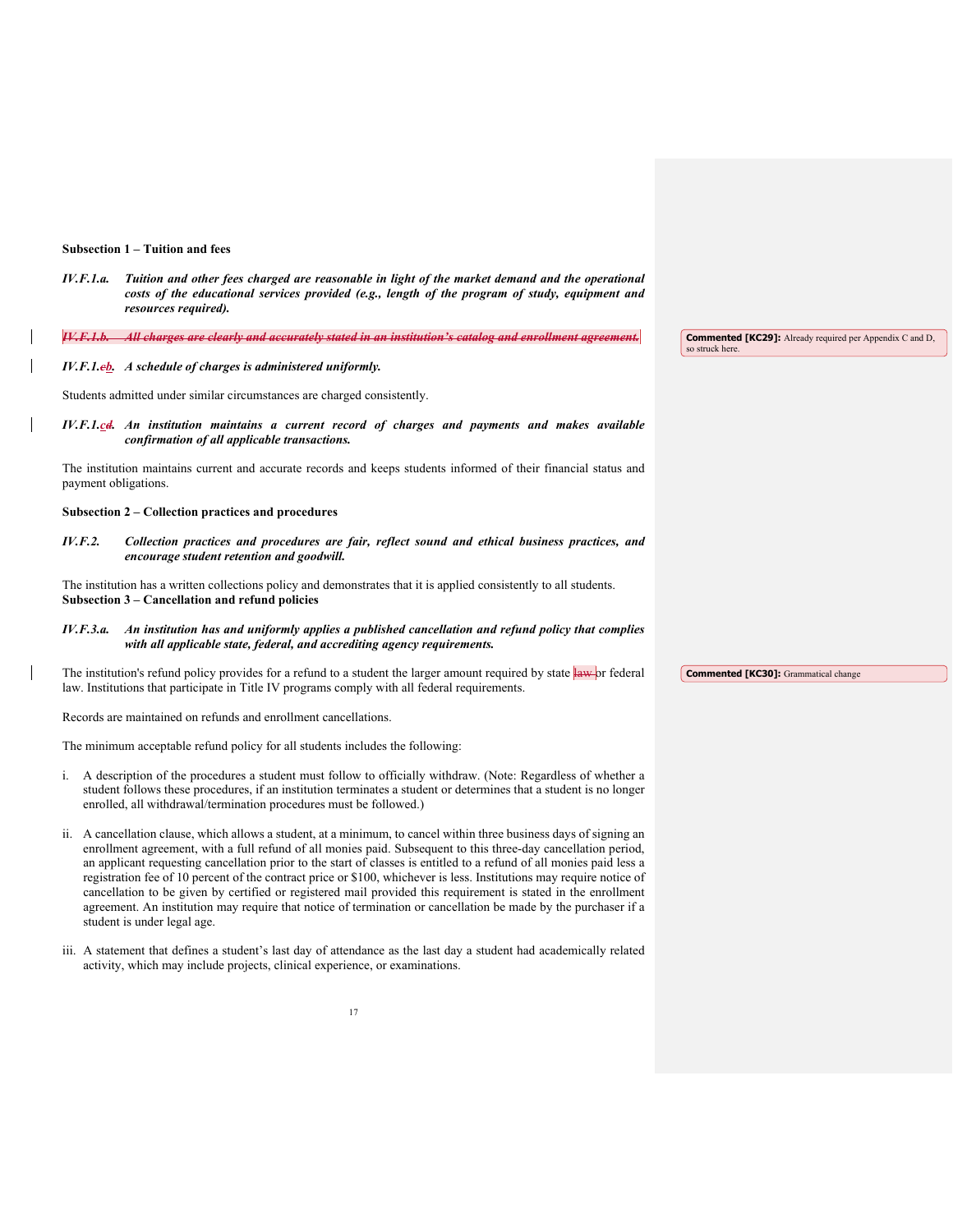**Subsection 1 – Tuition and fees**

***IV.F.1.a. Tuition and other fees charged are reasonable in light of the market demand and the operational costs of the educational services provided (e.g., length of the program of study, equipment and resources required).***

~~***IV.F.1.b. All charges are clearly and accurately stated in an institution's catalog and enrollment agreement.***~~

***IV.F.1.~~c~~b. A schedule of charges is administered uniformly.***

Students admitted under similar circumstances are charged consistently.

***IV.F.1.~~d~~c. An institution maintains a current record of charges and payments and makes available confirmation of all applicable transactions.***

The institution maintains current and accurate records and keeps students informed of their financial status and payment obligations.

**Subsection 2 – Collection practices and procedures**

***IV.F.2. Collection practices and procedures are fair, reflect sound and ethical business practices, and encourage student retention and goodwill.***

The institution has a written collections policy and demonstrates that it is applied consistently to all students.

**Subsection 3 – Cancellation and refund policies**

***IV.F.3.a. An institution has and uniformly applies a published cancellation and refund policy that complies with all applicable state, federal, and accrediting agency requirements.***

The institution's refund policy provides for a refund to a student the larger amount required by state ~~law~~ or federal law. Institutions that participate in Title IV programs comply with all federal requirements.

Records are maintained on refunds and enrollment cancellations.

The minimum acceptable refund policy for all students includes the following:

i. A description of the procedures a student must follow to officially withdraw. (Note: Regardless of whether a student follows these procedures, if an institution terminates a student or determines that a student is no longer enrolled, all withdrawal/termination procedures must be followed.)

ii. A cancellation clause, which allows a student, at a minimum, to cancel within three business days of signing an enrollment agreement, with a full refund of all monies paid. Subsequent to this three-day cancellation period, an applicant requesting cancellation prior to the start of classes is entitled to a refund of all monies paid less a registration fee of 10 percent of the contract price or $100, whichever is less. Institutions may require notice of cancellation to be given by certified or registered mail provided this requirement is stated in the enrollment agreement. An institution may require that notice of termination or cancellation be made by the purchaser if a student is under legal age.

iii. A statement that defines a student's last day of attendance as the last day a student had academically related activity, which may include projects, clinical experience, or examinations.

**Commented [KC29]:** Already required per Appendix C and D, so struck here.

**Commented [KC30]:** Grammatical change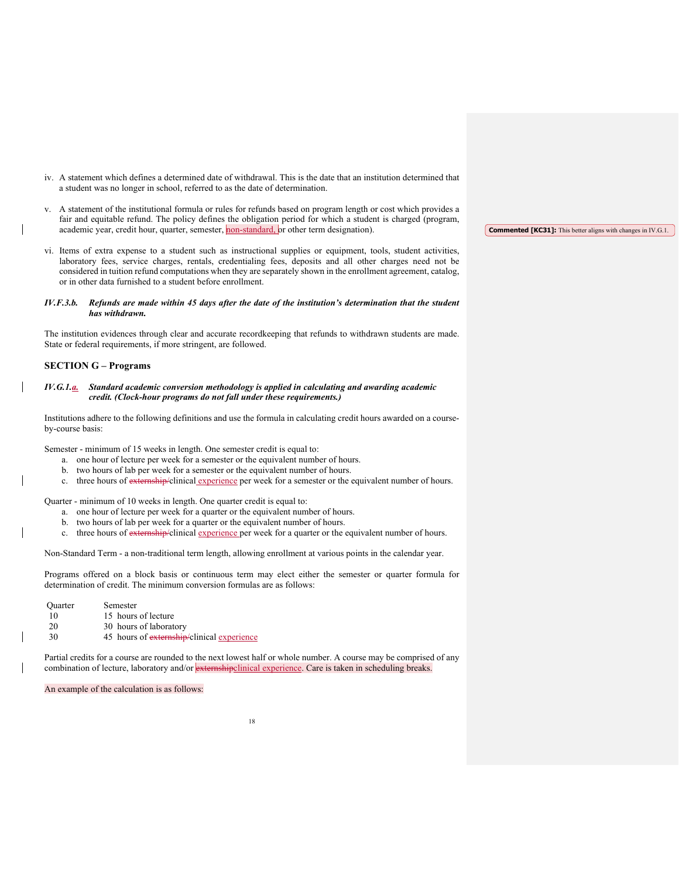iv. A statement which defines a determined date of withdrawal. This is the date that an institution determined that a student was no longer in school, referred to as the date of determination.

v. A statement of the institutional formula or rules for refunds based on program length or cost which provides a fair and equitable refund. The policy defines the obligation period for which a student is charged (program, academic year, credit hour, quarter, semester, non-standard, or other term designation).

vi. Items of extra expense to a student such as instructional supplies or equipment, tools, student activities, laboratory fees, service charges, rentals, credentialing fees, deposits and all other charges need not be considered in tuition refund computations when they are separately shown in the enrollment agreement, catalog, or in other data furnished to a student before enrollment.

***IV.F.3.b. Refunds are made within 45 days after the date of the institution's determination that the student has withdrawn.***

The institution evidences through clear and accurate recordkeeping that refunds to withdrawn students are made. State or federal requirements, if more stringent, are followed.

## SECTION G – Programs

***IV.G.1.a. Standard academic conversion methodology is applied in calculating and awarding academic credit. (Clock-hour programs do not fall under these requirements.)***

Institutions adhere to the following definitions and use the formula in calculating credit hours awarded on a course-by-course basis:

Semester - minimum of 15 weeks in length. One semester credit is equal to:

a. one hour of lecture per week for a semester or the equivalent number of hours.
b. two hours of lab per week for a semester or the equivalent number of hours.
c. three hours of ~~externship/~~clinical experience per week for a semester or the equivalent number of hours.

Quarter - minimum of 10 weeks in length. One quarter credit is equal to:

a. one hour of lecture per week for a quarter or the equivalent number of hours.
b. two hours of lab per week for a quarter or the equivalent number of hours.
c. three hours of ~~externship/~~clinical experience per week for a quarter or the equivalent number of hours.

Non-Standard Term - a non-traditional term length, allowing enrollment at various points in the calendar year.

Programs offered on a block basis or continuous term may elect either the semester or quarter formula for determination of credit. The minimum conversion formulas are as follows:

| Quarter | Semester |
|---|---|
| 10 | 15 hours of lecture |
| 20 | 30 hours of laboratory |
| 30 | 45 hours of ~~externship/~~clinical experience |

Partial credits for a course are rounded to the next lowest half or whole number. A course may be comprised of any combination of lecture, laboratory and/or ~~externship~~clinical experience. Care is taken in scheduling breaks.

An example of the calculation is as follows:

**Commented [KC31]:** This better aligns with changes in IV.G.1.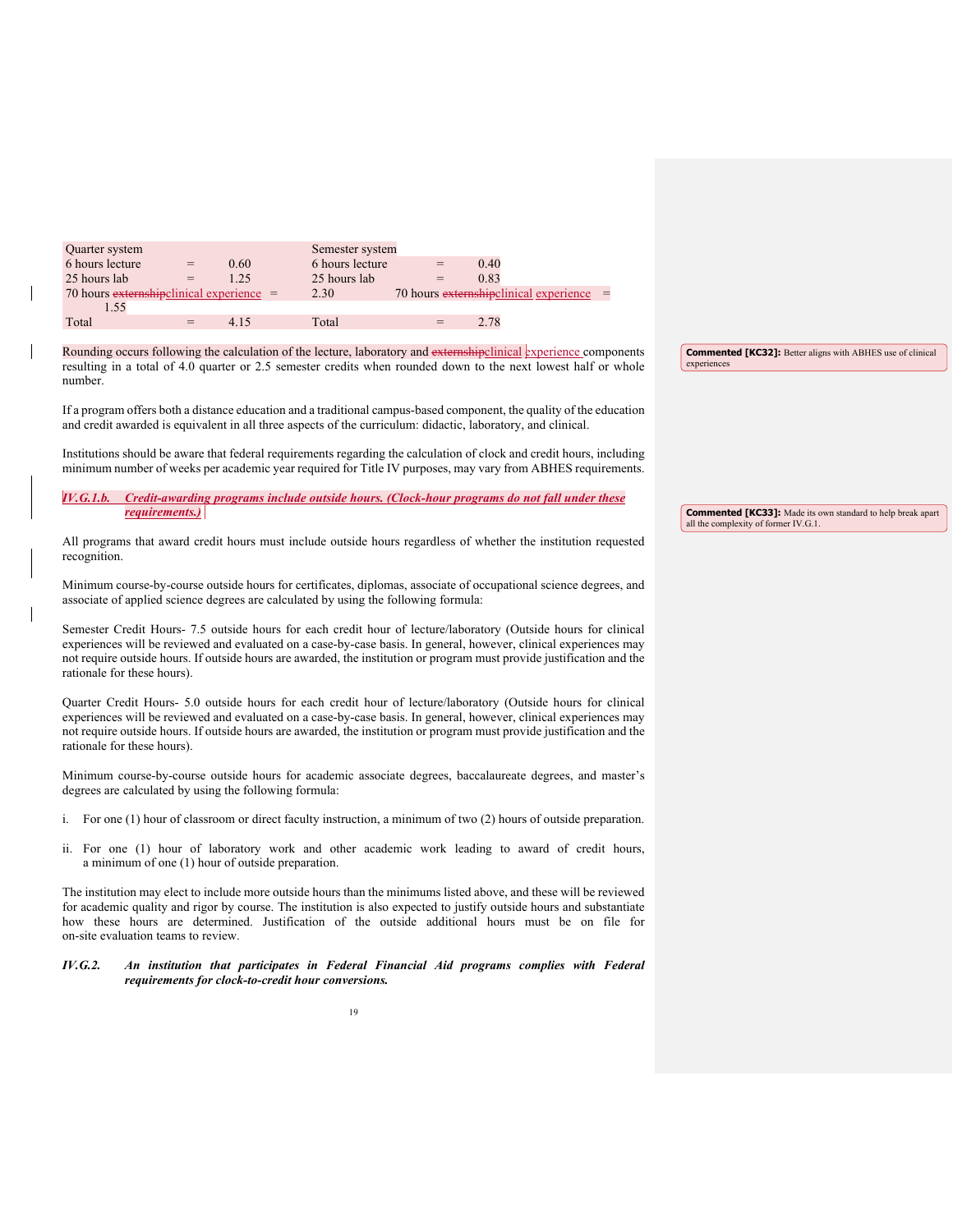| Quarter system | | | Semester system | | |
|---|---|---|---|---|---|
| 6 hours lecture | = | 0.60 | 6 hours lecture | = | 0.40 |
| 25 hours lab | = | 1.25 | 25 hours lab | = | 0.83 |
| 70 hours ~~externship~~clinical experience | = | 2.30 | 70 hours ~~externship~~clinical experience | = | 1.55 |
| Total | = | 4.15 | Total | = | 2.78 |

Rounding occurs following the calculation of the lecture, laboratory and ~~externship~~clinical experience components resulting in a total of 4.0 quarter or 2.5 semester credits when rounded down to the next lowest half or whole number.

> **Commented [KC32]:** Better aligns with ABHES use of clinical experiences

If a program offers both a distance education and a traditional campus-based component, the quality of the education and credit awarded is equivalent in all three aspects of the curriculum: didactic, laboratory, and clinical.

Institutions should be aware that federal requirements regarding the calculation of clock and credit hours, including minimum number of weeks per academic year required for Title IV purposes, may vary from ABHES requirements.

***IV.G.1.b. Credit-awarding programs include outside hours. (Clock-hour programs do not fall under these requirements.)***

> **Commented [KC33]:** Made its own standard to help break apart all the complexity of former IV.G.1.

All programs that award credit hours must include outside hours regardless of whether the institution requested recognition.

Minimum course-by-course outside hours for certificates, diplomas, associate of occupational science degrees, and associate of applied science degrees are calculated by using the following formula:

Semester Credit Hours- 7.5 outside hours for each credit hour of lecture/laboratory (Outside hours for clinical experiences will be reviewed and evaluated on a case-by-case basis. In general, however, clinical experiences may not require outside hours. If outside hours are awarded, the institution or program must provide justification and the rationale for these hours).

Quarter Credit Hours- 5.0 outside hours for each credit hour of lecture/laboratory (Outside hours for clinical experiences will be reviewed and evaluated on a case-by-case basis. In general, however, clinical experiences may not require outside hours. If outside hours are awarded, the institution or program must provide justification and the rationale for these hours).

Minimum course-by-course outside hours for academic associate degrees, baccalaureate degrees, and master's degrees are calculated by using the following formula:

i. For one (1) hour of classroom or direct faculty instruction, a minimum of two (2) hours of outside preparation.

ii. For one (1) hour of laboratory work and other academic work leading to award of credit hours, a minimum of one (1) hour of outside preparation.

The institution may elect to include more outside hours than the minimums listed above, and these will be reviewed for academic quality and rigor by course. The institution is also expected to justify outside hours and substantiate how these hours are determined. Justification of the outside additional hours must be on file for on-site evaluation teams to review.

***IV.G.2. An institution that participates in Federal Financial Aid programs complies with Federal requirements for clock-to-credit hour conversions.***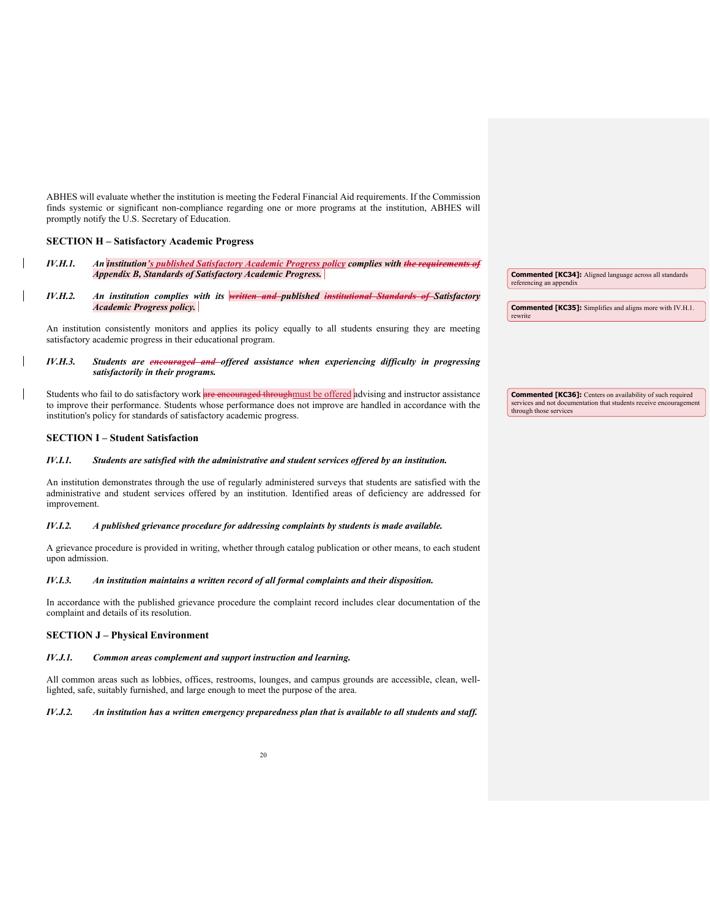ABHES will evaluate whether the institution is meeting the Federal Financial Aid requirements. If the Commission finds systemic or significant non-compliance regarding one or more programs at the institution, ABHES will promptly notify the U.S. Secretary of Education.

### SECTION H – Satisfactory Academic Progress

***IV.H.1. An institution's published Satisfactory Academic Progress policy complies with ~~the requirements of~~ Appendix B, Standards of Satisfactory Academic Progress.***

> **Commented [KC34]:** Aligned language across all standards referencing an appendix

***IV.H.2. An institution complies with its ~~written and~~ published ~~institutional Standards of~~ Satisfactory Academic Progress policy.***

> **Commented [KC35]:** Simplifies and aligns more with IV.H.1. rewrite

An institution consistently monitors and applies its policy equally to all students ensuring they are meeting satisfactory academic progress in their educational program.

***IV.H.3. Students are ~~encouraged and~~ offered assistance when experiencing difficulty in progressing satisfactorily in their programs.***

Students who fail to do satisfactory work ~~are encouraged through~~must be offered advising and instructor assistance to improve their performance. Students whose performance does not improve are handled in accordance with the institution's policy for standards of satisfactory academic progress.

> **Commented [KC36]:** Centers on availability of such required services and not documentation that students receive encouragement through those services

### SECTION I – Student Satisfaction

***IV.I.1. Students are satisfied with the administrative and student services offered by an institution.***

An institution demonstrates through the use of regularly administered surveys that students are satisfied with the administrative and student services offered by an institution. Identified areas of deficiency are addressed for improvement.

***IV.I.2. A published grievance procedure for addressing complaints by students is made available.***

A grievance procedure is provided in writing, whether through catalog publication or other means, to each student upon admission.

***IV.I.3. An institution maintains a written record of all formal complaints and their disposition.***

In accordance with the published grievance procedure the complaint record includes clear documentation of the complaint and details of its resolution.

### SECTION J – Physical Environment

***IV.J.1. Common areas complement and support instruction and learning.***

All common areas such as lobbies, offices, restrooms, lounges, and campus grounds are accessible, clean, well-lighted, safe, suitably furnished, and large enough to meet the purpose of the area.

***IV.J.2. An institution has a written emergency preparedness plan that is available to all students and staff.***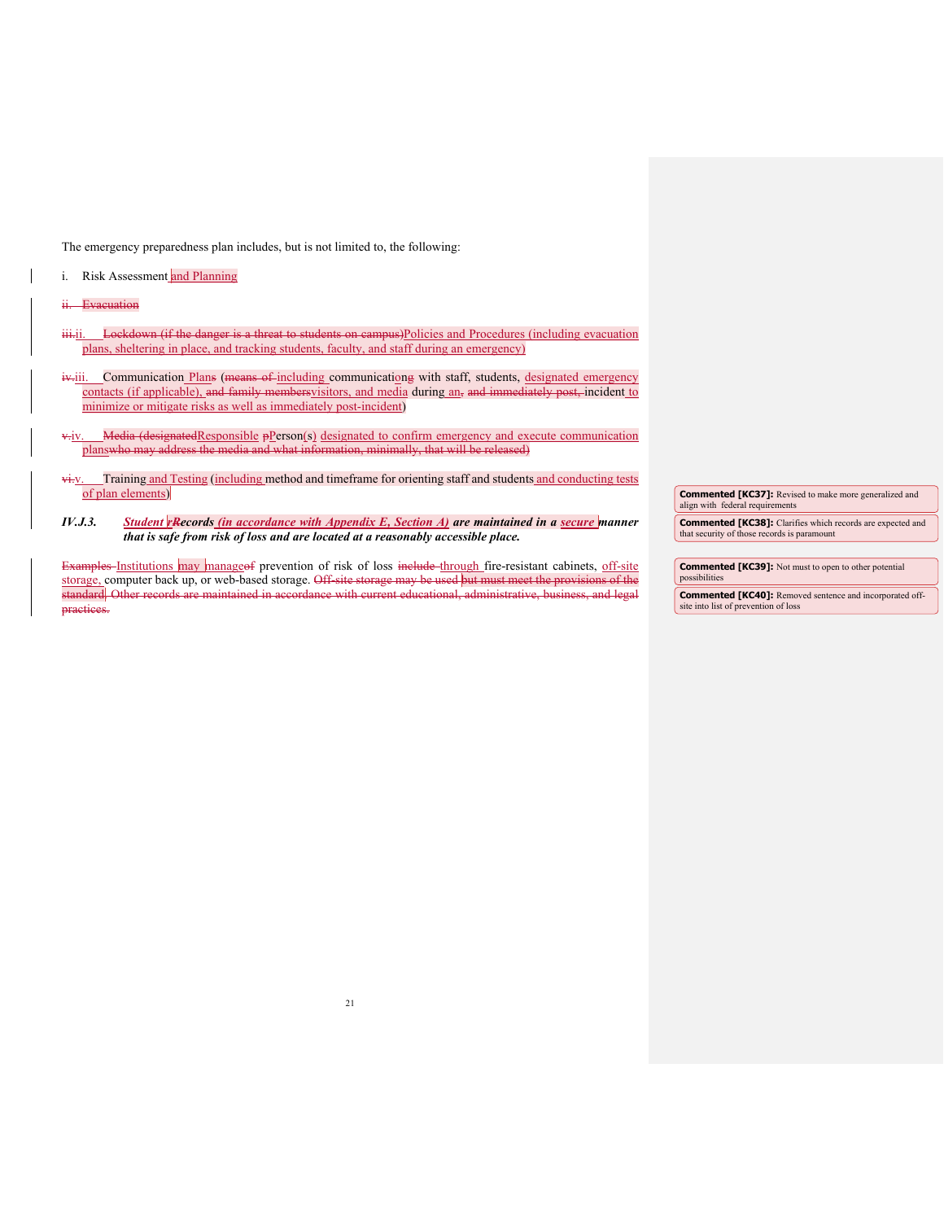The emergency preparedness plan includes, but is not limited to, the following:

i. Risk Assessment and Planning

~~ii. Evacuation~~

~~iii.~~ii. ~~Lockdown (if the danger is a threat to students on campus)~~Policies and Procedures (including evacuation plans, sheltering in place, and tracking students, faculty, and staff during an emergency)

~~iv.~~iii. Communication Plan~~s~~ (~~means of~~ including communicatio~~g~~n with staff, students, designated emergency contacts (if applicable), ~~and family members~~visitors, and media during an~~,~~ ~~and immediately post,~~ incident to minimize or mitigate risks as well as immediately post-incident)

~~v.~~iv. ~~Media (designated~~Responsible ~~p~~Person(s) designated to confirm emergency and execute communication plans~~who may address the media and what information, minimally, that will be released)~~

~~vi.~~v. Training and Testing (including method and timeframe for orienting staff and students and conducting tests of plan elements)

***IV.J.3. Student ~~r~~Records (in accordance with Appendix E, Section A) are maintained in a secure manner that is safe from risk of loss and are located at a reasonably accessible place.***

~~Examples~~ Institutions may manage~~of~~ prevention of risk of loss ~~include~~ through fire-resistant cabinets, off-site storage, computer back up, or web-based storage. ~~Off-site storage may be used but must meet the provisions of the standard. Other records are maintained in accordance with current educational, administrative, business, and legal practices.~~

**Commented [KC37]:** Revised to make more generalized and align with federal requirements

**Commented [KC38]:** Clarifies which records are expected and that security of those records is paramount

**Commented [KC39]:** Not must to open to other potential possibilities

**Commented [KC40]:** Removed sentence and incorporated off-site into list of prevention of loss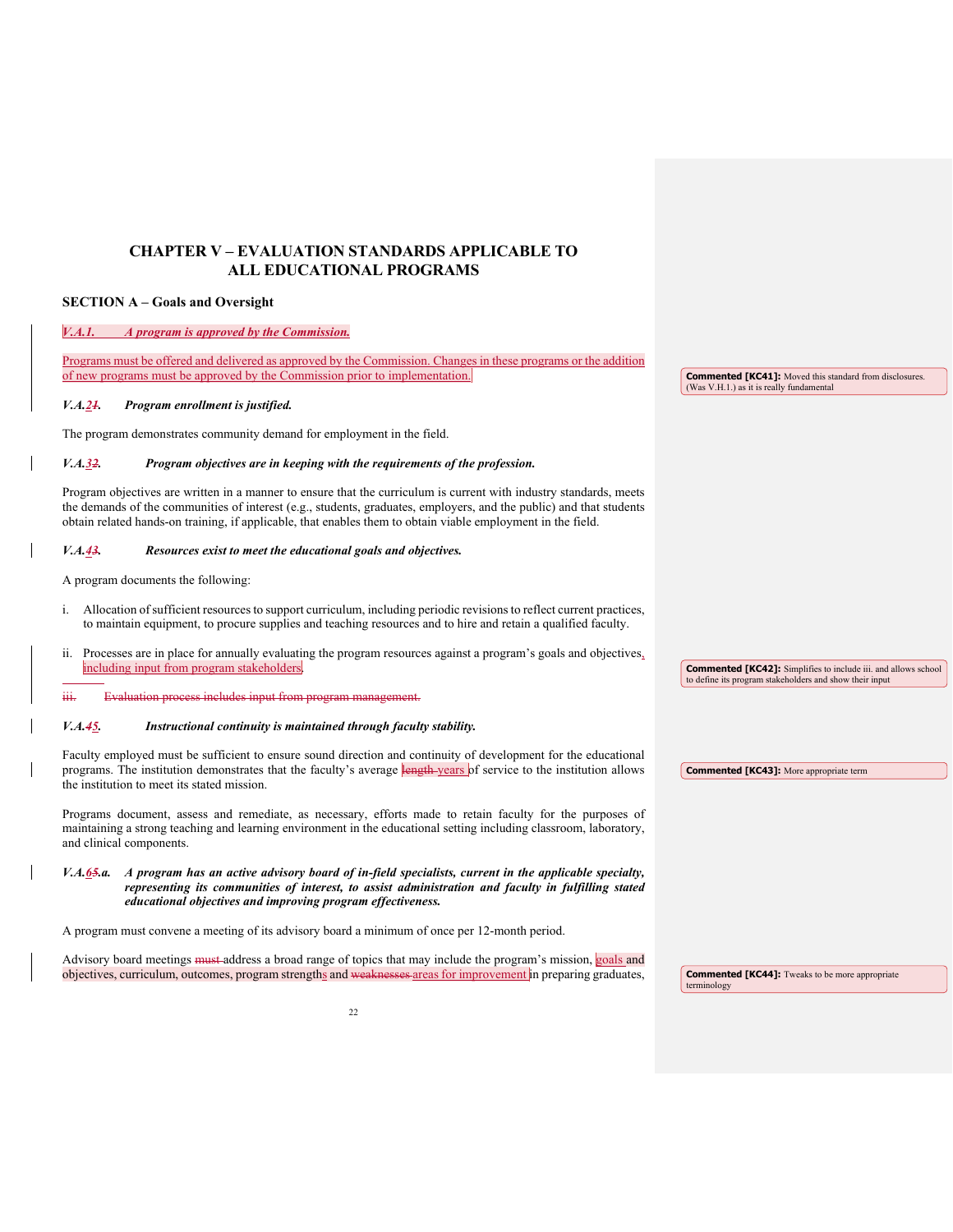# CHAPTER V – EVALUATION STANDARDS APPLICABLE TO ALL EDUCATIONAL PROGRAMS

## SECTION A – Goals and Oversight

***V.A.1. A program is approved by the Commission.***

Programs must be offered and delivered as approved by the Commission. Changes in these programs or the addition of new programs must be approved by the Commission prior to implementation.

> **Commented [KC41]:** Moved this standard from disclosures. (Was V.H.1.) as it is really fundamental

***V.A.~~1~~2. Program enrollment is justified.***

The program demonstrates community demand for employment in the field.

***V.A.~~2~~3. Program objectives are in keeping with the requirements of the profession.***

Program objectives are written in a manner to ensure that the curriculum is current with industry standards, meets the demands of the communities of interest (e.g., students, graduates, employers, and the public) and that students obtain related hands-on training, if applicable, that enables them to obtain viable employment in the field.

***V.A.~~3~~4. Resources exist to meet the educational goals and objectives.***

A program documents the following:

i. Allocation of sufficient resources to support curriculum, including periodic revisions to reflect current practices, to maintain equipment, to procure supplies and teaching resources and to hire and retain a qualified faculty.

ii. Processes are in place for annually evaluating the program resources against a program's goals and objectives, including input from program stakeholders.

> **Commented [KC42]:** Simplifies to include iii. and allows school to define its program stakeholders and show their input

~~iii. Evaluation process includes input from program management.~~

***V.A.~~4~~5. Instructional continuity is maintained through faculty stability.***

Faculty employed must be sufficient to ensure sound direction and continuity of development for the educational programs. The institution demonstrates that the faculty's average ~~length~~ years of service to the institution allows the institution to meet its stated mission.

> **Commented [KC43]:** More appropriate term

Programs document, assess and remediate, as necessary, efforts made to retain faculty for the purposes of maintaining a strong teaching and learning environment in the educational setting including classroom, laboratory, and clinical components.

***V.A.~~5~~6.a. A program has an active advisory board of in-field specialists, current in the applicable specialty, representing its communities of interest, to assist administration and faculty in fulfilling stated educational objectives and improving program effectiveness.***

A program must convene a meeting of its advisory board a minimum of once per 12-month period.

Advisory board meetings ~~must~~ address a broad range of topics that may include the program's mission, goals and objectives, curriculum, outcomes, program strengths and ~~weaknesses~~ areas for improvement in preparing graduates,

> **Commented [KC44]:** Tweaks to be more appropriate terminology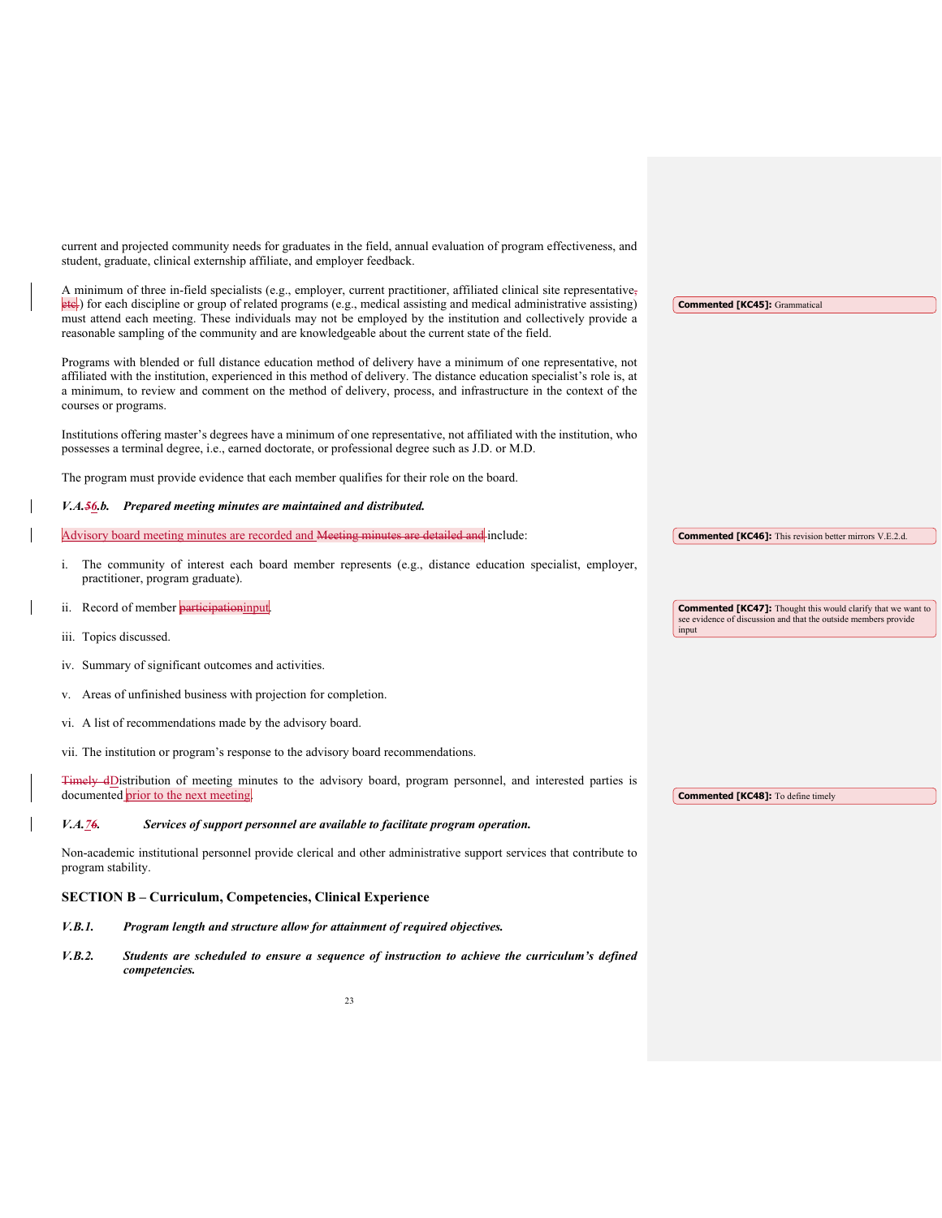current and projected community needs for graduates in the field, annual evaluation of program effectiveness, and student, graduate, clinical externship affiliate, and employer feedback.

A minimum of three in-field specialists (e.g., employer, current practitioner, affiliated clinical site representative~~, etc.~~) for each discipline or group of related programs (e.g., medical assisting and medical administrative assisting) must attend each meeting. These individuals may not be employed by the institution and collectively provide a reasonable sampling of the community and are knowledgeable about the current state of the field.

> **Commented [KC45]:** Grammatical

Programs with blended or full distance education method of delivery have a minimum of one representative, not affiliated with the institution, experienced in this method of delivery. The distance education specialist's role is, at a minimum, to review and comment on the method of delivery, process, and infrastructure in the context of the courses or programs.

Institutions offering master's degrees have a minimum of one representative, not affiliated with the institution, who possesses a terminal degree, i.e., earned doctorate, or professional degree such as J.D. or M.D.

The program must provide evidence that each member qualifies for their role on the board.

***V.A.~~5~~6.b. Prepared meeting minutes are maintained and distributed.***

Advisory board meeting minutes are recorded and ~~Meeting minutes are detailed and~~ include:

> **Commented [KC46]:** This revision better mirrors V.E.2.d.

i. The community of interest each board member represents (e.g., distance education specialist, employer, practitioner, program graduate).

ii. Record of member ~~participation~~input.

> **Commented [KC47]:** Thought this would clarify that we want to see evidence of discussion and that the outside members provide input

iii. Topics discussed.

iv. Summary of significant outcomes and activities.

v. Areas of unfinished business with projection for completion.

vi. A list of recommendations made by the advisory board.

vii. The institution or program's response to the advisory board recommendations.

~~Timely d~~Distribution of meeting minutes to the advisory board, program personnel, and interested parties is documented prior to the next meeting.

> **Commented [KC48]:** To define timely

***V.A.~~7~~6. Services of support personnel are available to facilitate program operation.***

Non-academic institutional personnel provide clerical and other administrative support services that contribute to program stability.

### SECTION B – Curriculum, Competencies, Clinical Experience

***V.B.1. Program length and structure allow for attainment of required objectives.***

***V.B.2. Students are scheduled to ensure a sequence of instruction to achieve the curriculum's defined competencies.***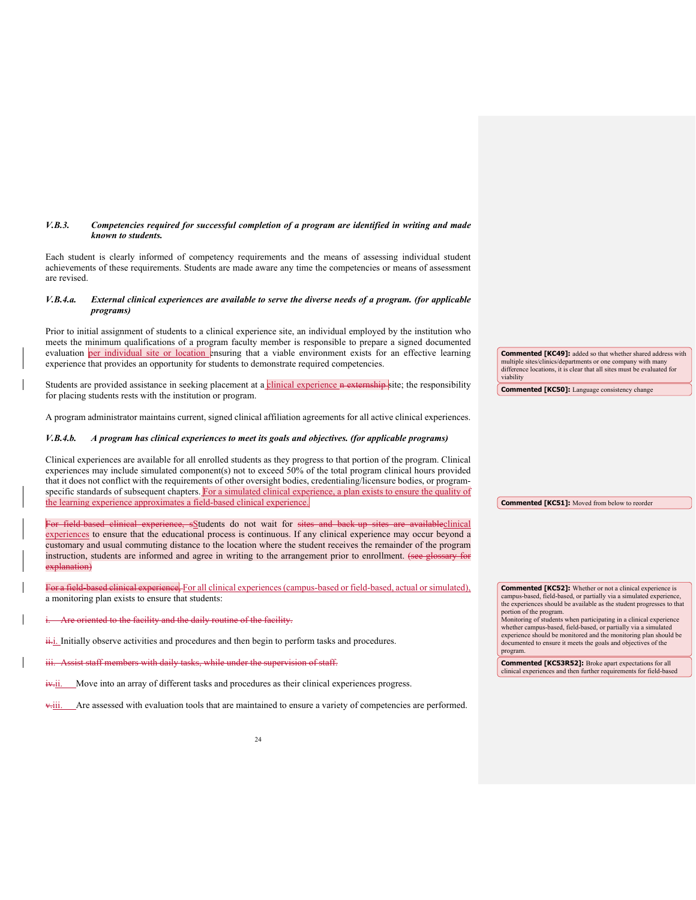***V.B.3. Competencies required for successful completion of a program are identified in writing and made known to students.***

Each student is clearly informed of competency requirements and the means of assessing individual student achievements of these requirements. Students are made aware any time the competencies or means of assessment are revised.

***V.B.4.a. External clinical experiences are available to serve the diverse needs of a program. (for applicable programs)***

Prior to initial assignment of students to a clinical experience site, an individual employed by the institution who meets the minimum qualifications of a program faculty member is responsible to prepare a signed documented evaluation per individual site or location ensuring that a viable environment exists for an effective learning experience that provides an opportunity for students to demonstrate required competencies.

Students are provided assistance in seeking placement at a clinical experience ~~n externship~~ site; the responsibility for placing students rests with the institution or program.

A program administrator maintains current, signed clinical affiliation agreements for all active clinical experiences.

***V.B.4.b. A program has clinical experiences to meet its goals and objectives. (for applicable programs)***

Clinical experiences are available for all enrolled students as they progress to that portion of the program. Clinical experiences may include simulated component(s) not to exceed 50% of the total program clinical hours provided that it does not conflict with the requirements of other oversight bodies, credentialing/licensure bodies, or program-specific standards of subsequent chapters. For a simulated clinical experience, a plan exists to ensure the quality of the learning experience approximates a field-based clinical experience.

~~For field-based clinical experience, s~~Students do not wait for ~~sites and back-up sites are available~~clinical experiences to ensure that the educational process is continuous. If any clinical experience may occur beyond a customary and usual commuting distance to the location where the student receives the remainder of the program instruction, students are informed and agree in writing to the arrangement prior to enrollment. ~~(see glossary for explanation)~~

~~For a field-based clinical experience~~, For all clinical experiences (campus-based or field-based, actual or simulated), a monitoring plan exists to ensure that students:

~~i. Are oriented to the facility and the daily routine of the facility.~~

~~ii.~~i. Initially observe activities and procedures and then begin to perform tasks and procedures.

~~iii. Assist staff members with daily tasks, while under the supervision of staff.~~

~~iv.~~ii. Move into an array of different tasks and procedures as their clinical experiences progress.

~~v.~~iii. Are assessed with evaluation tools that are maintained to ensure a variety of competencies are performed.

**Commented [KC49]:** added so that whether shared address with multiple sites/clinics/departments or one company with many difference locations, it is clear that all sites must be evaluated for viability

**Commented [KC50]:** Language consistency change

**Commented [KC51]:** Moved from below to reorder

**Commented [KC52]:** Whether or not a clinical experience is campus-based, field-based, or partially via a simulated experience, the experiences should be available as the student progresses to that portion of the program.
Monitoring of students when participating in a clinical experience whether campus-based, field-based, or partially via a simulated experience should be monitored and the monitoring plan should be documented to ensure it meets the goals and objectives of the program.

**Commented [KC53R52]:** Broke apart expectations for all clinical experiences and then further requirements for field-based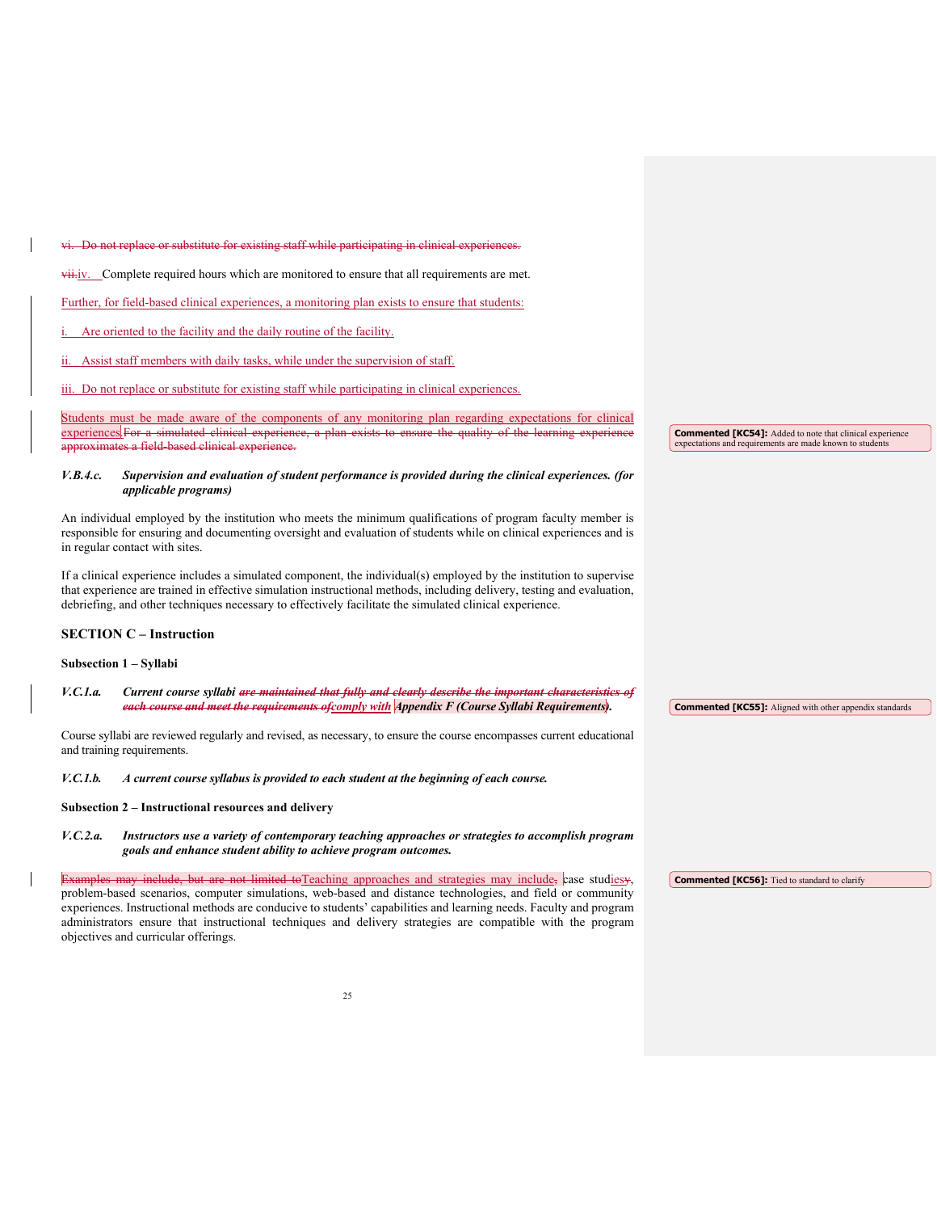~~vi. Do not replace or substitute for existing staff while participating in clinical experiences.~~

~~vii.~~iv. Complete required hours which are monitored to ensure that all requirements are met.

Further, for field-based clinical experiences, a monitoring plan exists to ensure that students:

i. Are oriented to the facility and the daily routine of the facility.

ii. Assist staff members with daily tasks, while under the supervision of staff.

iii. Do not replace or substitute for existing staff while participating in clinical experiences.

Students must be made aware of the components of any monitoring plan regarding expectations for clinical experiences.~~For a simulated clinical experience, a plan exists to ensure the quality of the learning experience approximates a field-based clinical experience.~~

> **Commented [KC54]:** Added to note that clinical experience expectations and requirements are made known to students

***V.B.4.c. Supervision and evaluation of student performance is provided during the clinical experiences. (for applicable programs)***

An individual employed by the institution who meets the minimum qualifications of program faculty member is responsible for ensuring and documenting oversight and evaluation of students while on clinical experiences and is in regular contact with sites.

If a clinical experience includes a simulated component, the individual(s) employed by the institution to supervise that experience are trained in effective simulation instructional methods, including delivery, testing and evaluation, debriefing, and other techniques necessary to effectively facilitate the simulated clinical experience.

### SECTION C – Instruction

**Subsection 1 – Syllabi**

***V.C.1.a. Current course syllabi ~~are maintained that fully and clearly describe the important characteristics of each course and meet the requirements of~~comply with Appendix F (Course Syllabi Requirements).***

> **Commented [KC55]:** Aligned with other appendix standards

Course syllabi are reviewed regularly and revised, as necessary, to ensure the course encompasses current educational and training requirements.

***V.C.1.b. A current course syllabus is provided to each student at the beginning of each course.***

**Subsection 2 – Instructional resources and delivery**

***V.C.2.a. Instructors use a variety of contemporary teaching approaches or strategies to accomplish program goals and enhance student ability to achieve program outcomes.***

~~Examples may include, but are not limited to~~Teaching approaches and strategies may include~~,~~ case stud~~y~~ies, problem-based scenarios, computer simulations, web-based and distance technologies, and field or community experiences. Instructional methods are conducive to students' capabilities and learning needs. Faculty and program administrators ensure that instructional techniques and delivery strategies are compatible with the program objectives and curricular offerings.

> **Commented [KC56]:** Tied to standard to clarify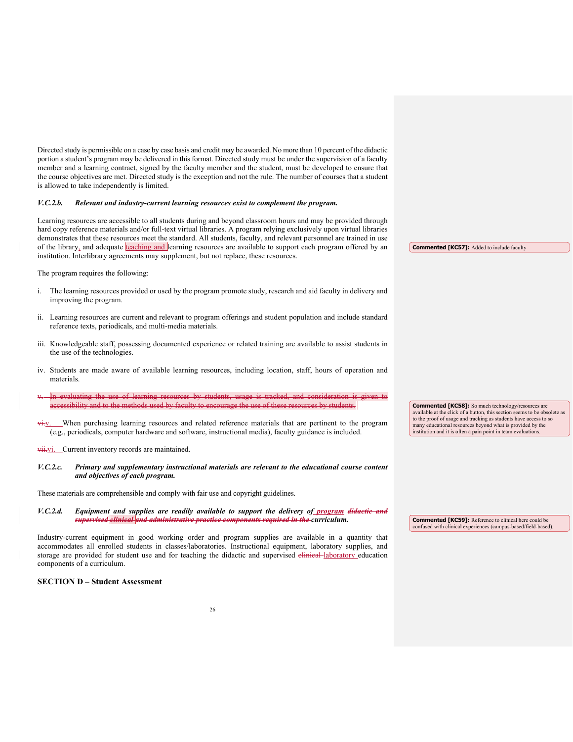Directed study is permissible on a case by case basis and credit may be awarded. No more than 10 percent of the didactic portion a student's program may be delivered in this format. Directed study must be under the supervision of a faculty member and a learning contract, signed by the faculty member and the student, must be developed to ensure that the course objectives are met. Directed study is the exception and not the rule. The number of courses that a student is allowed to take independently is limited.

***V.C.2.b. Relevant and industry-current learning resources exist to complement the program.***

Learning resources are accessible to all students during and beyond classroom hours and may be provided through hard copy reference materials and/or full-text virtual libraries. A program relying exclusively upon virtual libraries demonstrates that these resources meet the standard. All students, faculty, and relevant personnel are trained in use of the library, and adequate teaching and learning resources are available to support each program offered by an institution. Interlibrary agreements may supplement, but not replace, these resources.

**Commented [KC57]:** Added to include faculty

The program requires the following:

i. The learning resources provided or used by the program promote study, research and aid faculty in delivery and improving the program.

ii. Learning resources are current and relevant to program offerings and student population and include standard reference texts, periodicals, and multi-media materials.

iii. Knowledgeable staff, possessing documented experience or related training are available to assist students in the use of the technologies.

iv. Students are made aware of available learning resources, including location, staff, hours of operation and materials.

~~v. In evaluating the use of learning resources by students, usage is tracked, and consideration is given to accessibility and to the methods used by faculty to encourage the use of these resources by students.~~

**Commented [KC58]:** So much technology/resources are available at the click of a button, this section seems to be obsolete as to the proof of usage and tracking as students have access to so many educational resources beyond what is provided by the institution and it is often a pain point in team evaluations.

~~vi.~~v. When purchasing learning resources and related reference materials that are pertinent to the program (e.g., periodicals, computer hardware and software, instructional media), faculty guidance is included.

~~vii.~~vi. Current inventory records are maintained.

***V.C.2.c. Primary and supplementary instructional materials are relevant to the educational course content and objectives of each program.***

These materials are comprehensible and comply with fair use and copyright guidelines.

***V.C.2.d. Equipment and supplies are readily available to support the delivery of program ~~didactic and supervised clinical and administrative practice components required in the~~ curriculum.***

**Commented [KC59]:** Reference to clinical here could be confused with clinical experiences (campus-based/field-based).

Industry-current equipment in good working order and program supplies are available in a quantity that accommodates all enrolled students in classes/laboratories. Instructional equipment, laboratory supplies, and storage are provided for student use and for teaching the didactic and supervised ~~clinical~~ laboratory education components of a curriculum.

## SECTION D – Student Assessment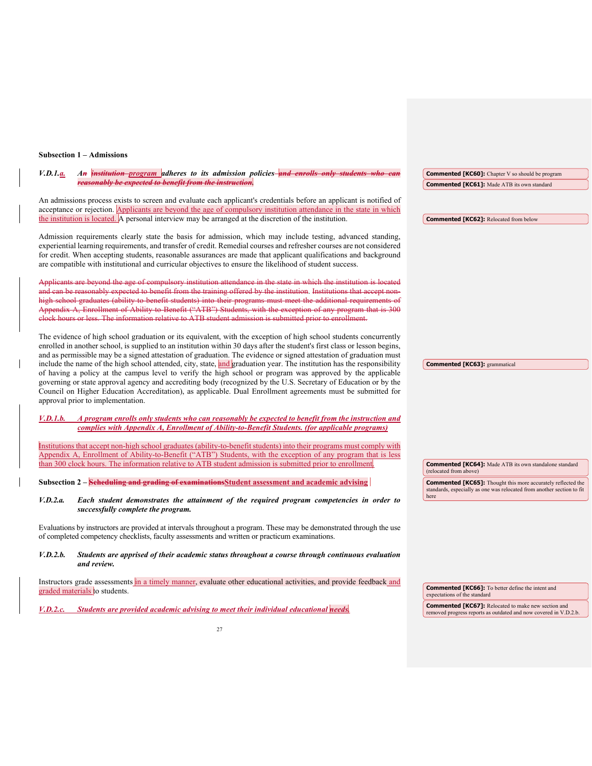**Subsection 1 – Admissions**

***V.D.1.a. An institution program adheres to its admission policies and enrolls only students who can reasonably be expected to benefit from the instruction.***

An admissions process exists to screen and evaluate each applicant's credentials before an applicant is notified of acceptance or rejection. Applicants are beyond the age of compulsory institution attendance in the state in which the institution is located. A personal interview may be arranged at the discretion of the institution.

Admission requirements clearly state the basis for admission, which may include testing, advanced standing, experiential learning requirements, and transfer of credit. Remedial courses and refresher courses are not considered for credit. When accepting students, reasonable assurances are made that applicant qualifications and background are compatible with institutional and curricular objectives to ensure the likelihood of student success.

~~Applicants are beyond the age of compulsory institution attendance in the state in which the institution is located and can be reasonably expected to benefit from the training offered by the institution. Institutions that accept non-high school graduates (ability to benefit students) into their programs must meet the additional requirements of Appendix A, Enrollment of Ability-to-Benefit ("ATB") Students, with the exception of any program that is 300 clock hours or less. The information relative to ATB student admission is submitted prior to enrollment.~~

The evidence of high school graduation or its equivalent, with the exception of high school students concurrently enrolled in another school, is supplied to an institution within 30 days after the student's first class or lesson begins, and as permissible may be a signed attestation of graduation. The evidence or signed attestation of graduation must include the name of the high school attended, city, state, and graduation year. The institution has the responsibility of having a policy at the campus level to verify the high school or program was approved by the applicable governing or state approval agency and accrediting body (recognized by the U.S. Secretary of Education or by the Council on Higher Education Accreditation), as applicable. Dual Enrollment agreements must be submitted for approval prior to implementation.

***V.D.1.b. A program enrolls only students who can reasonably be expected to benefit from the instruction and complies with Appendix A, Enrollment of Ability-to-Benefit Students. (for applicable programs)***

Institutions that accept non-high school graduates (ability-to-benefit students) into their programs must comply with Appendix A, Enrollment of Ability-to-Benefit ("ATB") Students, with the exception of any program that is less than 300 clock hours. The information relative to ATB student admission is submitted prior to enrollment.

**Subsection 2 – ~~Scheduling and grading of examinations~~Student assessment and academic advising**

***V.D.2.a. Each student demonstrates the attainment of the required program competencies in order to successfully complete the program.***

Evaluations by instructors are provided at intervals throughout a program. These may be demonstrated through the use of completed competency checklists, faculty assessments and written or practicum examinations.

***V.D.2.b. Students are apprised of their academic status throughout a course through continuous evaluation and review.***

Instructors grade assessments in a timely manner, evaluate other educational activities, and provide feedback and graded materials to students.

***V.D.2.c. Students are provided academic advising to meet their individual educational needs.***

**Commented [KC60]:** Chapter V so should be program

**Commented [KC61]:** Made ATB its own standard

**Commented [KC62]:** Relocated from below

**Commented [KC63]:** grammatical

**Commented [KC64]:** Made ATB its own standalone standard (relocated from above)

**Commented [KC65]:** Thought this more accurately reflected the standards, especially as one was relocated from another section to fit here

**Commented [KC66]:** To better define the intent and expectations of the standard

**Commented [KC67]:** Relocated to make new section and removed progress reports as outdated and now covered in V.D.2.b.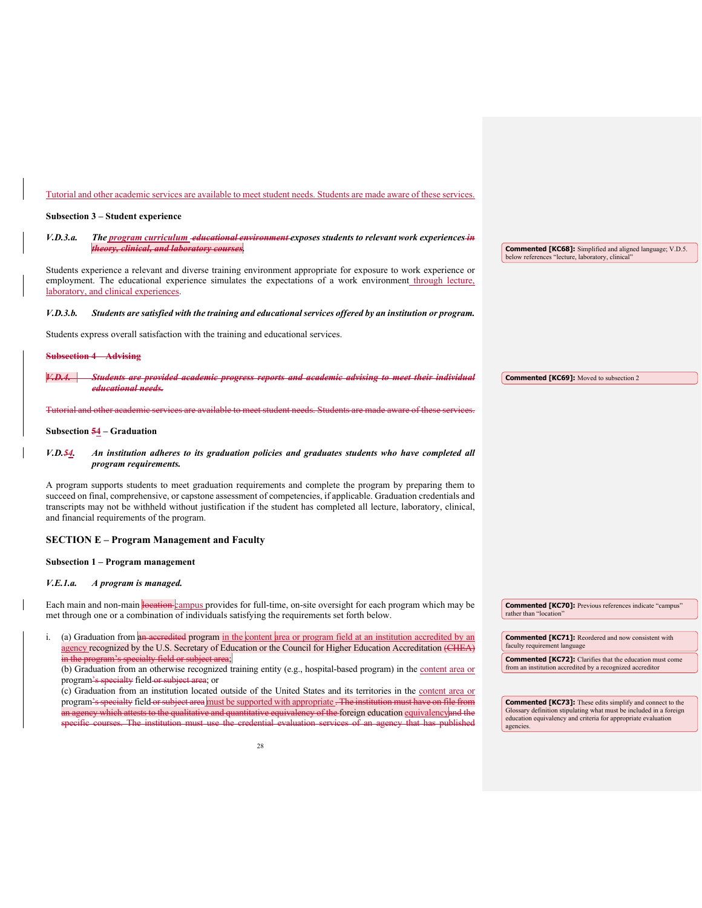Tutorial and other academic services are available to meet student needs. Students are made aware of these services.

**Subsection 3 – Student experience**

***V.D.3.a. The ~~program curriculum~~ ~~educational environment~~ exposes students to relevant work experiences ~~in theory, clinical, and laboratory courses~~.***

Students experience a relevant and diverse training environment appropriate for exposure to work experience or employment. The educational experience simulates the expectations of a work environment through lecture, laboratory, and clinical experiences.

***V.D.3.b. Students are satisfied with the training and educational services offered by an institution or program.***

Students express overall satisfaction with the training and educational services.

~~**Subsection 4 – Advising**~~

~~***V.D.4. Students are provided academic progress reports and academic advising to meet their individual educational needs.***~~

~~Tutorial and other academic services are available to meet student needs. Students are made aware of these services.~~

**Subsection ~~5~~4 – Graduation**

***V.D.~~5~~4. An institution adheres to its graduation policies and graduates students who have completed all program requirements.***

A program supports students to meet graduation requirements and complete the program by preparing them to succeed on final, comprehensive, or capstone assessment of competencies, if applicable. Graduation credentials and transcripts may not be withheld without justification if the student has completed all lecture, laboratory, clinical, and financial requirements of the program.

## SECTION E – Program Management and Faculty

**Subsection 1 – Program management**

***V.E.1.a. A program is managed.***

Each main and non-main ~~location~~ campus provides for full-time, on-site oversight for each program which may be met through one or a combination of individuals satisfying the requirements set forth below.

i. (a) Graduation from ~~an accredited~~ program in the content area or program field at an institution accredited by an agency recognized by the U.S. Secretary of Education or the Council for Higher Education Accreditation ~~(CHEA) in the program's specialty field or subject area~~;
(b) Graduation from an otherwise recognized training entity (e.g., hospital-based program) in the content area or program~~'s specialty~~ field ~~or subject area~~; or
(c) Graduation from an institution located outside of the United States and its territories in the content area or program~~'s specialty~~ field ~~or subject area~~ must be supported with appropriate ~~. The institution must have on file from an agency which attests to the qualitative and quantitative equivalency of the~~ foreign education equivalency ~~and the specific courses. The institution must use the credential evaluation services of an agency that has published~~

Commented [KC68]: Simplified and aligned language; V.D.5. below references "lecture, laboratory, clinical"

Commented [KC69]: Moved to subsection 2

Commented [KC70]: Previous references indicate "campus" rather than "location"

Commented [KC71]: Reordered and now consistent with faculty requirement language

Commented [KC72]: Clarifies that the education must come from an institution accredited by a recognized accreditor

Commented [KC73]: These edits simplify and connect to the Glossary definition stipulating what must be included in a foreign education equivalency and criteria for appropriate evaluation agencies.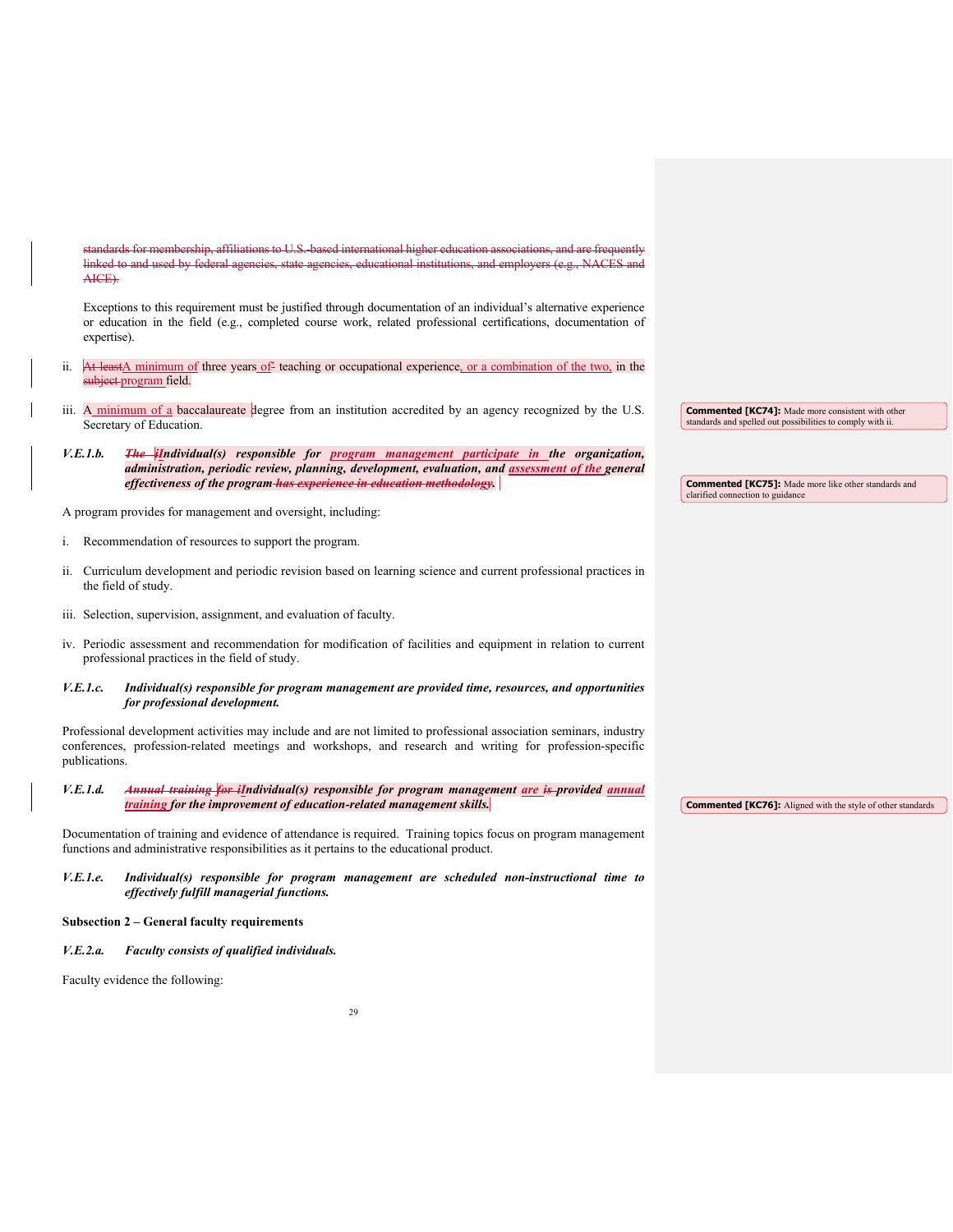~~standards for membership, affiliations to U.S.-based international higher education associations, and are frequently linked to and used by federal agencies, state agencies, educational institutions, and employers (e.g., NACES and AICE).~~

Exceptions to this requirement must be justified through documentation of an individual's alternative experience or education in the field (e.g., completed course work, related professional certifications, documentation of expertise).

ii. ~~At least~~A minimum of three years ~~of~~ teaching or occupational experience, or a combination of the two, in the ~~subject~~ program field.

iii. A minimum of a baccalaureate degree from an institution accredited by an agency recognized by the U.S. Secretary of Education.

> **Commented [KC74]:** Made more consistent with other standards and spelled out possibilities to comply with ii.

***V.E.1.b.*** ***~~The i~~Individual(s) responsible for program management participate in the organization, administration, periodic review, planning, development, evaluation, and assessment of the general effectiveness of the program ~~has experience in education methodology~~.***

> **Commented [KC75]:** Made more like other standards and clarified connection to guidance

A program provides for management and oversight, including:

i. Recommendation of resources to support the program.

ii. Curriculum development and periodic revision based on learning science and current professional practices in the field of study.

iii. Selection, supervision, assignment, and evaluation of faculty.

iv. Periodic assessment and recommendation for modification of facilities and equipment in relation to current professional practices in the field of study.

***V.E.1.c.*** ***Individual(s) responsible for program management are provided time, resources, and opportunities for professional development.***

Professional development activities may include and are not limited to professional association seminars, industry conferences, profession-related meetings and workshops, and research and writing for profession-specific publications.

***V.E.1.d.*** ***~~Annual training for i~~Individual(s) responsible for program management are ~~is~~ provided annual training for the improvement of education-related management skills.***

> **Commented [KC76]:** Aligned with the style of other standards

Documentation of training and evidence of attendance is required. Training topics focus on program management functions and administrative responsibilities as it pertains to the educational product.

***V.E.1.e.*** ***Individual(s) responsible for program management are scheduled non-instructional time to effectively fulfill managerial functions.***

**Subsection 2 – General faculty requirements**

***V.E.2.a.*** ***Faculty consists of qualified individuals.***

Faculty evidence the following: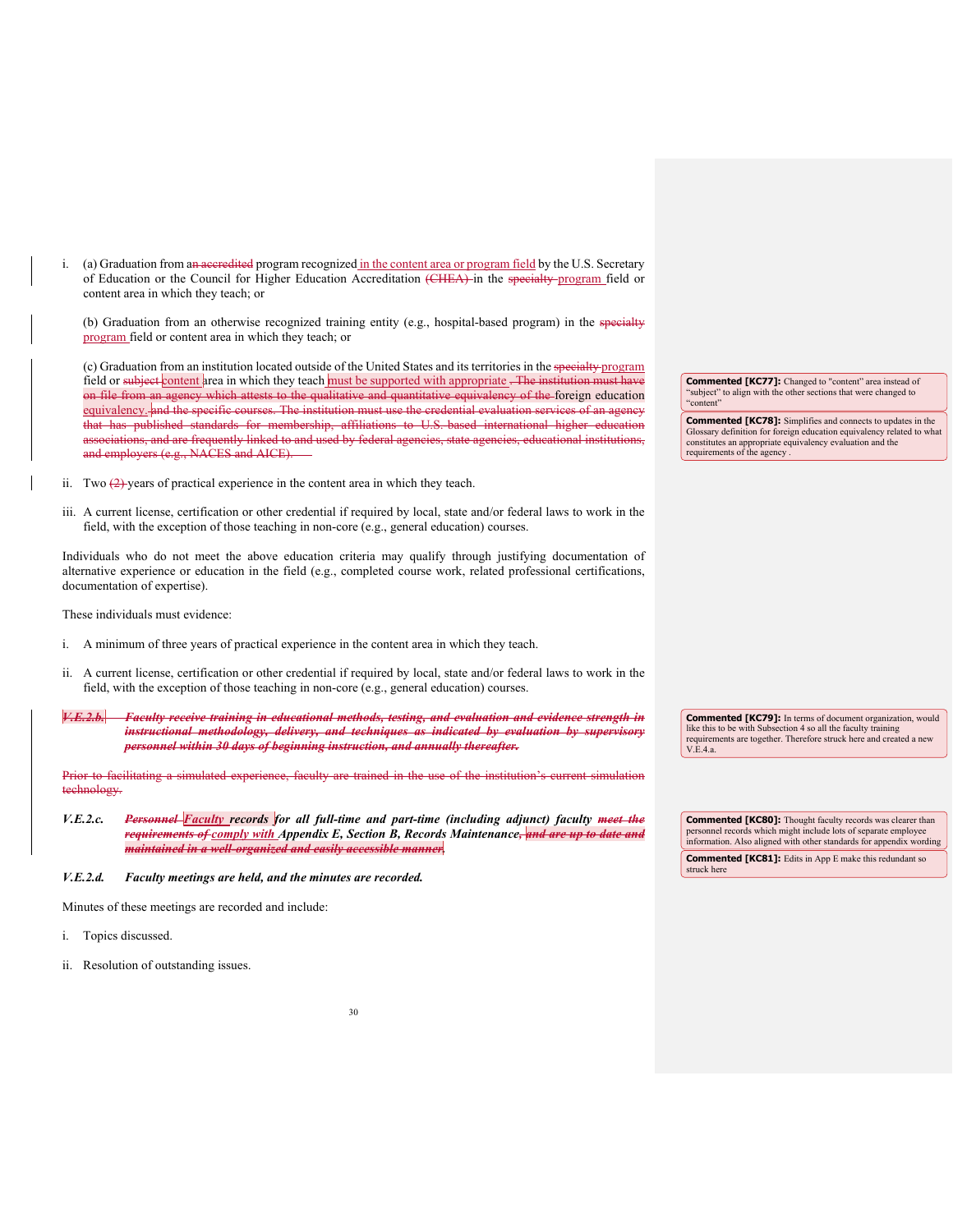i. (a) Graduation from an accredited program recognized in the content area or program field by the U.S. Secretary of Education or the Council for Higher Education Accreditation (CHEA) in the specialty program field or content area in which they teach; or

(b) Graduation from an otherwise recognized training entity (e.g., hospital-based program) in the specialty program field or content area in which they teach; or

(c) Graduation from an institution located outside of the United States and its territories in the specialty program field or subject content area in which they teach must be supported with appropriate . The institution must have on file from an agency which attests to the qualitative and quantitative equivalency of the foreign education equivalency. and the specific courses. The institution must use the credential evaluation services of an agency that has published standards for membership, affiliations to U.S. based international higher education associations, and are frequently linked to and used by federal agencies, state agencies, educational institutions, and employers (e.g., NACES and AICE).

ii. Two (2) years of practical experience in the content area in which they teach.

iii. A current license, certification or other credential if required by local, state and/or federal laws to work in the field, with the exception of those teaching in non-core (e.g., general education) courses.

Individuals who do not meet the above education criteria may qualify through justifying documentation of alternative experience or education in the field (e.g., completed course work, related professional certifications, documentation of expertise).

These individuals must evidence:

i. A minimum of three years of practical experience in the content area in which they teach.

ii. A current license, certification or other credential if required by local, state and/or federal laws to work in the field, with the exception of those teaching in non-core (e.g., general education) courses.

***V.E.2.b. Faculty receive training in educational methods, testing, and evaluation and evidence strength in instructional methodology, delivery, and techniques as indicated by evaluation by supervisory personnel within 30 days of beginning instruction, and annually thereafter.***

Prior to facilitating a simulated experience, faculty are trained in the use of the institution's current simulation technology.

***V.E.2.c. Personnel Faculty records for all full-time and part-time (including adjunct) faculty meet the requirements of comply with Appendix E, Section B, Records Maintenance, and are up to date and maintained in a well-organized and easily accessible manner.***

***V.E.2.d. Faculty meetings are held, and the minutes are recorded.***

Minutes of these meetings are recorded and include:

i. Topics discussed.

ii. Resolution of outstanding issues.

**Commented [KC77]:** Changed to "content" area instead of "subject" to align with the other sections that were changed to "content"

**Commented [KC78]:** Simplifies and connects to updates in the Glossary definition for foreign education equivalency related to what constitutes an appropriate equivalency evaluation and the requirements of the agency .

**Commented [KC79]:** In terms of document organization, would like this to be with Subsection 4 so all the faculty training requirements are together. Therefore struck here and created a new V.E.4.a.

**Commented [KC80]:** Thought faculty records was clearer than personnel records which might include lots of separate employee information. Also aligned with other standards for appendix wording

**Commented [KC81]:** Edits in App E make this redundant so struck here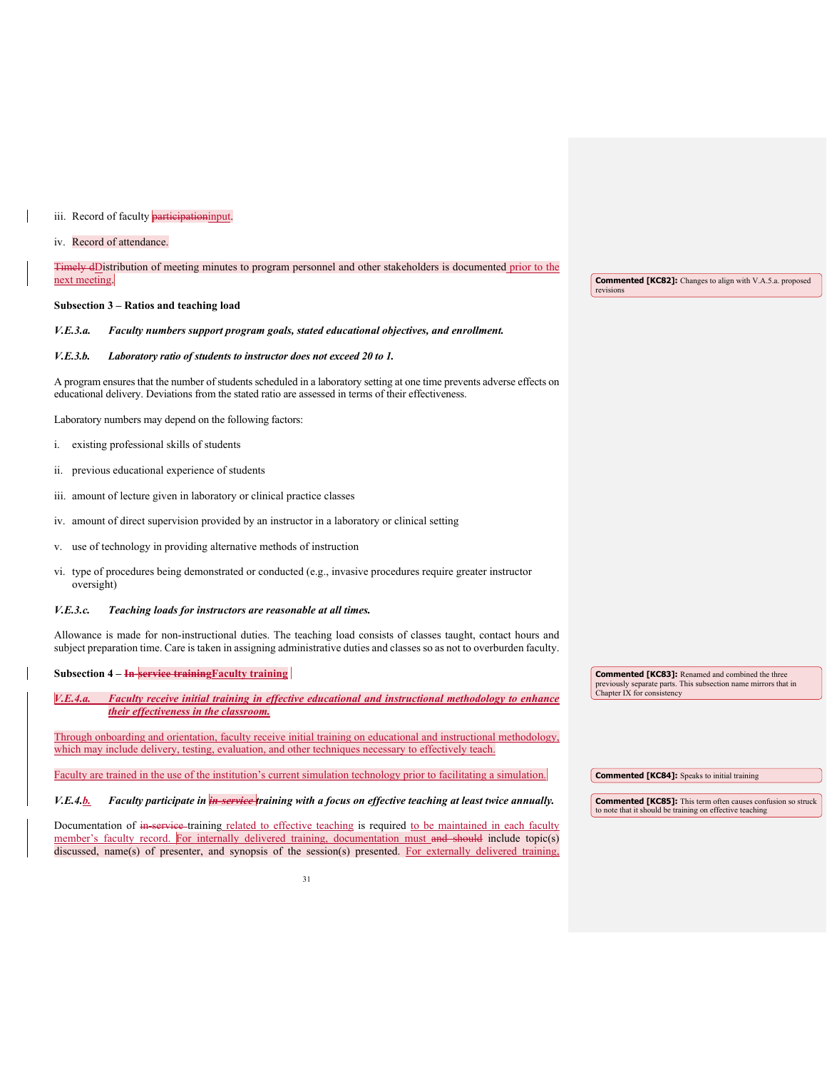iii. Record of faculty ~~participation~~input.

iv. Record of attendance.

~~Timely d~~Distribution of meeting minutes to program personnel and other stakeholders is documented prior to the next meeting.

**Commented [KC82]:** Changes to align with V.A.5.a. proposed revisions

**Subsection 3 – Ratios and teaching load**

***V.E.3.a. Faculty numbers support program goals, stated educational objectives, and enrollment.***

***V.E.3.b. Laboratory ratio of students to instructor does not exceed 20 to 1.***

A program ensures that the number of students scheduled in a laboratory setting at one time prevents adverse effects on educational delivery. Deviations from the stated ratio are assessed in terms of their effectiveness.

Laboratory numbers may depend on the following factors:

i. existing professional skills of students

ii. previous educational experience of students

iii. amount of lecture given in laboratory or clinical practice classes

iv. amount of direct supervision provided by an instructor in a laboratory or clinical setting

v. use of technology in providing alternative methods of instruction

vi. type of procedures being demonstrated or conducted (e.g., invasive procedures require greater instructor oversight)

***V.E.3.c. Teaching loads for instructors are reasonable at all times.***

Allowance is made for non-instructional duties. The teaching load consists of classes taught, contact hours and subject preparation time. Care is taken in assigning administrative duties and classes so as not to overburden faculty.

**Subsection 4 – ~~In-service training~~Faculty training**

**Commented [KC83]:** Renamed and combined the three previously separate parts. This subsection name mirrors that in Chapter IX for consistency

***V.E.4.a. Faculty receive initial training in effective educational and instructional methodology to enhance their effectiveness in the classroom.***

Through onboarding and orientation, faculty receive initial training on educational and instructional methodology, which may include delivery, testing, evaluation, and other techniques necessary to effectively teach.

Faculty are trained in the use of the institution's current simulation technology prior to facilitating a simulation.

**Commented [KC84]:** Speaks to initial training

***V.E.4.b. Faculty participate in ~~in-service~~ training with a focus on effective teaching at least twice annually.***

**Commented [KC85]:** This term often causes confusion so struck to note that it should be training on effective teaching

Documentation of ~~in-service~~ training related to effective teaching is required to be maintained in each faculty member's faculty record. For internally delivered training, documentation must ~~and should~~ include topic(s) discussed, name(s) of presenter, and synopsis of the session(s) presented. For externally delivered training,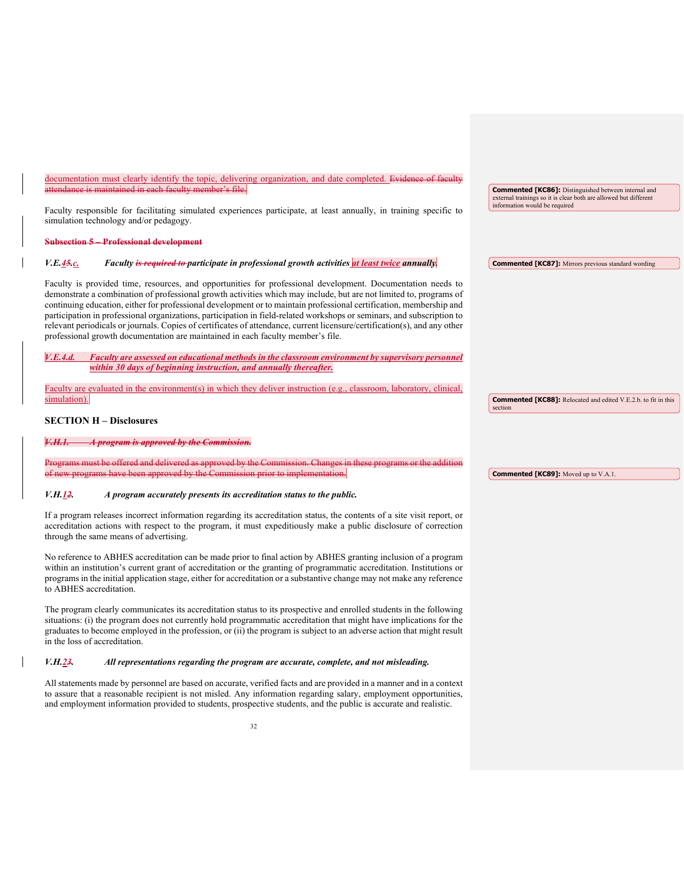documentation must clearly identify the topic, delivering organization, and date completed. ~~Evidence of faculty attendance is maintained in each faculty member's file.~~

Faculty responsible for facilitating simulated experiences participate, at least annually, in training specific to simulation technology and/or pedagogy.

~~**Subsection 5 – Professional development**~~

***V.E.45.c. Faculty ~~is required to~~ participate in professional growth activities at least twice annually.***

Faculty is provided time, resources, and opportunities for professional development. Documentation needs to demonstrate a combination of professional growth activities which may include, but are not limited to, programs of continuing education, either for professional development or to maintain professional certification, membership and participation in professional organizations, participation in field-related workshops or seminars, and subscription to relevant periodicals or journals. Copies of certificates of attendance, current licensure/certification(s), and any other professional growth documentation are maintained in each faculty member's file.

***V.E.4.d. Faculty are assessed on educational methods in the classroom environment by supervisory personnel within 30 days of beginning instruction, and annually thereafter.***

Faculty are evaluated in the environment(s) in which they deliver instruction (e.g., classroom, laboratory, clinical, simulation).

## SECTION H – Disclosures

~~***V.H.1. A program is approved by the Commission.***~~

~~Programs must be offered and delivered as approved by the Commission. Changes in these programs or the addition of new programs have been approved by the Commission prior to implementation.~~

***V.H.12. A program accurately presents its accreditation status to the public.***

If a program releases incorrect information regarding its accreditation status, the contents of a site visit report, or accreditation actions with respect to the program, it must expeditiously make a public disclosure of correction through the same means of advertising.

No reference to ABHES accreditation can be made prior to final action by ABHES granting inclusion of a program within an institution's current grant of accreditation or the granting of programmatic accreditation. Institutions or programs in the initial application stage, either for accreditation or a substantive change may not make any reference to ABHES accreditation.

The program clearly communicates its accreditation status to its prospective and enrolled students in the following situations: (i) the program does not currently hold programmatic accreditation that might have implications for the graduates to become employed in the profession, or (ii) the program is subject to an adverse action that might result in the loss of accreditation.

***V.H.23. All representations regarding the program are accurate, complete, and not misleading.***

All statements made by personnel are based on accurate, verified facts and are provided in a manner and in a context to assure that a reasonable recipient is not misled. Any information regarding salary, employment opportunities, and employment information provided to students, prospective students, and the public is accurate and realistic.

**Commented [KC86]:** Distinguished between internal and external trainings so it is clear both are allowed but different information would be required

**Commented [KC87]:** Mirrors previous standard wording

**Commented [KC88]:** Relocated and edited V.E.2.b. to fit in this section

**Commented [KC89]:** Moved up to V.A.1.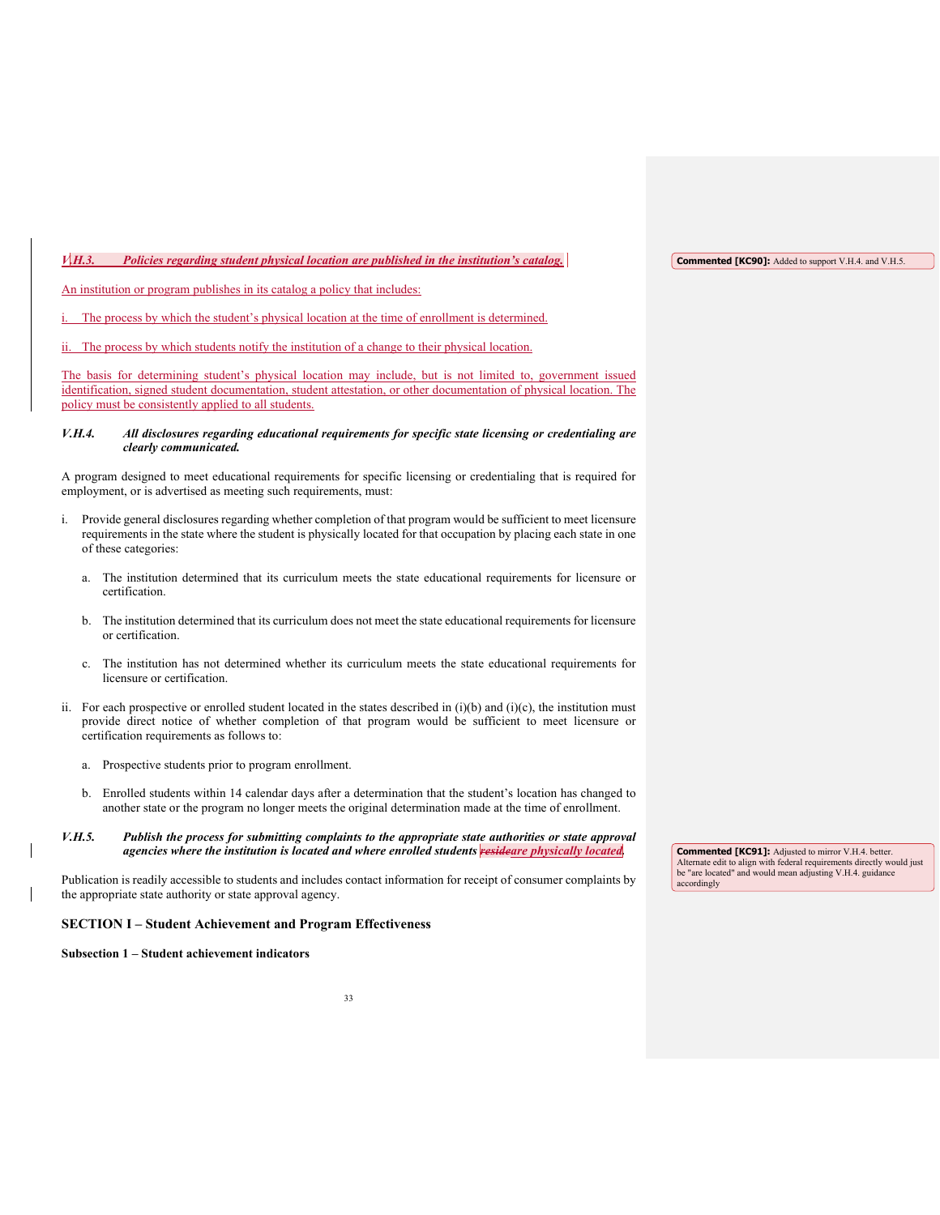***V.H.3. Policies regarding student physical location are published in the institution's catalog.***

An institution or program publishes in its catalog a policy that includes:

i. The process by which the student's physical location at the time of enrollment is determined.

ii. The process by which students notify the institution of a change to their physical location.

The basis for determining student's physical location may include, but is not limited to, government issued identification, signed student documentation, student attestation, or other documentation of physical location. The policy must be consistently applied to all students.

> **Commented [KC90]:** Added to support V.H.4. and V.H.5.

***V.H.4. All disclosures regarding educational requirements for specific state licensing or credentialing are clearly communicated.***

A program designed to meet educational requirements for specific licensing or credentialing that is required for employment, or is advertised as meeting such requirements, must:

i. Provide general disclosures regarding whether completion of that program would be sufficient to meet licensure requirements in the state where the student is physically located for that occupation by placing each state in one of these categories:

   a. The institution determined that its curriculum meets the state educational requirements for licensure or certification.

   b. The institution determined that its curriculum does not meet the state educational requirements for licensure or certification.

   c. The institution has not determined whether its curriculum meets the state educational requirements for licensure or certification.

ii. For each prospective or enrolled student located in the states described in (i)(b) and (i)(c), the institution must provide direct notice of whether completion of that program would be sufficient to meet licensure or certification requirements as follows to:

   a. Prospective students prior to program enrollment.

   b. Enrolled students within 14 calendar days after a determination that the student's location has changed to another state or the program no longer meets the original determination made at the time of enrollment.

***V.H.5. Publish the process for submitting complaints to the appropriate state authorities or state approval agencies where the institution is located and where enrolled students ~~reside~~are physically located.***

> **Commented [KC91]:** Adjusted to mirror V.H.4. better. Alternate edit to align with federal requirements directly would just be "are located" and would mean adjusting V.H.4. guidance accordingly

Publication is readily accessible to students and includes contact information for receipt of consumer complaints by the appropriate state authority or state approval agency.

## SECTION I – Student Achievement and Program Effectiveness

### Subsection 1 – Student achievement indicators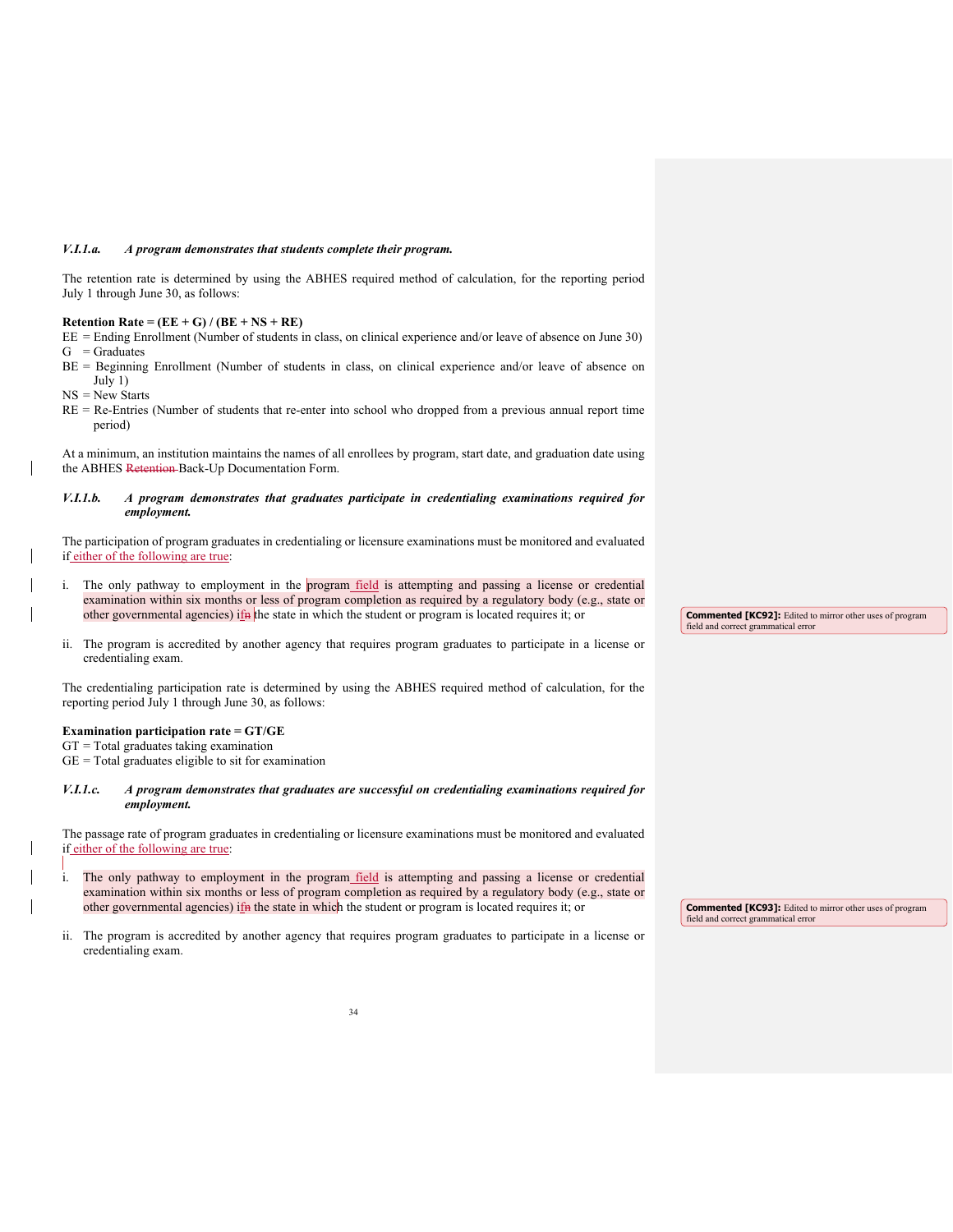***V.I.1.a. A program demonstrates that students complete their program.***

The retention rate is determined by using the ABHES required method of calculation, for the reporting period July 1 through June 30, as follows:

**Retention Rate = (EE + G) / (BE + NS + RE)**

EE = Ending Enrollment (Number of students in class, on clinical experience and/or leave of absence on June 30)
G = Graduates
BE = Beginning Enrollment (Number of students in class, on clinical experience and/or leave of absence on July 1)
NS = New Starts
RE = Re-Entries (Number of students that re-enter into school who dropped from a previous annual report time period)

At a minimum, an institution maintains the names of all enrollees by program, start date, and graduation date using the ABHES ~~Retention~~ Back-Up Documentation Form.

***V.I.1.b. A program demonstrates that graduates participate in credentialing examinations required for employment.***

The participation of program graduates in credentialing or licensure examinations must be monitored and evaluated if either of the following are true:

i. The only pathway to employment in the program field is attempting and passing a license or credential examination within six months or less of program completion as required by a regulatory body (e.g., state or other governmental agencies) if~~n~~ the state in which the student or program is located requires it; or

ii. The program is accredited by another agency that requires program graduates to participate in a license or credentialing exam.

The credentialing participation rate is determined by using the ABHES required method of calculation, for the reporting period July 1 through June 30, as follows:

**Examination participation rate = GT/GE**

GT = Total graduates taking examination
GE = Total graduates eligible to sit for examination

***V.I.1.c. A program demonstrates that graduates are successful on credentialing examinations required for employment.***

The passage rate of program graduates in credentialing or licensure examinations must be monitored and evaluated if either of the following are true:

i. The only pathway to employment in the program field is attempting and passing a license or credential examination within six months or less of program completion as required by a regulatory body (e.g., state or other governmental agencies) if~~n~~ the state in which the student or program is located requires it; or

ii. The program is accredited by another agency that requires program graduates to participate in a license or credentialing exam.

**Commented [KC92]:** Edited to mirror other uses of program field and correct grammatical error

**Commented [KC93]:** Edited to mirror other uses of program field and correct grammatical error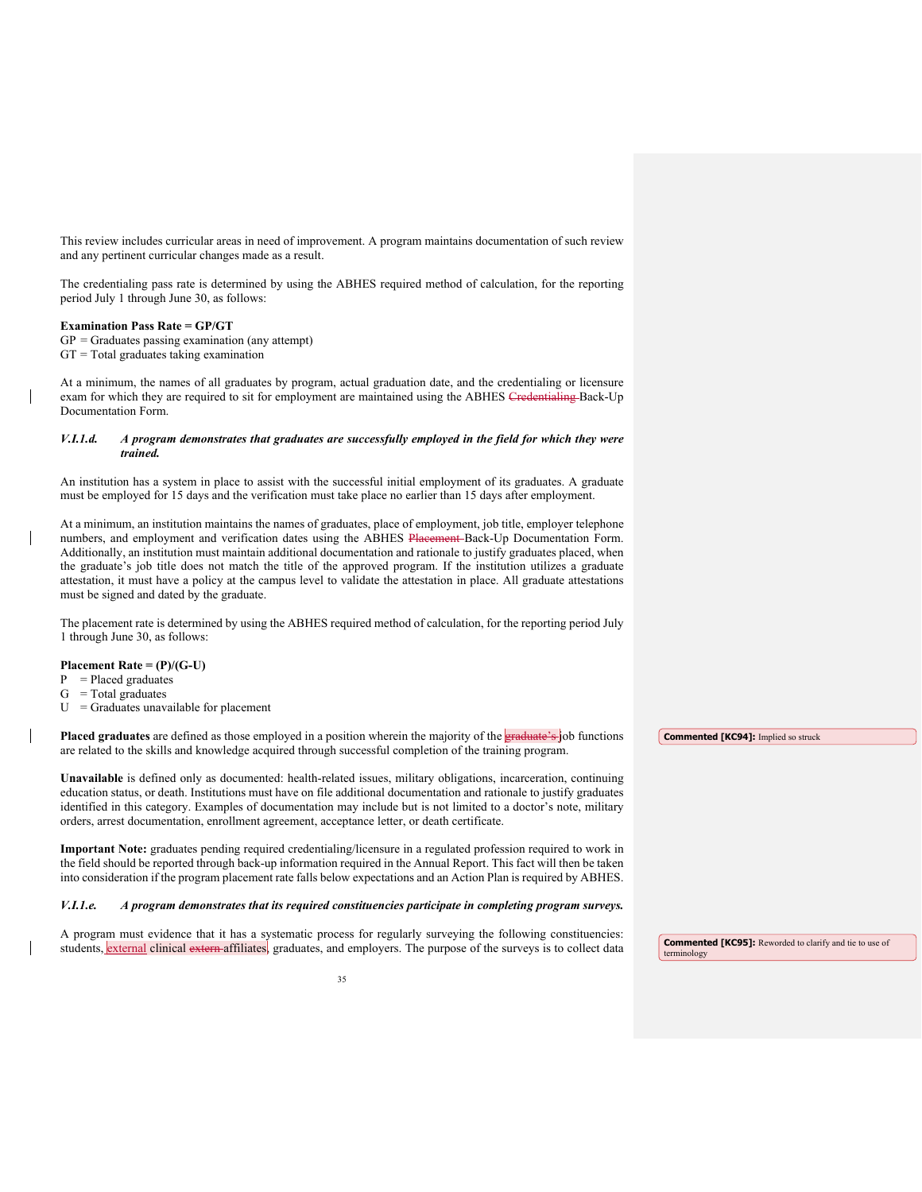This review includes curricular areas in need of improvement. A program maintains documentation of such review and any pertinent curricular changes made as a result.

The credentialing pass rate is determined by using the ABHES required method of calculation, for the reporting period July 1 through June 30, as follows:

**Examination Pass Rate = GP/GT**
GP = Graduates passing examination (any attempt)
GT = Total graduates taking examination

At a minimum, the names of all graduates by program, actual graduation date, and the credentialing or licensure exam for which they are required to sit for employment are maintained using the ABHES ~~Credentialing~~ Back-Up Documentation Form.

***V.I.1.d. A program demonstrates that graduates are successfully employed in the field for which they were trained.***

An institution has a system in place to assist with the successful initial employment of its graduates. A graduate must be employed for 15 days and the verification must take place no earlier than 15 days after employment.

At a minimum, an institution maintains the names of graduates, place of employment, job title, employer telephone numbers, and employment and verification dates using the ABHES ~~Placement~~ Back-Up Documentation Form. Additionally, an institution must maintain additional documentation and rationale to justify graduates placed, when the graduate's job title does not match the title of the approved program. If the institution utilizes a graduate attestation, it must have a policy at the campus level to validate the attestation in place. All graduate attestations must be signed and dated by the graduate.

The placement rate is determined by using the ABHES required method of calculation, for the reporting period July 1 through June 30, as follows:

**Placement Rate = (P)/(G-U)**
P = Placed graduates
G = Total graduates
U = Graduates unavailable for placement

**Placed graduates** are defined as those employed in a position wherein the majority of the ~~graduate's~~ job functions are related to the skills and knowledge acquired through successful completion of the training program.

> **Commented [KC94]:** Implied so struck

**Unavailable** is defined only as documented: health-related issues, military obligations, incarceration, continuing education status, or death. Institutions must have on file additional documentation and rationale to justify graduates identified in this category. Examples of documentation may include but is not limited to a doctor's note, military orders, arrest documentation, enrollment agreement, acceptance letter, or death certificate.

**Important Note:** graduates pending required credentialing/licensure in a regulated profession required to work in the field should be reported through back-up information required in the Annual Report. This fact will then be taken into consideration if the program placement rate falls below expectations and an Action Plan is required by ABHES.

***V.I.1.e. A program demonstrates that its required constituencies participate in completing program surveys.***

A program must evidence that it has a systematic process for regularly surveying the following constituencies: students, external clinical ~~extern~~ affiliates, graduates, and employers. The purpose of the surveys is to collect data

> **Commented [KC95]:** Reworded to clarify and tie to use of terminology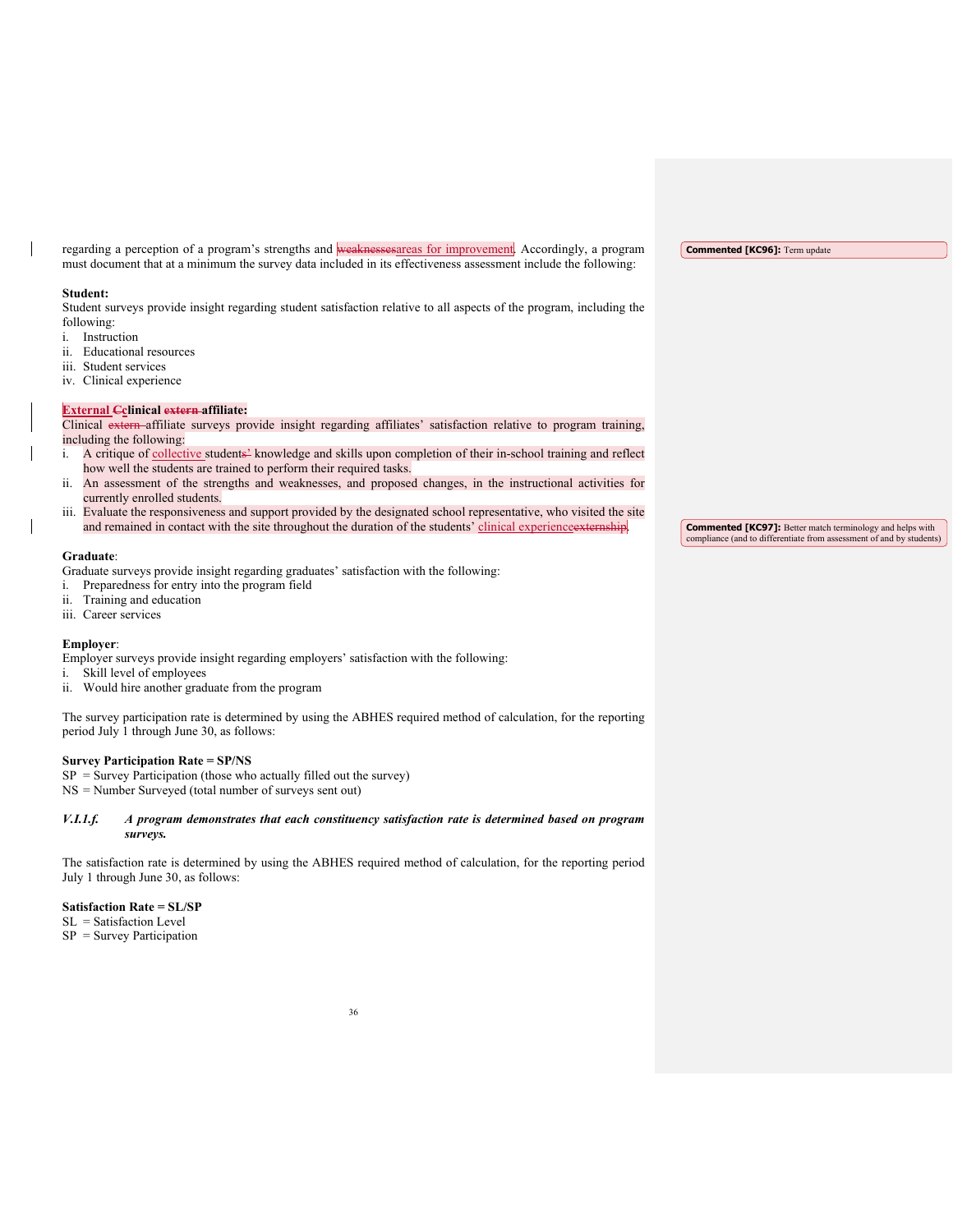regarding a perception of a program's strengths and ~~weaknesses~~areas for improvement. Accordingly, a program must document that at a minimum the survey data included in its effectiveness assessment include the following:

**Student:**
Student surveys provide insight regarding student satisfaction relative to all aspects of the program, including the following:

i. Instruction
ii. Educational resources
iii. Student services
iv. Clinical experience

**External ~~C~~clinical ~~extern~~ affiliate:**
Clinical ~~extern~~ affiliate surveys provide insight regarding affiliates' satisfaction relative to program training, including the following:

i. A critique of collective students~~'~~ knowledge and skills upon completion of their in-school training and reflect how well the students are trained to perform their required tasks.
ii. An assessment of the strengths and weaknesses, and proposed changes, in the instructional activities for currently enrolled students.
iii. Evaluate the responsiveness and support provided by the designated school representative, who visited the site and remained in contact with the site throughout the duration of the students' clinical experience~~externship~~.

**Graduate**:
Graduate surveys provide insight regarding graduates' satisfaction with the following:

i. Preparedness for entry into the program field
ii. Training and education
iii. Career services

**Employer**:
Employer surveys provide insight regarding employers' satisfaction with the following:

i. Skill level of employees
ii. Would hire another graduate from the program

The survey participation rate is determined by using the ABHES required method of calculation, for the reporting period July 1 through June 30, as follows:

**Survey Participation Rate = SP/NS**
SP = Survey Participation (those who actually filled out the survey)
NS = Number Surveyed (total number of surveys sent out)

***V.I.1.f. A program demonstrates that each constituency satisfaction rate is determined based on program surveys.***

The satisfaction rate is determined by using the ABHES required method of calculation, for the reporting period July 1 through June 30, as follows:

**Satisfaction Rate = SL/SP**
SL = Satisfaction Level
SP = Survey Participation

**Commented [KC96]:** Term update

**Commented [KC97]:** Better match terminology and helps with compliance (and to differentiate from assessment of and by students)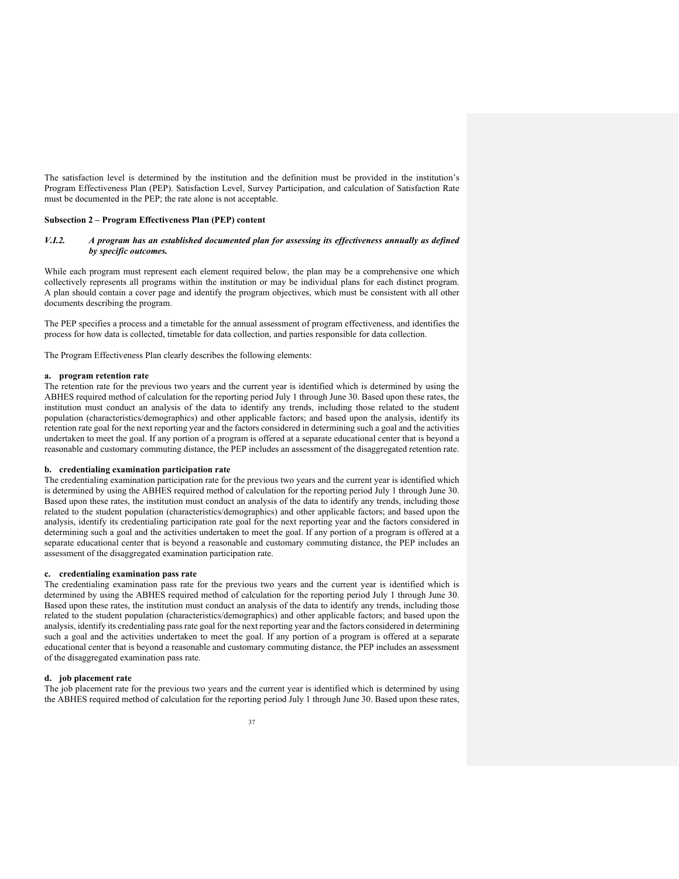The satisfaction level is determined by the institution and the definition must be provided in the institution's Program Effectiveness Plan (PEP). Satisfaction Level, Survey Participation, and calculation of Satisfaction Rate must be documented in the PEP; the rate alone is not acceptable.

**Subsection 2 – Program Effectiveness Plan (PEP) content**

***V.I.2. A program has an established documented plan for assessing its effectiveness annually as defined by specific outcomes.***

While each program must represent each element required below, the plan may be a comprehensive one which collectively represents all programs within the institution or may be individual plans for each distinct program. A plan should contain a cover page and identify the program objectives, which must be consistent with all other documents describing the program.

The PEP specifies a process and a timetable for the annual assessment of program effectiveness, and identifies the process for how data is collected, timetable for data collection, and parties responsible for data collection.

The Program Effectiveness Plan clearly describes the following elements:

**a. program retention rate**

The retention rate for the previous two years and the current year is identified which is determined by using the ABHES required method of calculation for the reporting period July 1 through June 30. Based upon these rates, the institution must conduct an analysis of the data to identify any trends, including those related to the student population (characteristics/demographics) and other applicable factors; and based upon the analysis, identify its retention rate goal for the next reporting year and the factors considered in determining such a goal and the activities undertaken to meet the goal. If any portion of a program is offered at a separate educational center that is beyond a reasonable and customary commuting distance, the PEP includes an assessment of the disaggregated retention rate.

**b. credentialing examination participation rate**

The credentialing examination participation rate for the previous two years and the current year is identified which is determined by using the ABHES required method of calculation for the reporting period July 1 through June 30. Based upon these rates, the institution must conduct an analysis of the data to identify any trends, including those related to the student population (characteristics/demographics) and other applicable factors; and based upon the analysis, identify its credentialing participation rate goal for the next reporting year and the factors considered in determining such a goal and the activities undertaken to meet the goal. If any portion of a program is offered at a separate educational center that is beyond a reasonable and customary commuting distance, the PEP includes an assessment of the disaggregated examination participation rate.

**c. credentialing examination pass rate**

The credentialing examination pass rate for the previous two years and the current year is identified which is determined by using the ABHES required method of calculation for the reporting period July 1 through June 30. Based upon these rates, the institution must conduct an analysis of the data to identify any trends, including those related to the student population (characteristics/demographics) and other applicable factors; and based upon the analysis, identify its credentialing pass rate goal for the next reporting year and the factors considered in determining such a goal and the activities undertaken to meet the goal. If any portion of a program is offered at a separate educational center that is beyond a reasonable and customary commuting distance, the PEP includes an assessment of the disaggregated examination pass rate.

**d. job placement rate**

The job placement rate for the previous two years and the current year is identified which is determined by using the ABHES required method of calculation for the reporting period July 1 through June 30. Based upon these rates,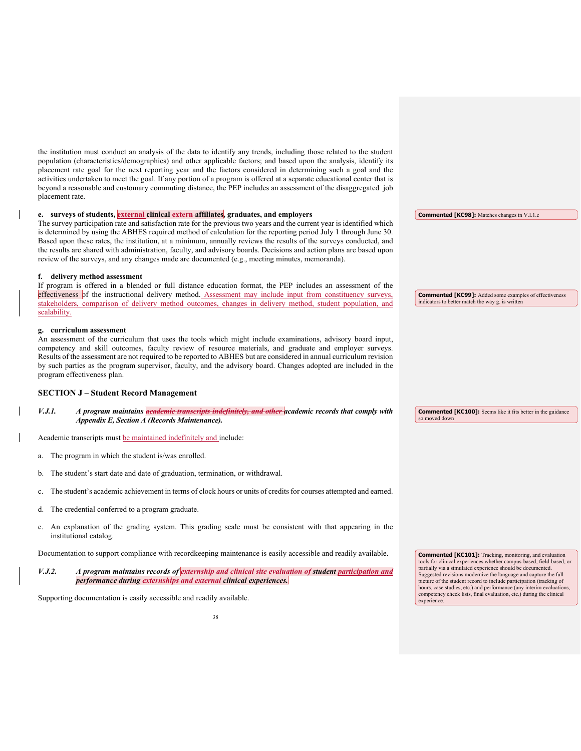the institution must conduct an analysis of the data to identify any trends, including those related to the student population (characteristics/demographics) and other applicable factors; and based upon the analysis, identify its placement rate goal for the next reporting year and the factors considered in determining such a goal and the activities undertaken to meet the goal. If any portion of a program is offered at a separate educational center that is beyond a reasonable and customary commuting distance, the PEP includes an assessment of the disaggregated job placement rate.

**e. surveys of students, external clinical ~~extern~~ affiliates, graduates, and employers**

The survey participation rate and satisfaction rate for the previous two years and the current year is identified which is determined by using the ABHES required method of calculation for the reporting period July 1 through June 30. Based upon these rates, the institution, at a minimum, annually reviews the results of the surveys conducted, and the results are shared with administration, faculty, and advisory boards. Decisions and action plans are based upon review of the surveys, and any changes made are documented (e.g., meeting minutes, memoranda).

> **Commented [KC98]:** Matches changes in V.I.1.e

**f. delivery method assessment**

If program is offered in a blended or full distance education format, the PEP includes an assessment of the effectiveness of the instructional delivery method. Assessment may include input from constituency surveys, stakeholders, comparison of delivery method outcomes, changes in delivery method, student population, and scalability.

> **Commented [KC99]:** Added some examples of effectiveness indicators to better match the way g. is written

**g. curriculum assessment**

An assessment of the curriculum that uses the tools which might include examinations, advisory board input, competency and skill outcomes, faculty review of resource materials, and graduate and employer surveys. Results of the assessment are not required to be reported to ABHES but are considered in annual curriculum revision by such parties as the program supervisor, faculty, and the advisory board. Changes adopted are included in the program effectiveness plan.

## SECTION J – Student Record Management

***V.J.1. A program maintains ~~academic transcripts indefinitely, and other~~ academic records that comply with Appendix E, Section A (Records Maintenance).***

> **Commented [KC100]:** Seems like it fits better in the guidance so moved down

Academic transcripts must be maintained indefinitely and include:

a. The program in which the student is/was enrolled.

b. The student's start date and date of graduation, termination, or withdrawal.

c. The student's academic achievement in terms of clock hours or units of credits for courses attempted and earned.

d. The credential conferred to a program graduate.

e. An explanation of the grading system. This grading scale must be consistent with that appearing in the institutional catalog.

Documentation to support compliance with recordkeeping maintenance is easily accessible and readily available.

***V.J.2. A program maintains records of ~~externship and clinical site evaluation of~~ student participation and performance during ~~externships and external~~ clinical experiences.***

> **Commented [KC101]:** Tracking, monitoring, and evaluation tools for clinical experiences whether campus-based, field-based, or partially via a simulated experience should be documented. Suggested revisions modernize the language and capture the full picture of the student record to include participation (tracking of hours, case studies, etc.) and performance (any interim evaluations, competency check lists, final evaluation, etc.) during the clinical experience.

Supporting documentation is easily accessible and readily available.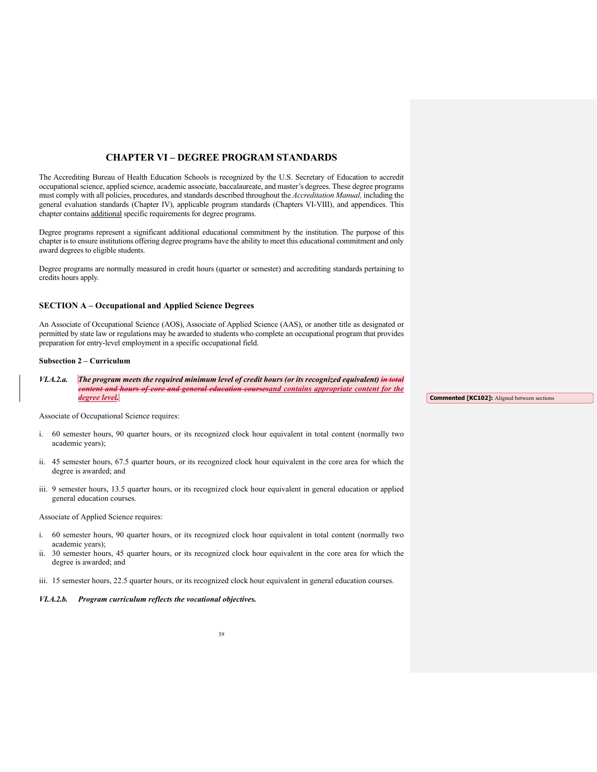# CHAPTER VI – DEGREE PROGRAM STANDARDS

The Accrediting Bureau of Health Education Schools is recognized by the U.S. Secretary of Education to accredit occupational science, applied science, academic associate, baccalaureate, and master's degrees. These degree programs must comply with all policies, procedures, and standards described throughout the *Accreditation Manual,* including the general evaluation standards (Chapter IV), applicable program standards (Chapters VI-VIII), and appendices. This chapter contains additional specific requirements for degree programs.

Degree programs represent a significant additional educational commitment by the institution. The purpose of this chapter is to ensure institutions offering degree programs have the ability to meet this educational commitment and only award degrees to eligible students.

Degree programs are normally measured in credit hours (quarter or semester) and accrediting standards pertaining to credits hours apply.

## SECTION A – Occupational and Applied Science Degrees

An Associate of Occupational Science (AOS), Associate of Applied Science (AAS), or another title as designated or permitted by state law or regulations may be awarded to students who complete an occupational program that provides preparation for entry-level employment in a specific occupational field.

### Subsection 2 – Curriculum

***VI.A.2.a. The program meets the required minimum level of credit hours (or its recognized equivalent) ~~in total content and hours of core and general education courses~~and contains appropriate content for the degree level.***

Commented [KC102]: Aligned between sections

Associate of Occupational Science requires:

i. 60 semester hours, 90 quarter hours, or its recognized clock hour equivalent in total content (normally two academic years);

ii. 45 semester hours, 67.5 quarter hours, or its recognized clock hour equivalent in the core area for which the degree is awarded; and

iii. 9 semester hours, 13.5 quarter hours, or its recognized clock hour equivalent in general education or applied general education courses.

Associate of Applied Science requires:

i. 60 semester hours, 90 quarter hours, or its recognized clock hour equivalent in total content (normally two academic years);

ii. 30 semester hours, 45 quarter hours, or its recognized clock hour equivalent in the core area for which the degree is awarded; and

iii. 15 semester hours, 22.5 quarter hours, or its recognized clock hour equivalent in general education courses.

***VI.A.2.b. Program curriculum reflects the vocational objectives.***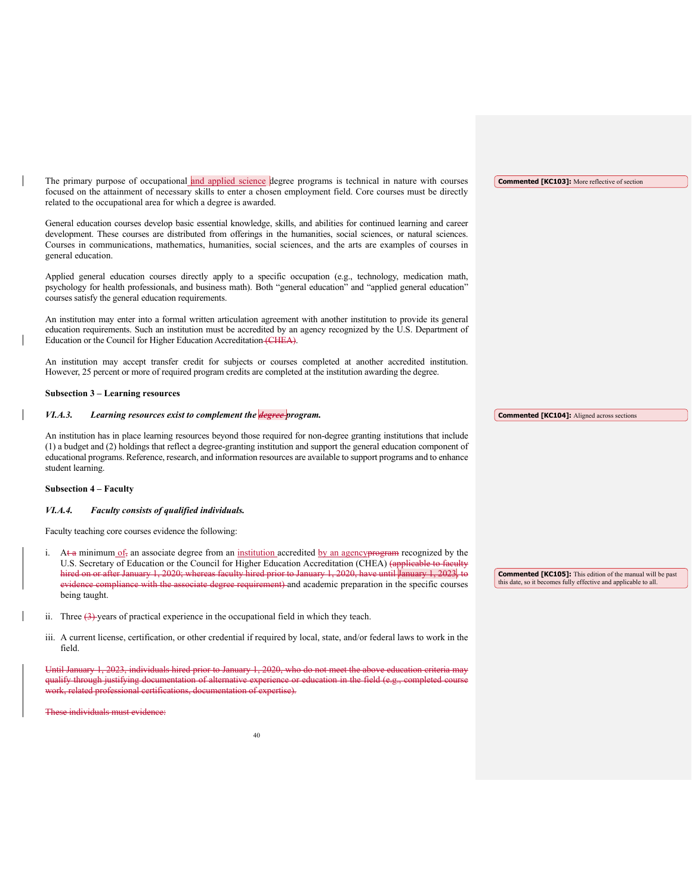The primary purpose of occupational and applied science degree programs is technical in nature with courses focused on the attainment of necessary skills to enter a chosen employment field. Core courses must be directly related to the occupational area for which a degree is awarded.

> **Commented [KC103]:** More reflective of section

General education courses develop basic essential knowledge, skills, and abilities for continued learning and career development. These courses are distributed from offerings in the humanities, social sciences, or natural sciences. Courses in communications, mathematics, humanities, social sciences, and the arts are examples of courses in general education.

Applied general education courses directly apply to a specific occupation (e.g., technology, medication math, psychology for health professionals, and business math). Both "general education" and "applied general education" courses satisfy the general education requirements.

An institution may enter into a formal written articulation agreement with another institution to provide its general education requirements. Such an institution must be accredited by an agency recognized by the U.S. Department of Education or the Council for Higher Education Accreditation ~~(CHEA)~~.

An institution may accept transfer credit for subjects or courses completed at another accredited institution. However, 25 percent or more of required program credits are completed at the institution awarding the degree.

**Subsection 3 – Learning resources**

***VI.A.3. Learning resources exist to complement the ~~degree~~ program.***

> **Commented [KC104]:** Aligned across sections

An institution has in place learning resources beyond those required for non-degree granting institutions that include (1) a budget and (2) holdings that reflect a degree-granting institution and support the general education component of educational programs. Reference, research, and information resources are available to support programs and to enhance student learning.

**Subsection 4 – Faculty**

***VI.A.4. Faculty consists of qualified individuals.***

Faculty teaching core courses evidence the following:

i. A~~t a~~ minimum of~~,~~ an associate degree from an institution accredited by an agency~~program~~ recognized by the U.S. Secretary of Education or the Council for Higher Education Accreditation (CHEA) ~~(applicable to faculty hired on or after January 1, 2020; whereas faculty hired prior to January 1, 2020, have until January 1, 2023, to evidence compliance with the associate degree requirement)~~ and academic preparation in the specific courses being taught.

> **Commented [KC105]:** This edition of the manual will be past this date, so it becomes fully effective and applicable to all.

ii. Three ~~(3)~~ years of practical experience in the occupational field in which they teach.

iii. A current license, certification, or other credential if required by local, state, and/or federal laws to work in the field.

~~Until January 1, 2023, individuals hired prior to January 1, 2020, who do not meet the above education criteria may qualify through justifying documentation of alternative experience or education in the field (e.g., completed course work, related professional certifications, documentation of expertise).~~

~~These individuals must evidence:~~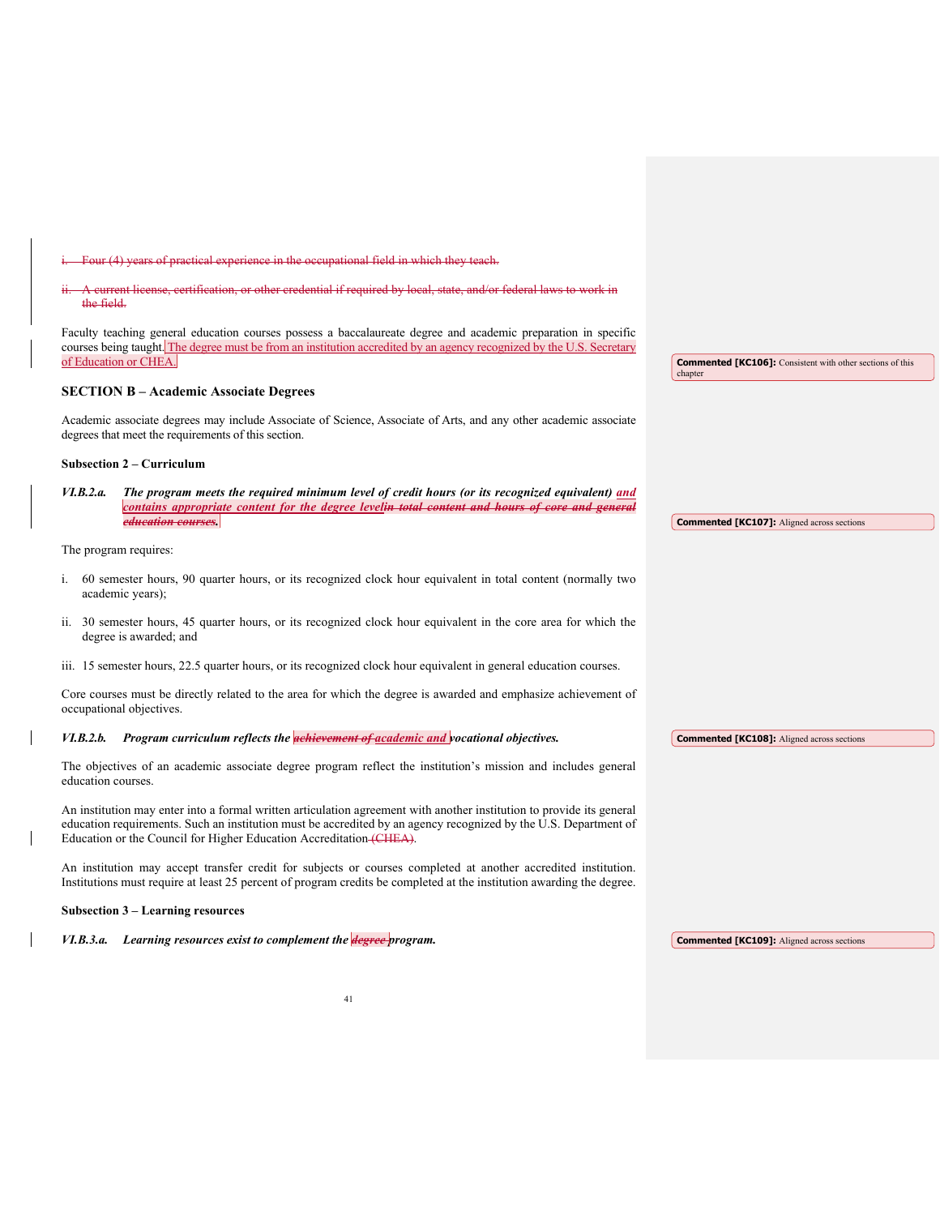~~i. Four (4) years of practical experience in the occupational field in which they teach.~~

~~ii. A current license, certification, or other credential if required by local, state, and/or federal laws to work in the field.~~

Faculty teaching general education courses possess a baccalaureate degree and academic preparation in specific courses being taught. The degree must be from an institution accredited by an agency recognized by the U.S. Secretary of Education or CHEA.

**Commented [KC106]:** Consistent with other sections of this chapter

### SECTION B – Academic Associate Degrees

Academic associate degrees may include Associate of Science, Associate of Arts, and any other academic associate degrees that meet the requirements of this section.

#### Subsection 2 – Curriculum

***VI.B.2.a. The program meets the required minimum level of credit hours (or its recognized equivalent) and contains appropriate content for the degree level~~in total content and hours of core and general education courses.~~***

**Commented [KC107]:** Aligned across sections

The program requires:

i. 60 semester hours, 90 quarter hours, or its recognized clock hour equivalent in total content (normally two academic years);

ii. 30 semester hours, 45 quarter hours, or its recognized clock hour equivalent in the core area for which the degree is awarded; and

iii. 15 semester hours, 22.5 quarter hours, or its recognized clock hour equivalent in general education courses.

Core courses must be directly related to the area for which the degree is awarded and emphasize achievement of occupational objectives.

***VI.B.2.b. Program curriculum reflects the ~~achievement of~~ academic and vocational objectives.***

**Commented [KC108]:** Aligned across sections

The objectives of an academic associate degree program reflect the institution's mission and includes general education courses.

An institution may enter into a formal written articulation agreement with another institution to provide its general education requirements. Such an institution must be accredited by an agency recognized by the U.S. Department of Education or the Council for Higher Education Accreditation ~~(CHEA)~~.

An institution may accept transfer credit for subjects or courses completed at another accredited institution. Institutions must require at least 25 percent of program credits be completed at the institution awarding the degree.

#### Subsection 3 – Learning resources

***VI.B.3.a. Learning resources exist to complement the ~~degree~~ program.***

**Commented [KC109]:** Aligned across sections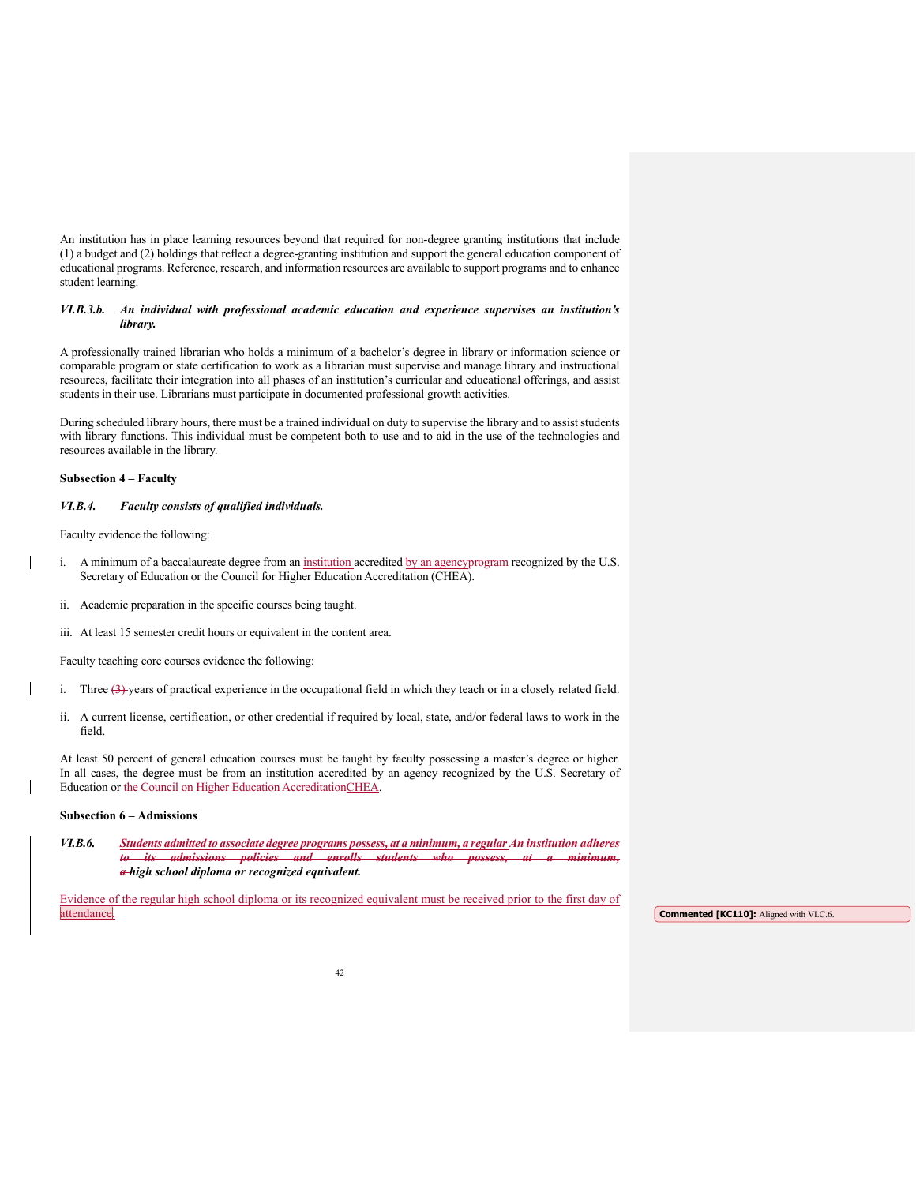An institution has in place learning resources beyond that required for non-degree granting institutions that include (1) a budget and (2) holdings that reflect a degree-granting institution and support the general education component of educational programs. Reference, research, and information resources are available to support programs and to enhance student learning.

***VI.B.3.b. An individual with professional academic education and experience supervises an institution's library.***

A professionally trained librarian who holds a minimum of a bachelor's degree in library or information science or comparable program or state certification to work as a librarian must supervise and manage library and instructional resources, facilitate their integration into all phases of an institution's curricular and educational offerings, and assist students in their use. Librarians must participate in documented professional growth activities.

During scheduled library hours, there must be a trained individual on duty to supervise the library and to assist students with library functions. This individual must be competent both to use and to aid in the use of the technologies and resources available in the library.

**Subsection 4 – Faculty**

***VI.B.4. Faculty consists of qualified individuals.***

Faculty evidence the following:

i. A minimum of a baccalaureate degree from an institution accredited by an agency~~program~~ recognized by the U.S. Secretary of Education or the Council for Higher Education Accreditation (CHEA).

ii. Academic preparation in the specific courses being taught.

iii. At least 15 semester credit hours or equivalent in the content area.

Faculty teaching core courses evidence the following:

i. Three ~~(3)~~ years of practical experience in the occupational field in which they teach or in a closely related field.

ii. A current license, certification, or other credential if required by local, state, and/or federal laws to work in the field.

At least 50 percent of general education courses must be taught by faculty possessing a master's degree or higher. In all cases, the degree must be from an institution accredited by an agency recognized by the U.S. Secretary of Education or ~~the Council on Higher Education Accreditation~~CHEA.

**Subsection 6 – Admissions**

***VI.B.6. Students admitted to associate degree programs possess, at a minimum, a regular ~~An institution adheres to its admissions policies and enrolls students who possess, at a minimum, a~~ high school diploma or recognized equivalent.***

Evidence of the regular high school diploma or its recognized equivalent must be received prior to the first day of attendance.

Commented [KC110]: Aligned with VI.C.6.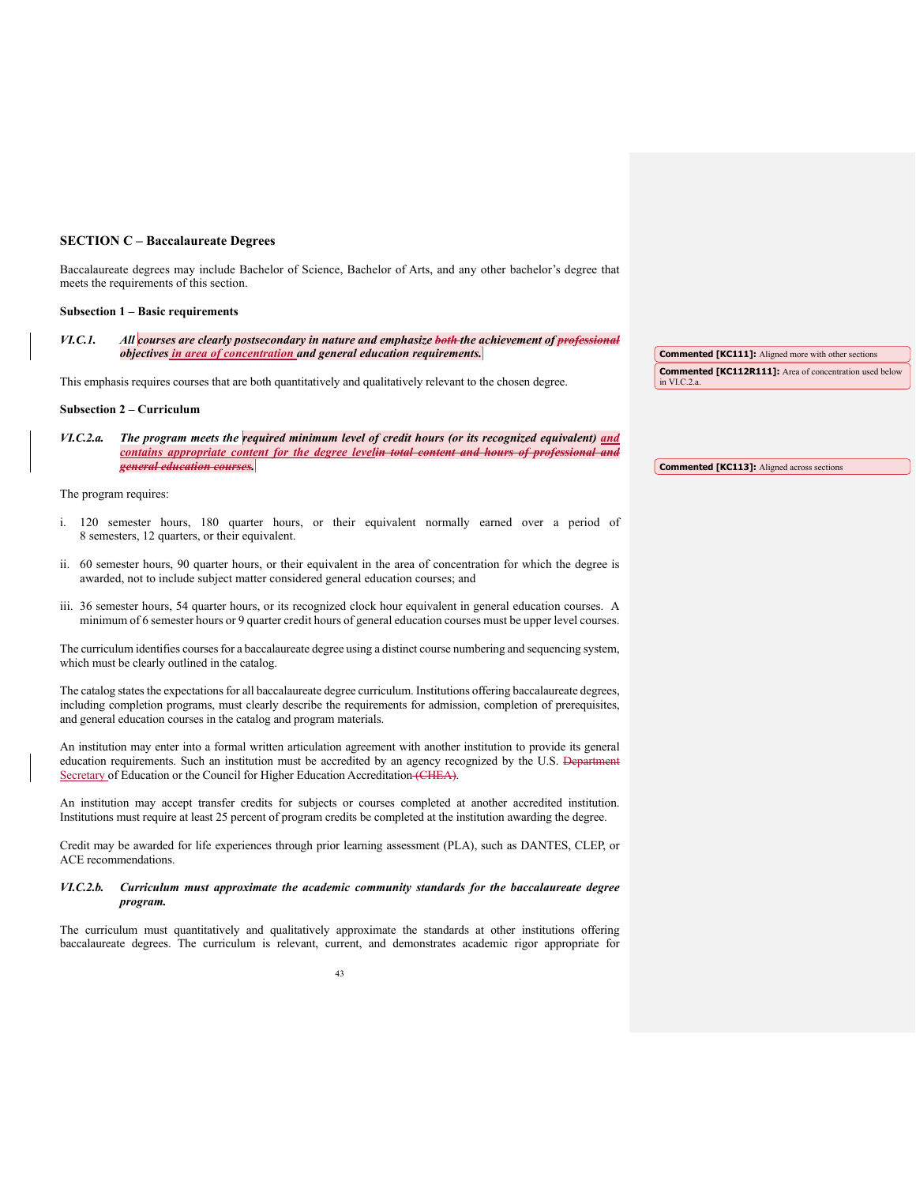### SECTION C – Baccalaureate Degrees

Baccalaureate degrees may include Bachelor of Science, Bachelor of Arts, and any other bachelor's degree that meets the requirements of this section.

**Subsection 1 – Basic requirements**

***VI.C.1. All courses are clearly postsecondary in nature and emphasize ~~both~~ the achievement of ~~professional~~ objectives in area of concentration and general education requirements.***

> **Commented [KC111]:** Aligned more with other sections
>
> **Commented [KC112R111]:** Area of concentration used below in VI.C.2.a.

This emphasis requires courses that are both quantitatively and qualitatively relevant to the chosen degree.

**Subsection 2 – Curriculum**

***VI.C.2.a. The program meets the required minimum level of credit hours (or its recognized equivalent) and contains appropriate content for the degree level~~in total content and hours of professional and general education courses~~.***

> **Commented [KC113]:** Aligned across sections

The program requires:

i. 120 semester hours, 180 quarter hours, or their equivalent normally earned over a period of 8 semesters, 12 quarters, or their equivalent.

ii. 60 semester hours, 90 quarter hours, or their equivalent in the area of concentration for which the degree is awarded, not to include subject matter considered general education courses; and

iii. 36 semester hours, 54 quarter hours, or its recognized clock hour equivalent in general education courses. A minimum of 6 semester hours or 9 quarter credit hours of general education courses must be upper level courses.

The curriculum identifies courses for a baccalaureate degree using a distinct course numbering and sequencing system, which must be clearly outlined in the catalog.

The catalog states the expectations for all baccalaureate degree curriculum. Institutions offering baccalaureate degrees, including completion programs, must clearly describe the requirements for admission, completion of prerequisites, and general education courses in the catalog and program materials.

An institution may enter into a formal written articulation agreement with another institution to provide its general education requirements. Such an institution must be accredited by an agency recognized by the U.S. ~~Department~~ Secretary of Education or the Council for Higher Education Accreditation ~~(CHEA)~~.

An institution may accept transfer credits for subjects or courses completed at another accredited institution. Institutions must require at least 25 percent of program credits be completed at the institution awarding the degree.

Credit may be awarded for life experiences through prior learning assessment (PLA), such as DANTES, CLEP, or ACE recommendations.

***VI.C.2.b. Curriculum must approximate the academic community standards for the baccalaureate degree program.***

The curriculum must quantitatively and qualitatively approximate the standards at other institutions offering baccalaureate degrees. The curriculum is relevant, current, and demonstrates academic rigor appropriate for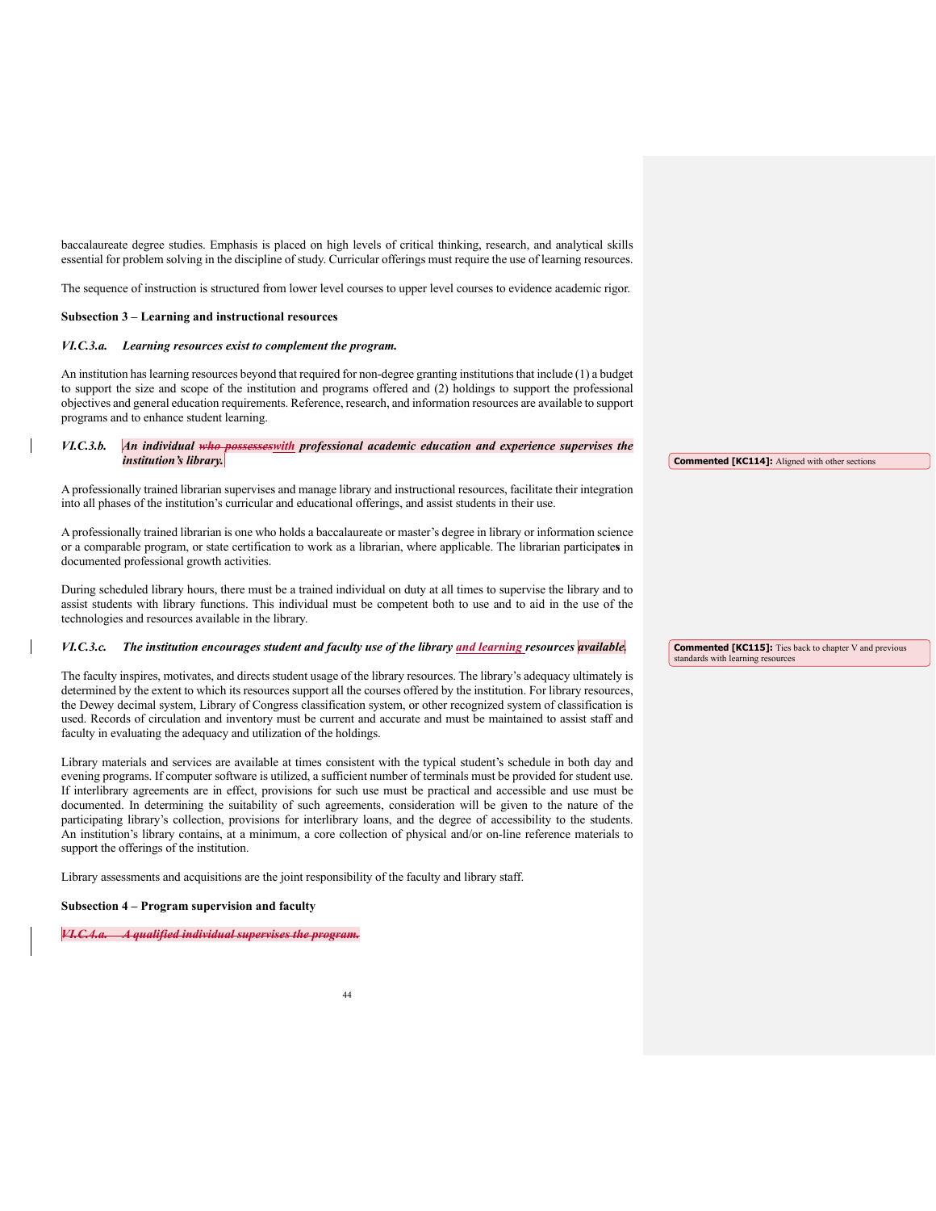baccalaureate degree studies. Emphasis is placed on high levels of critical thinking, research, and analytical skills essential for problem solving in the discipline of study. Curricular offerings must require the use of learning resources.

The sequence of instruction is structured from lower level courses to upper level courses to evidence academic rigor.

**Subsection 3 – Learning and instructional resources**

***VI.C.3.a. Learning resources exist to complement the program.***

An institution has learning resources beyond that required for non-degree granting institutions that include (1) a budget to support the size and scope of the institution and programs offered and (2) holdings to support the professional objectives and general education requirements. Reference, research, and information resources are available to support programs and to enhance student learning.

***VI.C.3.b. An individual ~~who possesses~~with professional academic education and experience supervises the institution's library.***

Commented [KC114]: Aligned with other sections

A professionally trained librarian supervises and manage library and instructional resources, facilitate their integration into all phases of the institution's curricular and educational offerings, and assist students in their use.

A professionally trained librarian is one who holds a baccalaureate or master's degree in library or information science or a comparable program, or state certification to work as a librarian, where applicable. The librarian participates in documented professional growth activities.

During scheduled library hours, there must be a trained individual on duty at all times to supervise the library and to assist students with library functions. This individual must be competent both to use and to aid in the use of the technologies and resources available in the library.

***VI.C.3.c. The institution encourages student and faculty use of the library and learning resources available.***

Commented [KC115]: Ties back to chapter V and previous standards with learning resources

The faculty inspires, motivates, and directs student usage of the library resources. The library's adequacy ultimately is determined by the extent to which its resources support all the courses offered by the institution. For library resources, the Dewey decimal system, Library of Congress classification system, or other recognized system of classification is used. Records of circulation and inventory must be current and accurate and must be maintained to assist staff and faculty in evaluating the adequacy and utilization of the holdings.

Library materials and services are available at times consistent with the typical student's schedule in both day and evening programs. If computer software is utilized, a sufficient number of terminals must be provided for student use. If interlibrary agreements are in effect, provisions for such use must be practical and accessible and use must be documented. In determining the suitability of such agreements, consideration will be given to the nature of the participating library's collection, provisions for interlibrary loans, and the degree of accessibility to the students. An institution's library contains, at a minimum, a core collection of physical and/or on-line reference materials to support the offerings of the institution.

Library assessments and acquisitions are the joint responsibility of the faculty and library staff.

**Subsection 4 – Program supervision and faculty**

***~~VI.C.4.a. A qualified individual supervises the program.~~***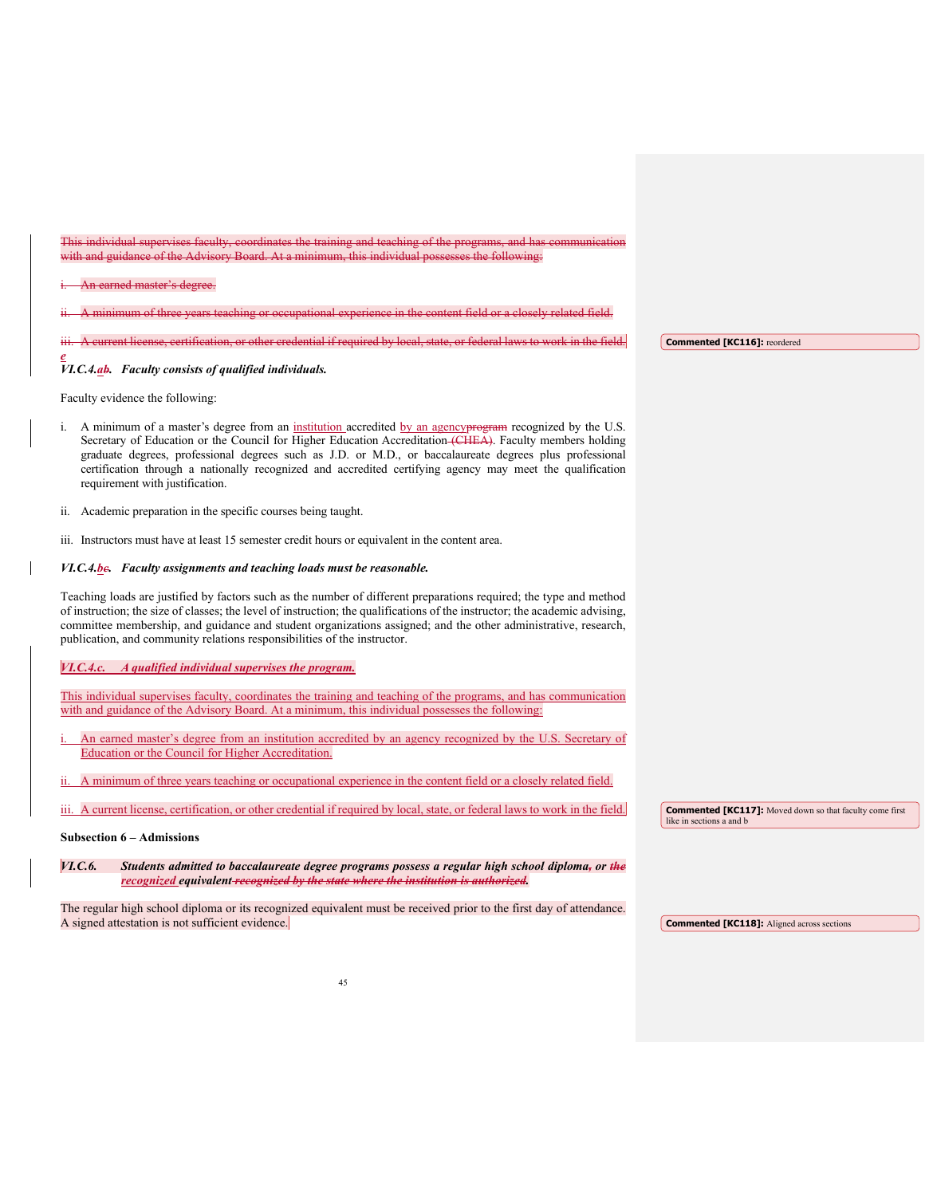~~This individual supervises faculty, coordinates the training and teaching of the programs, and has communication with and guidance of the Advisory Board. At a minimum, this individual possesses the following:~~

~~i. An earned master's degree.~~

~~ii. A minimum of three years teaching or occupational experience in the content field or a closely related field.~~

~~iii. A current license, certification, or other credential if required by local, state, or federal laws to work in the field.~~

Commented [KC116]: reordered

***VI.C.4.a~~b~~. Faculty consists of qualified individuals.***

Faculty evidence the following:

i. A minimum of a master's degree from an institution accredited by an agency~~program~~ recognized by the U.S. Secretary of Education or the Council for Higher Education Accreditation ~~(CHEA)~~. Faculty members holding graduate degrees, professional degrees such as J.D. or M.D., or baccalaureate degrees plus professional certification through a nationally recognized and accredited certifying agency may meet the qualification requirement with justification.

ii. Academic preparation in the specific courses being taught.

iii. Instructors must have at least 15 semester credit hours or equivalent in the content area.

***VI.C.4.b~~c~~. Faculty assignments and teaching loads must be reasonable.***

Teaching loads are justified by factors such as the number of different preparations required; the type and method of instruction; the size of classes; the level of instruction; the qualifications of the instructor; the academic advising, committee membership, and guidance and student organizations assigned; and the other administrative, research, publication, and community relations responsibilities of the instructor.

***VI.C.4.c. A qualified individual supervises the program.***

This individual supervises faculty, coordinates the training and teaching of the programs, and has communication with and guidance of the Advisory Board. At a minimum, this individual possesses the following:

i. An earned master's degree from an institution accredited by an agency recognized by the U.S. Secretary of Education or the Council for Higher Accreditation.

ii. A minimum of three years teaching or occupational experience in the content field or a closely related field.

iii. A current license, certification, or other credential if required by local, state, or federal laws to work in the field.

Commented [KC117]: Moved down so that faculty come first like in sections a and b

**Subsection 6 – Admissions**

***VI.C.6. Students admitted to baccalaureate degree programs possess a regular high school diploma~~,~~ or ~~the~~ recognized equivalent ~~recognized by the state where the institution is authorized~~.***

The regular high school diploma or its recognized equivalent must be received prior to the first day of attendance. A signed attestation is not sufficient evidence.

Commented [KC118]: Aligned across sections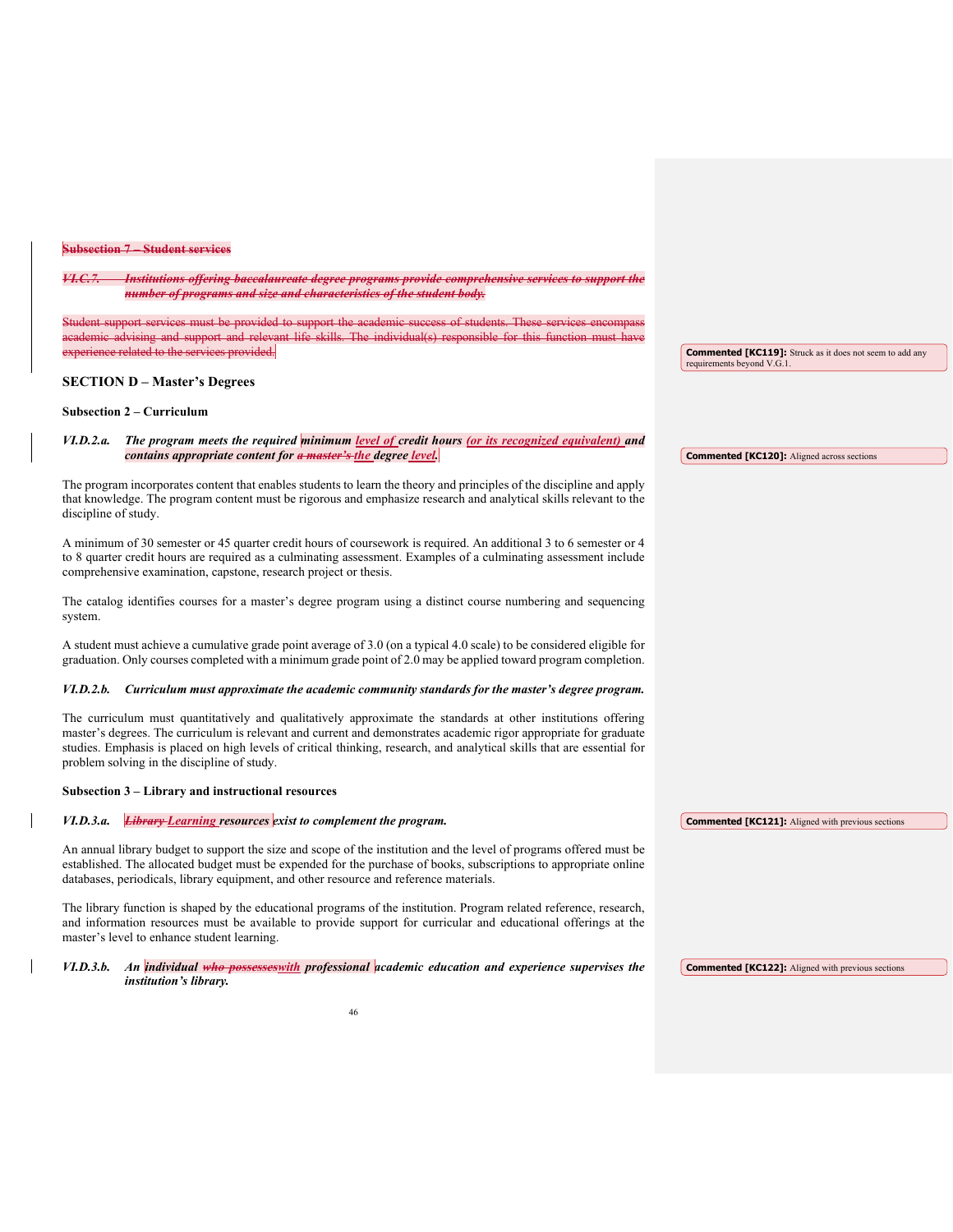~~**Subsection 7 – Student services**~~

~~***VI.C.7. Institutions offering baccalaureate degree programs provide comprehensive services to support the number of programs and size and characteristics of the student body.***~~

~~Student support services must be provided to support the academic success of students. These services encompass academic advising and support and relevant life skills. The individual(s) responsible for this function must have experience related to the services provided.~~

**Commented [KC119]:** Struck as it does not seem to add any requirements beyond V.G.1.

## SECTION D – Master's Degrees

### Subsection 2 – Curriculum

***VI.D.2.a. The program meets the required minimum level of credit hours (or its recognized equivalent) and contains appropriate content for ~~a master's~~ the degree level.***

**Commented [KC120]:** Aligned across sections

The program incorporates content that enables students to learn the theory and principles of the discipline and apply that knowledge. The program content must be rigorous and emphasize research and analytical skills relevant to the discipline of study.

A minimum of 30 semester or 45 quarter credit hours of coursework is required. An additional 3 to 6 semester or 4 to 8 quarter credit hours are required as a culminating assessment. Examples of a culminating assessment include comprehensive examination, capstone, research project or thesis.

The catalog identifies courses for a master's degree program using a distinct course numbering and sequencing system.

A student must achieve a cumulative grade point average of 3.0 (on a typical 4.0 scale) to be considered eligible for graduation. Only courses completed with a minimum grade point of 2.0 may be applied toward program completion.

***VI.D.2.b. Curriculum must approximate the academic community standards for the master's degree program.***

The curriculum must quantitatively and qualitatively approximate the standards at other institutions offering master's degrees. The curriculum is relevant and current and demonstrates academic rigor appropriate for graduate studies. Emphasis is placed on high levels of critical thinking, research, and analytical skills that are essential for problem solving in the discipline of study.

### Subsection 3 – Library and instructional resources

***VI.D.3.a. ~~Library~~ Learning resources exist to complement the program.***

**Commented [KC121]:** Aligned with previous sections

An annual library budget to support the size and scope of the institution and the level of programs offered must be established. The allocated budget must be expended for the purchase of books, subscriptions to appropriate online databases, periodicals, library equipment, and other resource and reference materials.

The library function is shaped by the educational programs of the institution. Program related reference, research, and information resources must be available to provide support for curricular and educational offerings at the master's level to enhance student learning.

***VI.D.3.b. An individual ~~who possesses~~with professional academic education and experience supervises the institution's library.***

**Commented [KC122]:** Aligned with previous sections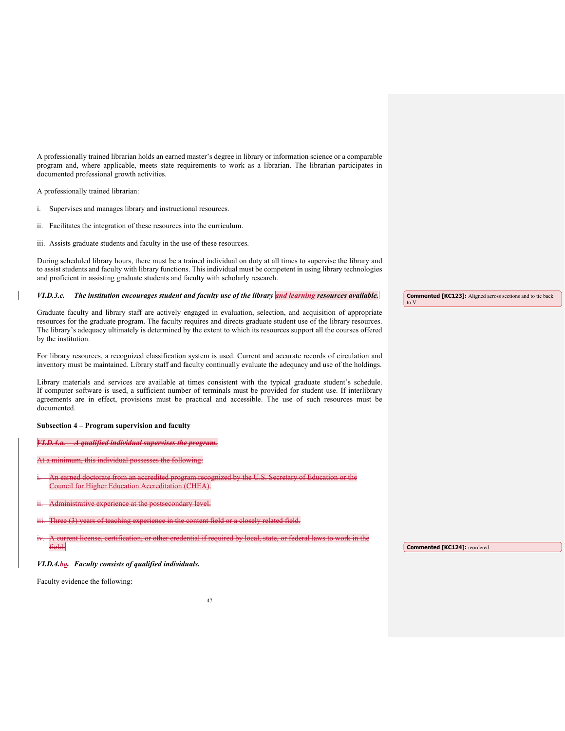A professionally trained librarian holds an earned master's degree in library or information science or a comparable program and, where applicable, meets state requirements to work as a librarian. The librarian participates in documented professional growth activities.

A professionally trained librarian:

i. Supervises and manages library and instructional resources.

ii. Facilitates the integration of these resources into the curriculum.

iii. Assists graduate students and faculty in the use of these resources.

During scheduled library hours, there must be a trained individual on duty at all times to supervise the library and to assist students and faculty with library functions. This individual must be competent in using library technologies and proficient in assisting graduate students and faculty with scholarly research.

***VI.D.3.c. The institution encourages student and faculty use of the library and learning resources available.***

Commented [KC123]: Aligned across sections and to tie back to V

Graduate faculty and library staff are actively engaged in evaluation, selection, and acquisition of appropriate resources for the graduate program. The faculty requires and directs graduate student use of the library resources. The library's adequacy ultimately is determined by the extent to which its resources support all the courses offered by the institution.

For library resources, a recognized classification system is used. Current and accurate records of circulation and inventory must be maintained. Library staff and faculty continually evaluate the adequacy and use of the holdings.

Library materials and services are available at times consistent with the typical graduate student's schedule. If computer software is used, a sufficient number of terminals must be provided for student use. If interlibrary agreements are in effect, provisions must be practical and accessible. The use of such resources must be documented.

**Subsection 4 – Program supervision and faculty**

~~***VI.D.4.a. A qualified individual supervises the program.***~~

~~At a minimum, this individual possesses the following:~~

~~i. An earned doctorate from an accredited program recognized by the U.S. Secretary of Education or the Council for Higher Education Accreditation (CHEA).~~

~~ii. Administrative experience at the postsecondary level.~~

~~iii. Three (3) years of teaching experience in the content field or a closely related field.~~

~~iv. A current license, certification, or other credential if required by local, state, or federal laws to work in the field.~~

Commented [KC124]: reordered

***VI.D.4.~~b~~a. Faculty consists of qualified individuals.***

Faculty evidence the following: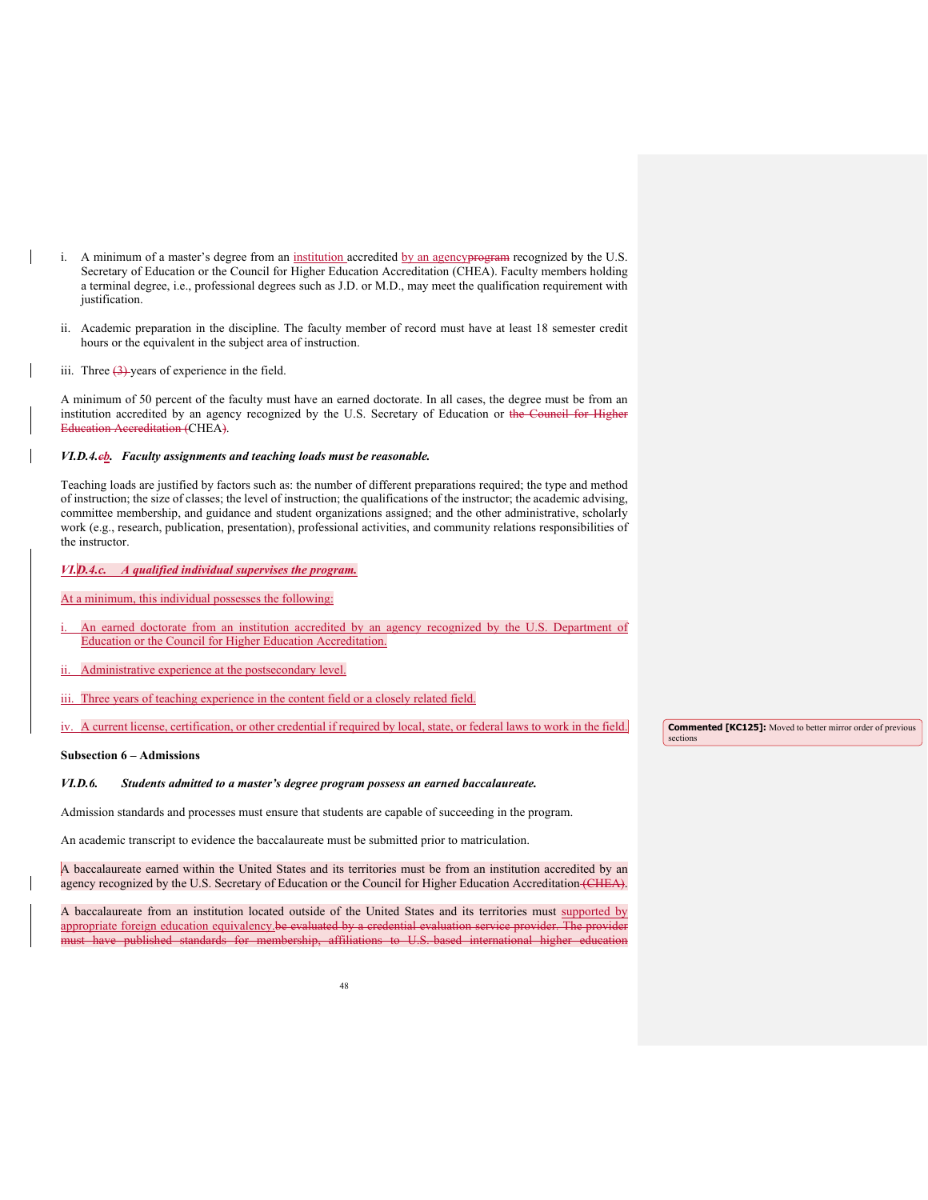i. A minimum of a master's degree from an institution accredited by an agencyprogram recognized by the U.S. Secretary of Education or the Council for Higher Education Accreditation (CHEA). Faculty members holding a terminal degree, i.e., professional degrees such as J.D. or M.D., may meet the qualification requirement with justification.

ii. Academic preparation in the discipline. The faculty member of record must have at least 18 semester credit hours or the equivalent in the subject area of instruction.

iii. Three (3) years of experience in the field.

A minimum of 50 percent of the faculty must have an earned doctorate. In all cases, the degree must be from an institution accredited by an agency recognized by the U.S. Secretary of Education or the Council for Higher Education Accreditation (CHEA).

***VI.D.4.cb. Faculty assignments and teaching loads must be reasonable.***

Teaching loads are justified by factors such as: the number of different preparations required; the type and method of instruction; the size of classes; the level of instruction; the qualifications of the instructor; the academic advising, committee membership, and guidance and student organizations assigned; and the other administrative, scholarly work (e.g., research, publication, presentation), professional activities, and community relations responsibilities of the instructor.

***VI.D.4.c. A qualified individual supervises the program.***

At a minimum, this individual possesses the following:

i. An earned doctorate from an institution accredited by an agency recognized by the U.S. Department of Education or the Council for Higher Education Accreditation.

ii. Administrative experience at the postsecondary level.

iii. Three years of teaching experience in the content field or a closely related field.

iv. A current license, certification, or other credential if required by local, state, or federal laws to work in the field.

Commented [KC125]: Moved to better mirror order of previous sections

**Subsection 6 – Admissions**

***VI.D.6. Students admitted to a master's degree program possess an earned baccalaureate.***

Admission standards and processes must ensure that students are capable of succeeding in the program.

An academic transcript to evidence the baccalaureate must be submitted prior to matriculation.

A baccalaureate earned within the United States and its territories must be from an institution accredited by an agency recognized by the U.S. Secretary of Education or the Council for Higher Education Accreditation (CHEA).

A baccalaureate from an institution located outside of the United States and its territories must supported by appropriate foreign education equivalency be evaluated by a credential evaluation service provider. The provider must have published standards for membership, affiliations to U.S.-based international higher education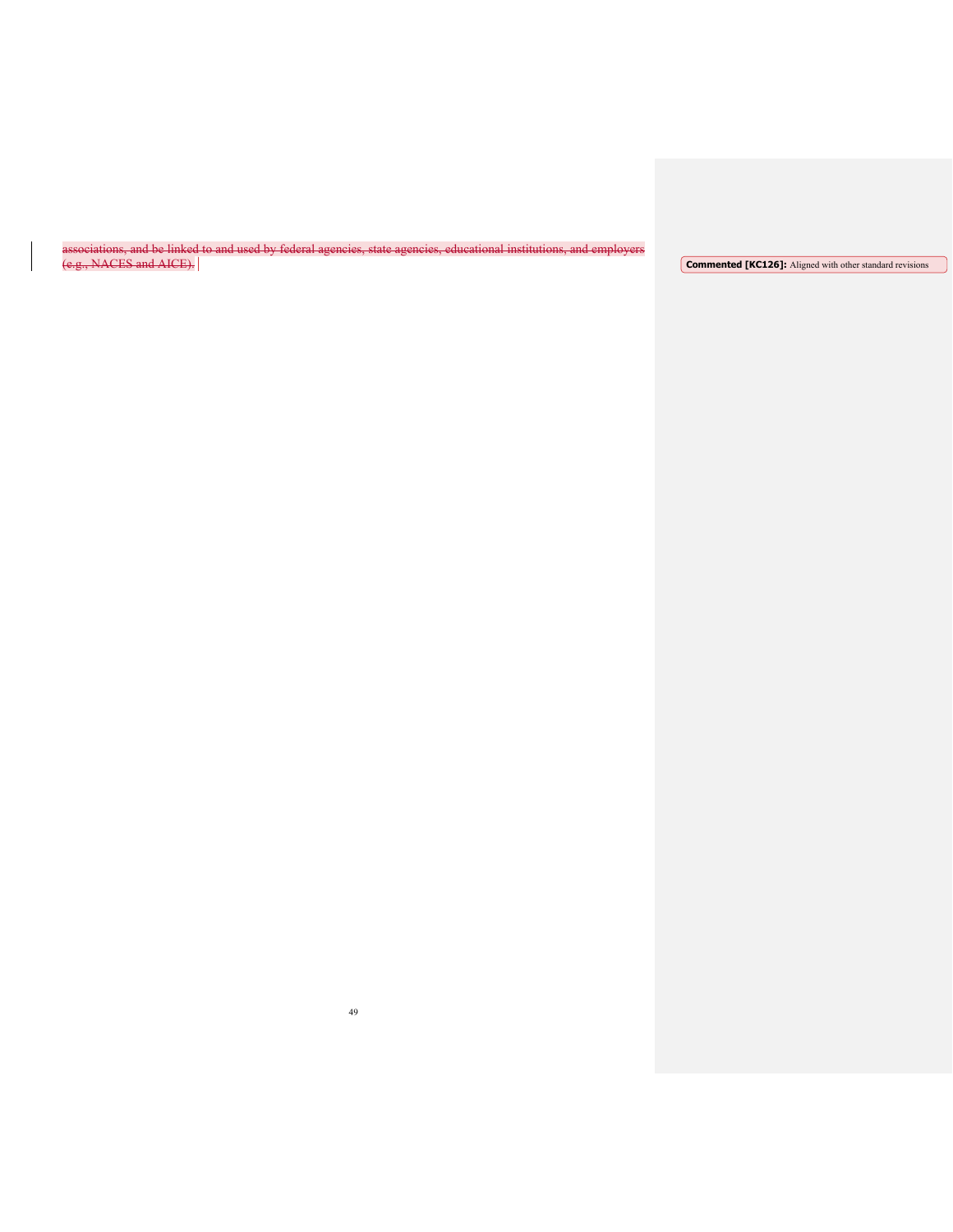~~associations, and be linked to and used by federal agencies, state agencies, educational institutions, and employers (e.g., NACES and AICE).~~

**Commented [KC126]:** Aligned with other standard revisions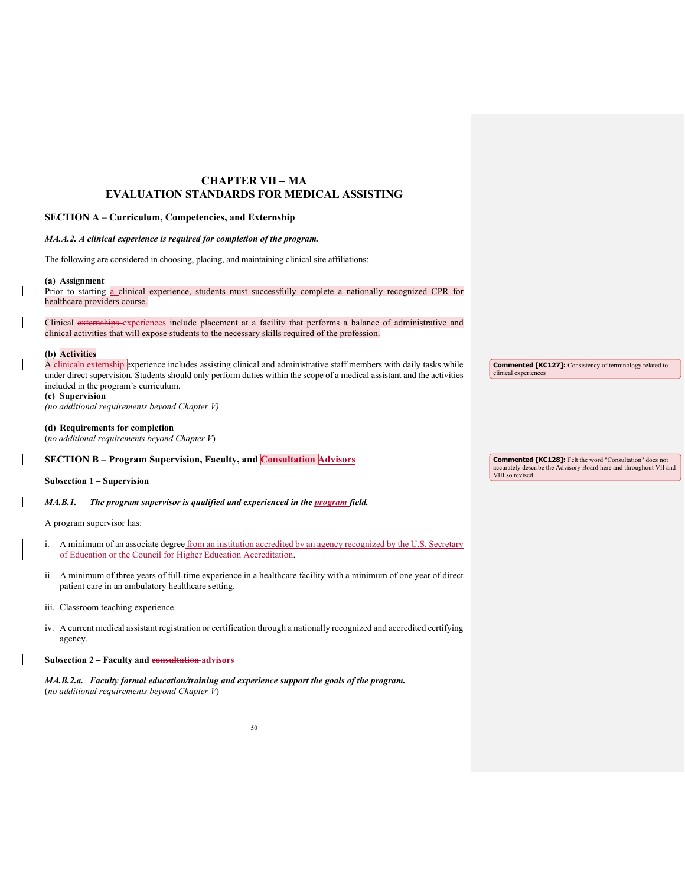# CHAPTER VII – MA
# EVALUATION STANDARDS FOR MEDICAL ASSISTING

## SECTION A – Curriculum, Competencies, and Externship

***MA.A.2. A clinical experience is required for completion of the program.***

The following are considered in choosing, placing, and maintaining clinical site affiliations:

**(a) Assignment**
Prior to starting a clinical experience, students must successfully complete a nationally recognized CPR for healthcare providers course.

Clinical ~~externships~~ experiences include placement at a facility that performs a balance of administrative and clinical activities that will expose students to the necessary skills required of the profession.

**(b) Activities**
A clinical~~n externship~~ experience includes assisting clinical and administrative staff members with daily tasks while under direct supervision. Students should only perform duties within the scope of a medical assistant and the activities included in the program's curriculum.

**Commented [KC127]:** Consistency of terminology related to clinical experiences

**(c) Supervision**
*(no additional requirements beyond Chapter V)*

**(d) Requirements for completion**
(*no additional requirements beyond Chapter V*)

## SECTION B – Program Supervision, Faculty, and ~~Consultation~~ Advisors

**Commented [KC128]:** Felt the word "Consultation" does not accurately describe the Advisory Board here and throughout VII and VIII so revised

### Subsection 1 – Supervision

***MA.B.1. The program supervisor is qualified and experienced in the program field.***

A program supervisor has:

i. A minimum of an associate degree from an institution accredited by an agency recognized by the U.S. Secretary of Education or the Council for Higher Education Accreditation.

ii. A minimum of three years of full-time experience in a healthcare facility with a minimum of one year of direct patient care in an ambulatory healthcare setting.

iii. Classroom teaching experience.

iv. A current medical assistant registration or certification through a nationally recognized and accredited certifying agency.

### Subsection 2 – Faculty and ~~consultation~~ advisors

***MA.B.2.a. Faculty formal education/training and experience support the goals of the program.***
(*no additional requirements beyond Chapter V*)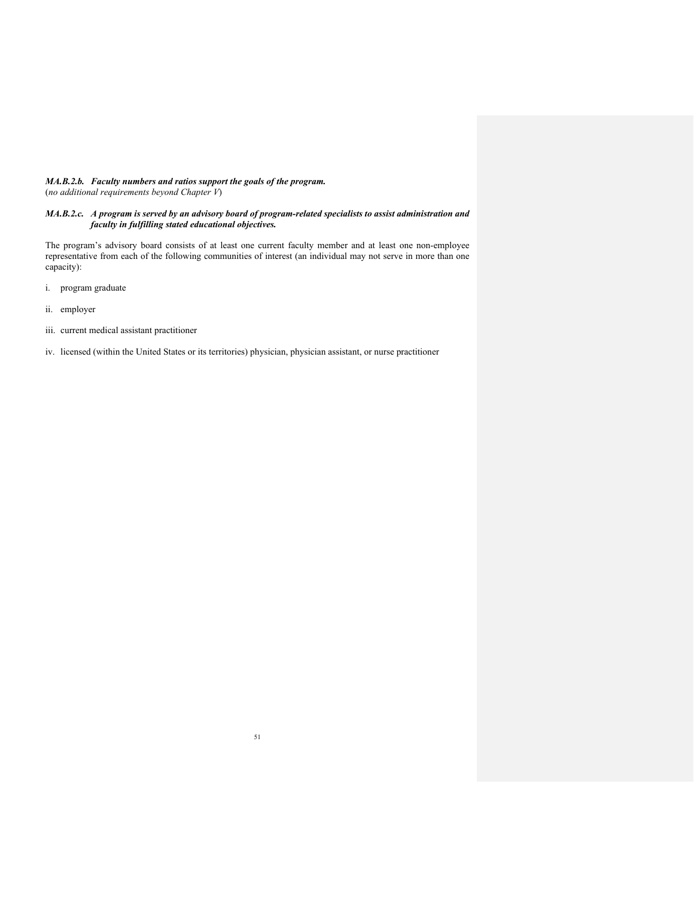***MA.B.2.b. Faculty numbers and ratios support the goals of the program.***
(*no additional requirements beyond Chapter V*)

***MA.B.2.c. A program is served by an advisory board of program-related specialists to assist administration and faculty in fulfilling stated educational objectives.***

The program's advisory board consists of at least one current faculty member and at least one non-employee representative from each of the following communities of interest (an individual may not serve in more than one capacity):

i. program graduate

ii. employer

iii. current medical assistant practitioner

iv. licensed (within the United States or its territories) physician, physician assistant, or nurse practitioner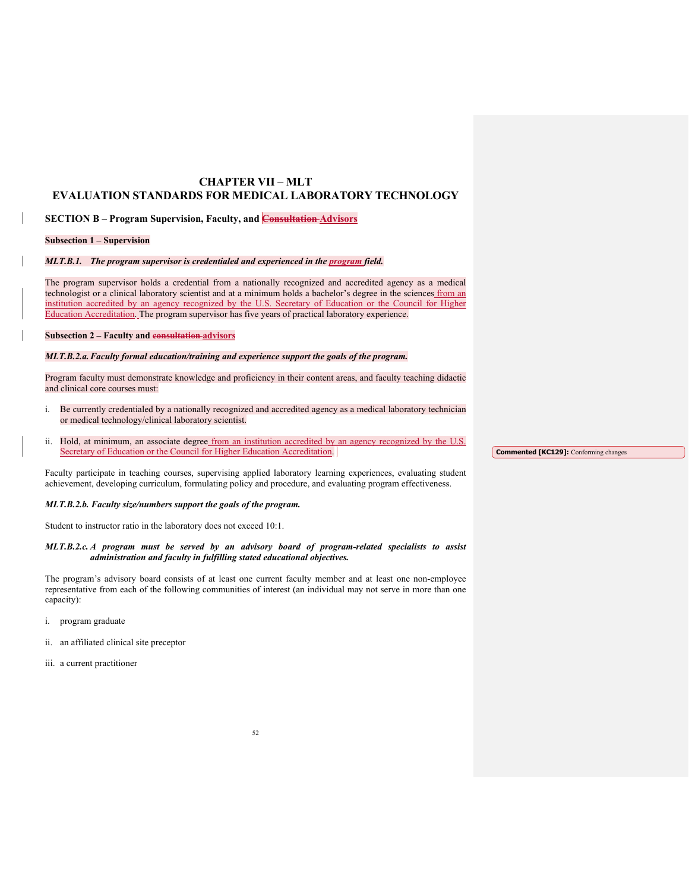# CHAPTER VII – MLT
# EVALUATION STANDARDS FOR MEDICAL LABORATORY TECHNOLOGY

## SECTION B – Program Supervision, Faculty, and ~~Consultation~~ Advisors

### Subsection 1 – Supervision

***MLT.B.1. The program supervisor is credentialed and experienced in the program field.***

The program supervisor holds a credential from a nationally recognized and accredited agency as a medical technologist or a clinical laboratory scientist and at a minimum holds a bachelor's degree in the sciences from an institution accredited by an agency recognized by the U.S. Secretary of Education or the Council for Higher Education Accreditation. The program supervisor has five years of practical laboratory experience.

### Subsection 2 – Faculty and ~~consultation~~ advisors

***MLT.B.2.a. Faculty formal education/training and experience support the goals of the program.***

Program faculty must demonstrate knowledge and proficiency in their content areas, and faculty teaching didactic and clinical core courses must:

i. Be currently credentialed by a nationally recognized and accredited agency as a medical laboratory technician or medical technology/clinical laboratory scientist.

ii. Hold, at minimum, an associate degree from an institution accredited by an agency recognized by the U.S. Secretary of Education or the Council for Higher Education Accreditation.

Commented [KC129]: Conforming changes

Faculty participate in teaching courses, supervising applied laboratory learning experiences, evaluating student achievement, developing curriculum, formulating policy and procedure, and evaluating program effectiveness.

***MLT.B.2.b. Faculty size/numbers support the goals of the program.***

Student to instructor ratio in the laboratory does not exceed 10:1.

***MLT.B.2.c. A program must be served by an advisory board of program-related specialists to assist administration and faculty in fulfilling stated educational objectives.***

The program's advisory board consists of at least one current faculty member and at least one non-employee representative from each of the following communities of interest (an individual may not serve in more than one capacity):

i. program graduate

ii. an affiliated clinical site preceptor

iii. a current practitioner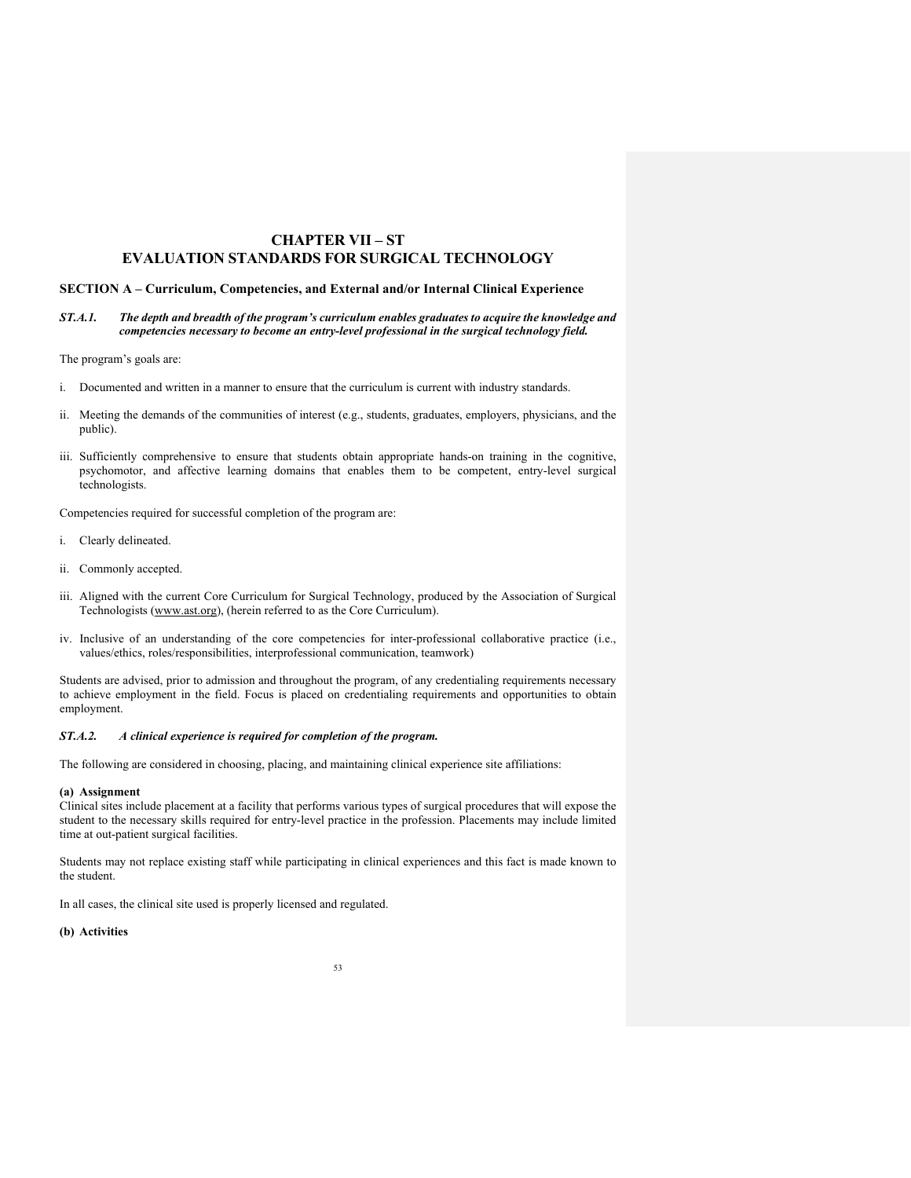# CHAPTER VII – ST
# EVALUATION STANDARDS FOR SURGICAL TECHNOLOGY

## SECTION A – Curriculum, Competencies, and External and/or Internal Clinical Experience

***ST.A.1. The depth and breadth of the program's curriculum enables graduates to acquire the knowledge and competencies necessary to become an entry-level professional in the surgical technology field.***

The program's goals are:

i. Documented and written in a manner to ensure that the curriculum is current with industry standards.

ii. Meeting the demands of the communities of interest (e.g., students, graduates, employers, physicians, and the public).

iii. Sufficiently comprehensive to ensure that students obtain appropriate hands-on training in the cognitive, psychomotor, and affective learning domains that enables them to be competent, entry-level surgical technologists.

Competencies required for successful completion of the program are:

i. Clearly delineated.

ii. Commonly accepted.

iii. Aligned with the current Core Curriculum for Surgical Technology, produced by the Association of Surgical Technologists (www.ast.org), (herein referred to as the Core Curriculum).

iv. Inclusive of an understanding of the core competencies for inter-professional collaborative practice (i.e., values/ethics, roles/responsibilities, interprofessional communication, teamwork)

Students are advised, prior to admission and throughout the program, of any credentialing requirements necessary to achieve employment in the field. Focus is placed on credentialing requirements and opportunities to obtain employment.

***ST.A.2. A clinical experience is required for completion of the program.***

The following are considered in choosing, placing, and maintaining clinical experience site affiliations:

**(a) Assignment**
Clinical sites include placement at a facility that performs various types of surgical procedures that will expose the student to the necessary skills required for entry-level practice in the profession. Placements may include limited time at out-patient surgical facilities.

Students may not replace existing staff while participating in clinical experiences and this fact is made known to the student.

In all cases, the clinical site used is properly licensed and regulated.

**(b) Activities**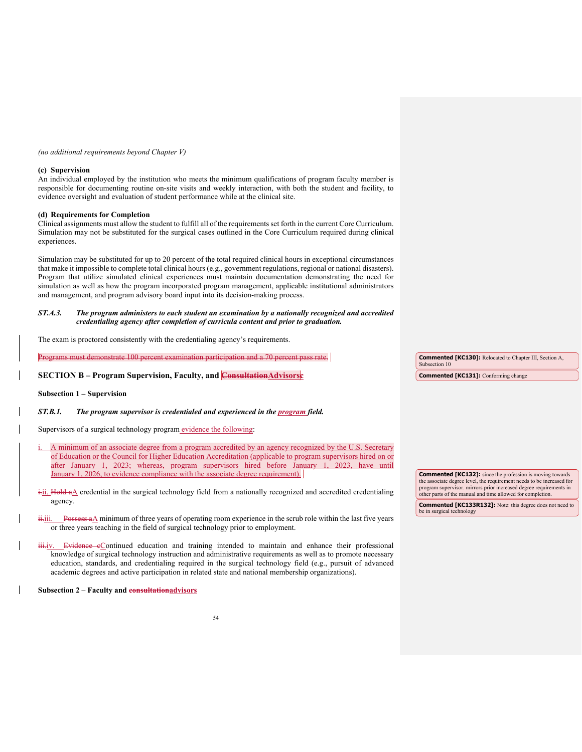*(no additional requirements beyond Chapter V)*

**(c) Supervision**

An individual employed by the institution who meets the minimum qualifications of program faculty member is responsible for documenting routine on-site visits and weekly interaction, with both the student and facility, to evidence oversight and evaluation of student performance while at the clinical site.

**(d) Requirements for Completion**

Clinical assignments must allow the student to fulfill all of the requirements set forth in the current Core Curriculum. Simulation may not be substituted for the surgical cases outlined in the Core Curriculum required during clinical experiences.

Simulation may be substituted for up to 20 percent of the total required clinical hours in exceptional circumstances that make it impossible to complete total clinical hours (e.g., government regulations, regional or national disasters). Program that utilize simulated clinical experiences must maintain documentation demonstrating the need for simulation as well as how the program incorporated program management, applicable institutional administrators and management, and program advisory board input into its decision-making process.

***ST.A.3. The program administers to each student an examination by a nationally recognized and accredited credentialing agency after completion of curricula content and prior to graduation.***

The exam is proctored consistently with the credentialing agency's requirements.

~~Programs must demonstrate 100 percent examination participation and a 70 percent pass rate.~~

## SECTION B – Program Supervision, Faculty, and ~~Consultation~~Advisors

### Subsection 1 – Supervision

***ST.B.1. The program supervisor is credentialed and experienced in the program field.***

Supervisors of a surgical technology program evidence the following:

i. A minimum of an associate degree from a program accredited by an agency recognized by the U.S. Secretary of Education or the Council for Higher Education Accreditation (applicable to program supervisors hired on or after January 1, 2023; whereas, program supervisors hired before January 1, 2023, have until January 1, 2026, to evidence compliance with the associate degree requirement).

~~i.~~ii. ~~Hold a~~A credential in the surgical technology field from a nationally recognized and accredited credentialing agency.

~~ii.~~iii. ~~Possess a~~A minimum of three years of operating room experience in the scrub role within the last five years or three years teaching in the field of surgical technology prior to employment.

~~iii.~~iv. ~~Evidence c~~Continued education and training intended to maintain and enhance their professional knowledge of surgical technology instruction and administrative requirements as well as to promote necessary education, standards, and credentialing required in the surgical technology field (e.g., pursuit of advanced academic degrees and active participation in related state and national membership organizations).

### Subsection 2 – Faculty and ~~consultation~~advisors

**Commented [KC130]:** Relocated to Chapter III, Section A, Subsection 10

**Commented [KC131]:** Conforming change

**Commented [KC132]:** since the profession is moving towards the associate degree level, the requirement needs to be increased for program supervisor. mirrors prior increased degree requirements in other parts of the manual and time allowed for completion.

**Commented [KC133R132]:** Note: this degree does not need to be in surgical technology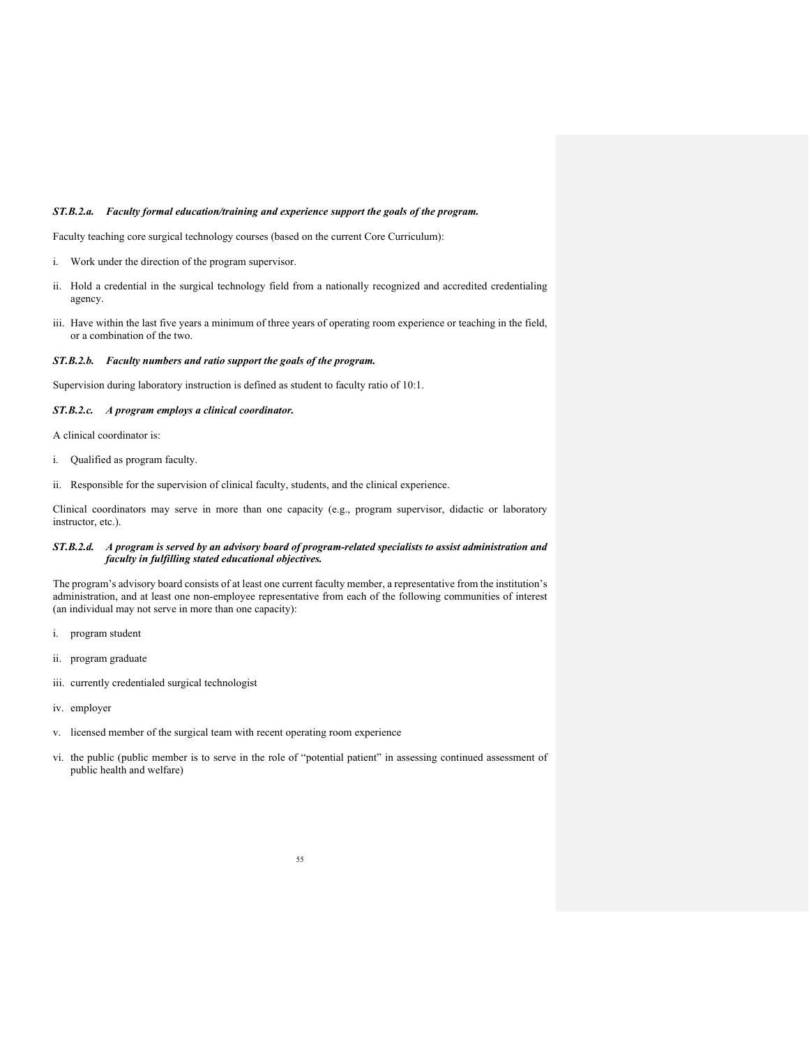***ST.B.2.a. Faculty formal education/training and experience support the goals of the program.***

Faculty teaching core surgical technology courses (based on the current Core Curriculum):

i. Work under the direction of the program supervisor.

ii. Hold a credential in the surgical technology field from a nationally recognized and accredited credentialing agency.

iii. Have within the last five years a minimum of three years of operating room experience or teaching in the field, or a combination of the two.

***ST.B.2.b. Faculty numbers and ratio support the goals of the program.***

Supervision during laboratory instruction is defined as student to faculty ratio of 10:1.

***ST.B.2.c. A program employs a clinical coordinator.***

A clinical coordinator is:

i. Qualified as program faculty.

ii. Responsible for the supervision of clinical faculty, students, and the clinical experience.

Clinical coordinators may serve in more than one capacity (e.g., program supervisor, didactic or laboratory instructor, etc.).

***ST.B.2.d. A program is served by an advisory board of program-related specialists to assist administration and faculty in fulfilling stated educational objectives.***

The program's advisory board consists of at least one current faculty member, a representative from the institution's administration, and at least one non-employee representative from each of the following communities of interest (an individual may not serve in more than one capacity):

i. program student

ii. program graduate

iii. currently credentialed surgical technologist

iv. employer

v. licensed member of the surgical team with recent operating room experience

vi. the public (public member is to serve in the role of "potential patient" in assessing continued assessment of public health and welfare)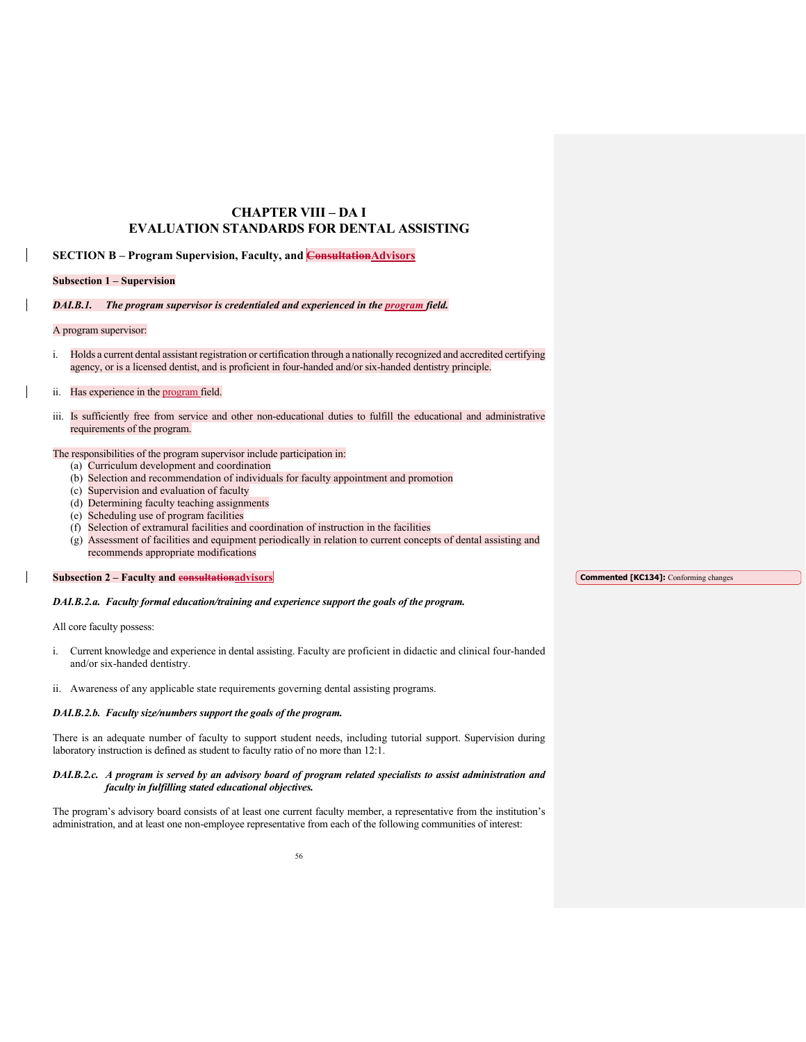# CHAPTER VIII – DA I
# EVALUATION STANDARDS FOR DENTAL ASSISTING

## SECTION B – Program Supervision, Faculty, and ~~Consultation~~Advisors

### Subsection 1 – Supervision

***DAI.B.1. The program supervisor is credentialed and experienced in the program field.***

A program supervisor:

i. Holds a current dental assistant registration or certification through a nationally recognized and accredited certifying agency, or is a licensed dentist, and is proficient in four-handed and/or six-handed dentistry principle.

ii. Has experience in the program field.

iii. Is sufficiently free from service and other non-educational duties to fulfill the educational and administrative requirements of the program.

The responsibilities of the program supervisor include participation in:

(a) Curriculum development and coordination
(b) Selection and recommendation of individuals for faculty appointment and promotion
(c) Supervision and evaluation of faculty
(d) Determining faculty teaching assignments
(e) Scheduling use of program facilities
(f) Selection of extramural facilities and coordination of instruction in the facilities
(g) Assessment of facilities and equipment periodically in relation to current concepts of dental assisting and recommends appropriate modifications

### Subsection 2 – Faculty and ~~consultation~~advisors

**Commented [KC134]:** Conforming changes

***DAI.B.2.a. Faculty formal education/training and experience support the goals of the program.***

All core faculty possess:

i. Current knowledge and experience in dental assisting. Faculty are proficient in didactic and clinical four-handed and/or six-handed dentistry.

ii. Awareness of any applicable state requirements governing dental assisting programs.

***DAI.B.2.b. Faculty size/numbers support the goals of the program.***

There is an adequate number of faculty to support student needs, including tutorial support. Supervision during laboratory instruction is defined as student to faculty ratio of no more than 12:1.

***DAI.B.2.c. A program is served by an advisory board of program related specialists to assist administration and faculty in fulfilling stated educational objectives.***

The program's advisory board consists of at least one current faculty member, a representative from the institution's administration, and at least one non-employee representative from each of the following communities of interest: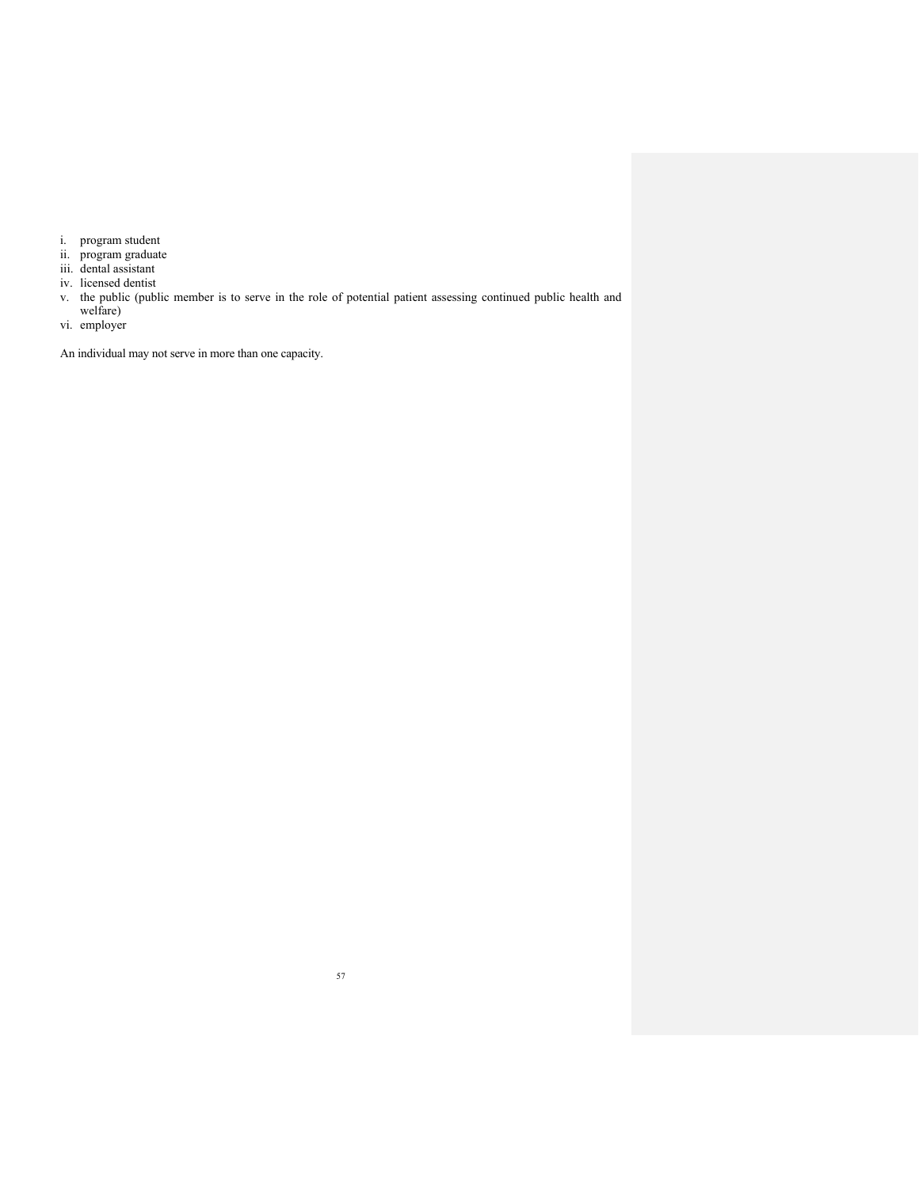i. program student
ii. program graduate
iii. dental assistant
iv. licensed dentist
v. the public (public member is to serve in the role of potential patient assessing continued public health and welfare)
vi. employer

An individual may not serve in more than one capacity.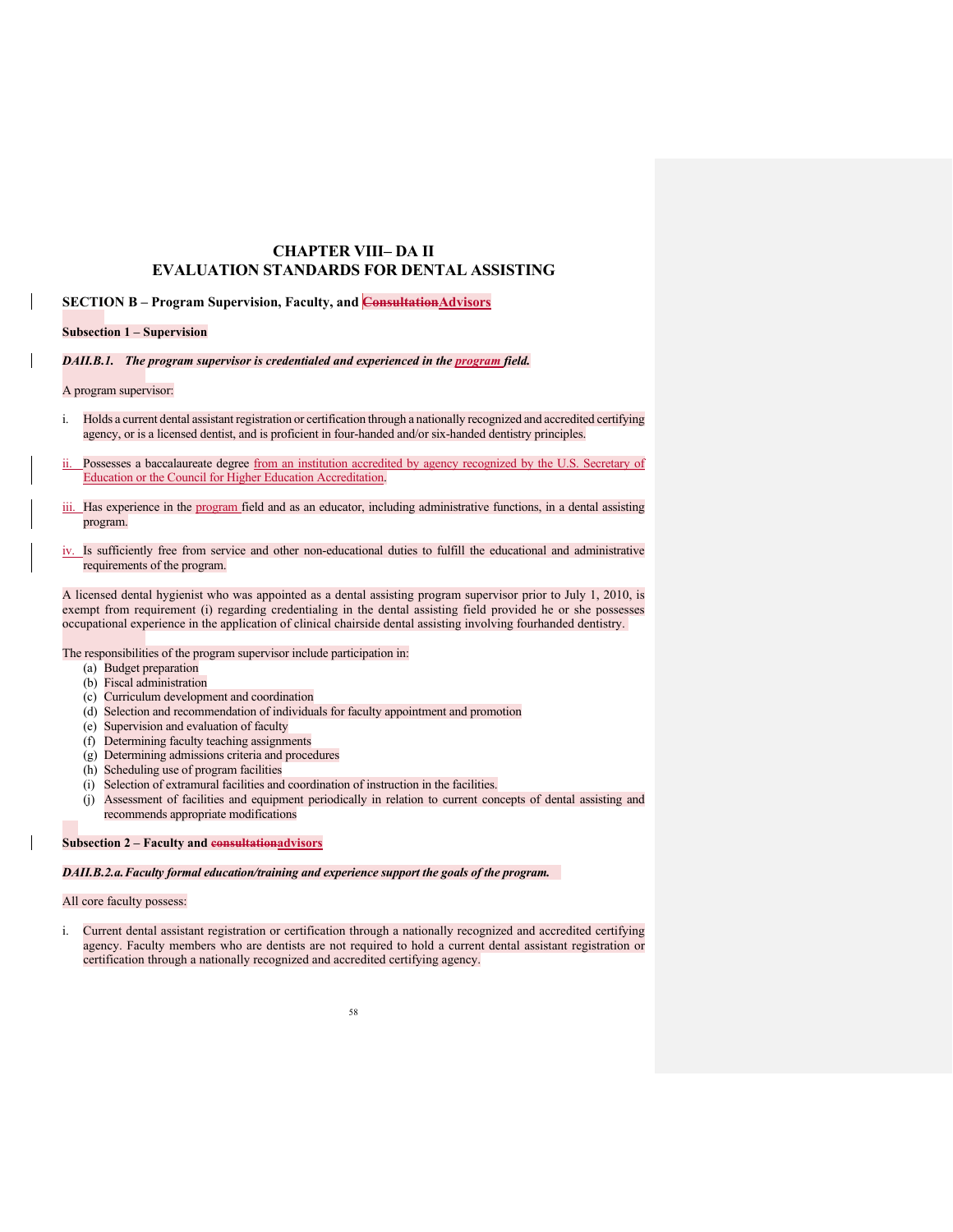# CHAPTER VIII– DA II
# EVALUATION STANDARDS FOR DENTAL ASSISTING

## SECTION B – Program Supervision, Faculty, and ~~Consultation~~Advisors

### Subsection 1 – Supervision

***DAII.B.1. The program supervisor is credentialed and experienced in the program field.***

A program supervisor:

i. Holds a current dental assistant registration or certification through a nationally recognized and accredited certifying agency, or is a licensed dentist, and is proficient in four-handed and/or six-handed dentistry principles.

ii. Possesses a baccalaureate degree from an institution accredited by agency recognized by the U.S. Secretary of Education or the Council for Higher Education Accreditation.

iii. Has experience in the program field and as an educator, including administrative functions, in a dental assisting program.

iv. Is sufficiently free from service and other non-educational duties to fulfill the educational and administrative requirements of the program.

A licensed dental hygienist who was appointed as a dental assisting program supervisor prior to July 1, 2010, is exempt from requirement (i) regarding credentialing in the dental assisting field provided he or she possesses occupational experience in the application of clinical chairside dental assisting involving fourhanded dentistry.

The responsibilities of the program supervisor include participation in:

(a) Budget preparation
(b) Fiscal administration
(c) Curriculum development and coordination
(d) Selection and recommendation of individuals for faculty appointment and promotion
(e) Supervision and evaluation of faculty
(f) Determining faculty teaching assignments
(g) Determining admissions criteria and procedures
(h) Scheduling use of program facilities
(i) Selection of extramural facilities and coordination of instruction in the facilities.
(j) Assessment of facilities and equipment periodically in relation to current concepts of dental assisting and recommends appropriate modifications

### Subsection 2 – Faculty and ~~consultation~~advisors

***DAII.B.2.a. Faculty formal education/training and experience support the goals of the program.***

All core faculty possess:

i. Current dental assistant registration or certification through a nationally recognized and accredited certifying agency. Faculty members who are dentists are not required to hold a current dental assistant registration or certification through a nationally recognized and accredited certifying agency.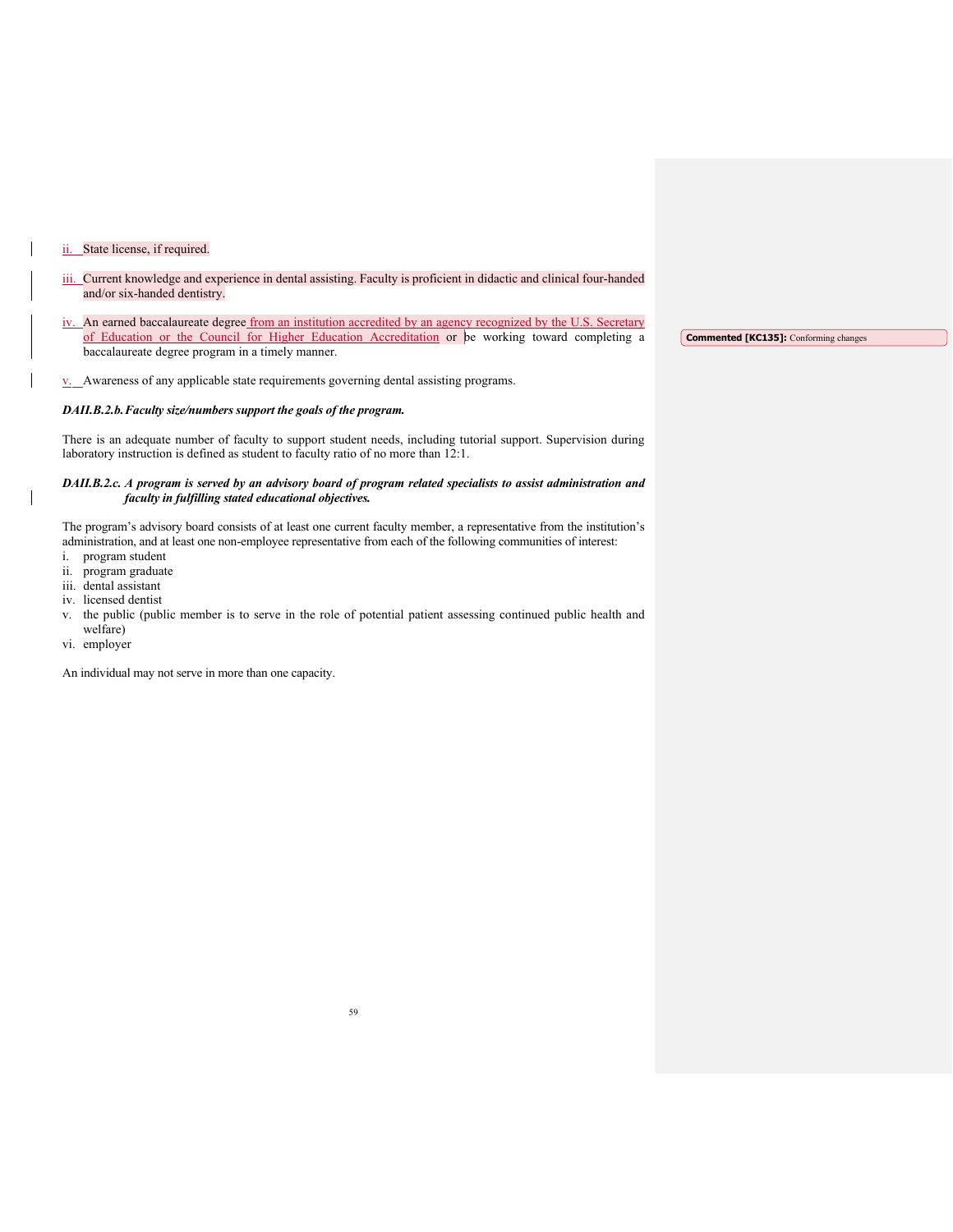ii. State license, if required.

iii. Current knowledge and experience in dental assisting. Faculty is proficient in didactic and clinical four-handed and/or six-handed dentistry.

iv. An earned baccalaureate degree from an institution accredited by an agency recognized by the U.S. Secretary of Education or the Council for Higher Education Accreditation or be working toward completing a baccalaureate degree program in a timely manner.

v. Awareness of any applicable state requirements governing dental assisting programs.

***DAII.B.2.b. Faculty size/numbers support the goals of the program.***

There is an adequate number of faculty to support student needs, including tutorial support. Supervision during laboratory instruction is defined as student to faculty ratio of no more than 12:1.

***DAII.B.2.c. A program is served by an advisory board of program related specialists to assist administration and faculty in fulfilling stated educational objectives.***

The program's advisory board consists of at least one current faculty member, a representative from the institution's administration, and at least one non-employee representative from each of the following communities of interest:

i. program student
ii. program graduate
iii. dental assistant
iv. licensed dentist
v. the public (public member is to serve in the role of potential patient assessing continued public health and welfare)
vi. employer

An individual may not serve in more than one capacity.

**Commented [KC135]:** Conforming changes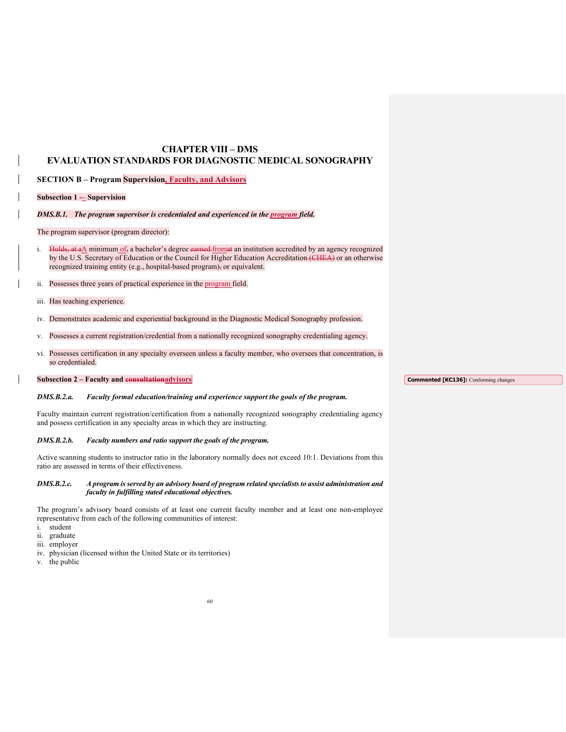# CHAPTER VIII – DMS
# EVALUATION STANDARDS FOR DIAGNOSTIC MEDICAL SONOGRAPHY

## SECTION B – Program Supervision, Faculty, and Advisors

### Subsection 1 – Supervision

***DMS.B.1. The program supervisor is credentialed and experienced in the program field.***

The program supervisor (program director):

i. A minimum of a bachelor's degree from an institution accredited by an agency recognized by the U.S. Secretary of Education or the Council for Higher Education Accreditation or an otherwise recognized training entity (e.g., hospital-based program) or equivalent.

ii. Possesses three years of practical experience in the program field.

iii. Has teaching experience.

iv. Demonstrates academic and experiential background in the Diagnostic Medical Sonography profession.

v. Possesses a current registration/credential from a nationally recognized sonography credentialing agency.

vi. Possesses certification in any specialty overseen unless a faculty member, who oversees that concentration, is so credentialed.

### Subsection 2 – Faculty and advisors

Commented [KC136]: Conforming changes

***DMS.B.2.a. Faculty formal education/training and experience support the goals of the program.***

Faculty maintain current registration/certification from a nationally recognized sonography credentialing agency and possess certification in any specialty areas in which they are instructing.

***DMS.B.2.b. Faculty numbers and ratio support the goals of the program.***

Active scanning students to instructor ratio in the laboratory normally does not exceed 10:1. Deviations from this ratio are assessed in terms of their effectiveness.

***DMS.B.2.c. A program is served by an advisory board of program related specialists to assist administration and faculty in fulfilling stated educational objectives.***

The program's advisory board consists of at least one current faculty member and at least one non-employee representative from each of the following communities of interest:

i. student
ii. graduate
iii. employer
iv. physician (licensed within the United State or its territories)
v. the public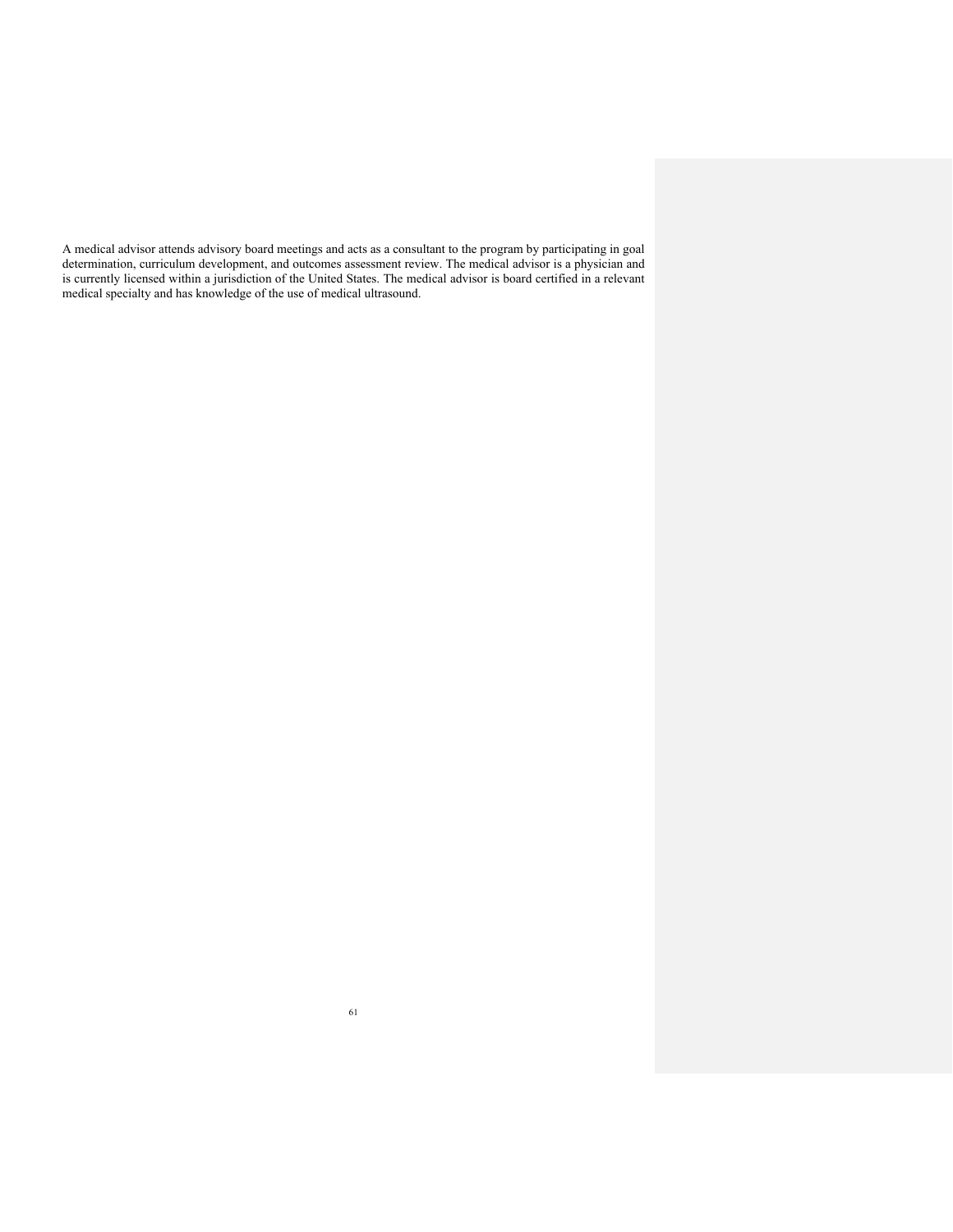A medical advisor attends advisory board meetings and acts as a consultant to the program by participating in goal determination, curriculum development, and outcomes assessment review. The medical advisor is a physician and is currently licensed within a jurisdiction of the United States. The medical advisor is board certified in a relevant medical specialty and has knowledge of the use of medical ultrasound.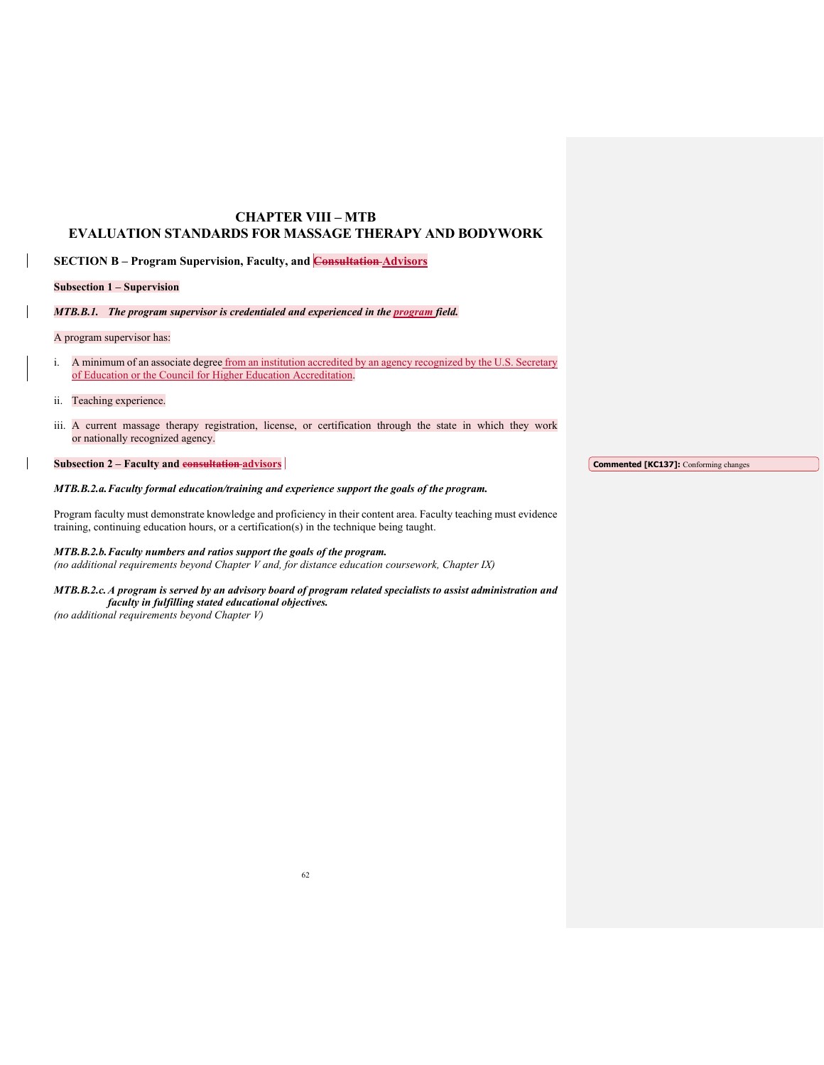# CHAPTER VIII – MTB
# EVALUATION STANDARDS FOR MASSAGE THERAPY AND BODYWORK

## SECTION B – Program Supervision, Faculty, and ~~Consultation~~ Advisors

### Subsection 1 – Supervision

***MTB.B.1. The program supervisor is credentialed and experienced in the program field.***

A program supervisor has:

i. A minimum of an associate degree from an institution accredited by an agency recognized by the U.S. Secretary of Education or the Council for Higher Education Accreditation.

ii. Teaching experience.

iii. A current massage therapy registration, license, or certification through the state in which they work or nationally recognized agency.

### Subsection 2 – Faculty and ~~consultation~~ advisors

> Commented [KC137]: Conforming changes

***MTB.B.2.a. Faculty formal education/training and experience support the goals of the program.***

Program faculty must demonstrate knowledge and proficiency in their content area. Faculty teaching must evidence training, continuing education hours, or a certification(s) in the technique being taught.

***MTB.B.2.b. Faculty numbers and ratios support the goals of the program.***
*(no additional requirements beyond Chapter V and, for distance education coursework, Chapter IX)*

***MTB.B.2.c. A program is served by an advisory board of program related specialists to assist administration and faculty in fulfilling stated educational objectives.***
*(no additional requirements beyond Chapter V)*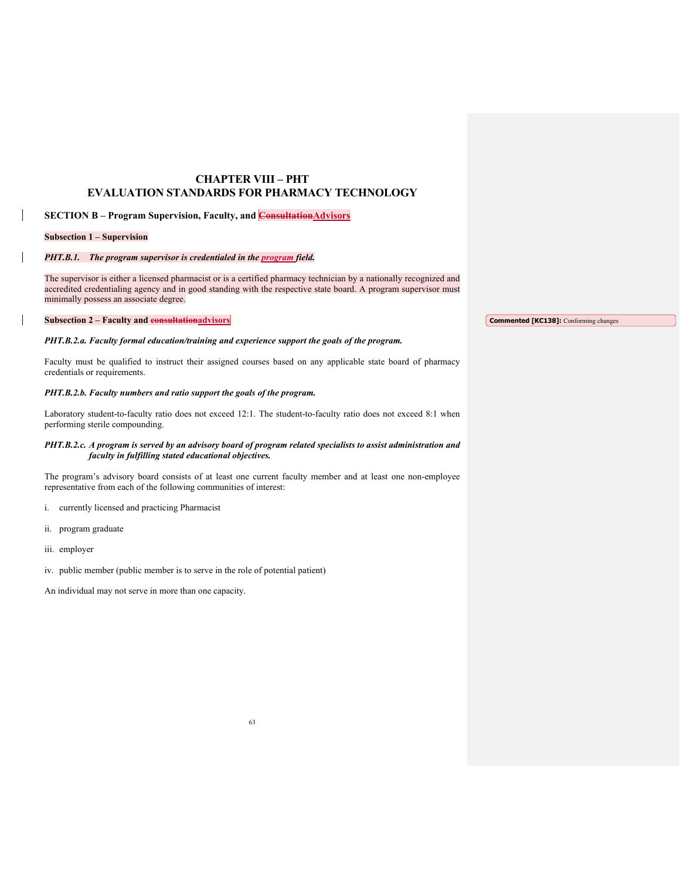# CHAPTER VIII – PHT
# EVALUATION STANDARDS FOR PHARMACY TECHNOLOGY

## SECTION B – Program Supervision, Faculty, and ~~Consultation~~Advisors

### Subsection 1 – Supervision

***PHT.B.1. The program supervisor is credentialed in the program field.***

The supervisor is either a licensed pharmacist or is a certified pharmacy technician by a nationally recognized and accredited credentialing agency and in good standing with the respective state board. A program supervisor must minimally possess an associate degree.

### Subsection 2 – Faculty and ~~consultation~~advisors

**Commented [KC138]:** Conforming changes

***PHT.B.2.a. Faculty formal education/training and experience support the goals of the program.***

Faculty must be qualified to instruct their assigned courses based on any applicable state board of pharmacy credentials or requirements.

***PHT.B.2.b. Faculty numbers and ratio support the goals of the program.***

Laboratory student-to-faculty ratio does not exceed 12:1. The student-to-faculty ratio does not exceed 8:1 when performing sterile compounding.

***PHT.B.2.c. A program is served by an advisory board of program related specialists to assist administration and faculty in fulfilling stated educational objectives.***

The program's advisory board consists of at least one current faculty member and at least one non-employee representative from each of the following communities of interest:

i. currently licensed and practicing Pharmacist

ii. program graduate

iii. employer

iv. public member (public member is to serve in the role of potential patient)

An individual may not serve in more than one capacity.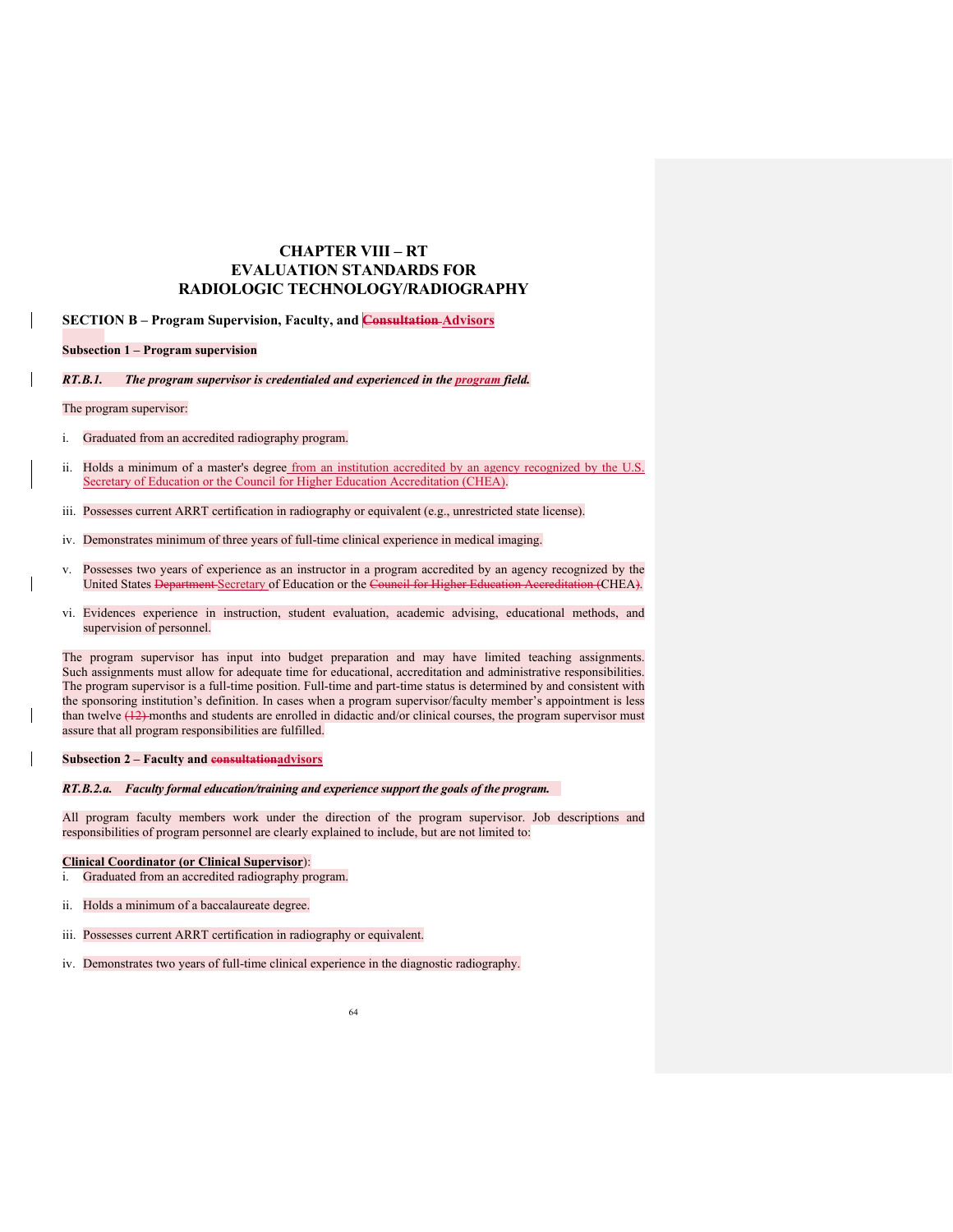# CHAPTER VIII – RT
# EVALUATION STANDARDS FOR
# RADIOLOGIC TECHNOLOGY/RADIOGRAPHY

## SECTION B – Program Supervision, Faculty, and ~~Consultation~~ Advisors

### Subsection 1 – Program supervision

***RT.B.1. The program supervisor is credentialed and experienced in the program field.***

The program supervisor:

i. Graduated from an accredited radiography program.

ii. Holds a minimum of a master's degree from an institution accredited by an agency recognized by the U.S. Secretary of Education or the Council for Higher Education Accreditation (CHEA).

iii. Possesses current ARRT certification in radiography or equivalent (e.g., unrestricted state license).

iv. Demonstrates minimum of three years of full-time clinical experience in medical imaging.

v. Possesses two years of experience as an instructor in a program accredited by an agency recognized by the United States ~~Department~~ Secretary of Education or the ~~Council for Higher Education Accreditation (~~CHEA~~)~~.

vi. Evidences experience in instruction, student evaluation, academic advising, educational methods, and supervision of personnel.

The program supervisor has input into budget preparation and may have limited teaching assignments. Such assignments must allow for adequate time for educational, accreditation and administrative responsibilities. The program supervisor is a full-time position. Full-time and part-time status is determined by and consistent with the sponsoring institution's definition. In cases when a program supervisor/faculty member's appointment is less than twelve ~~(12)~~ months and students are enrolled in didactic and/or clinical courses, the program supervisor must assure that all program responsibilities are fulfilled.

### Subsection 2 – Faculty and ~~consultation~~advisors

***RT.B.2.a. Faculty formal education/training and experience support the goals of the program.***

All program faculty members work under the direction of the program supervisor. Job descriptions and responsibilities of program personnel are clearly explained to include, but are not limited to:

**Clinical Coordinator (or Clinical Supervisor)**:

i. Graduated from an accredited radiography program.

ii. Holds a minimum of a baccalaureate degree.

iii. Possesses current ARRT certification in radiography or equivalent.

iv. Demonstrates two years of full-time clinical experience in the diagnostic radiography.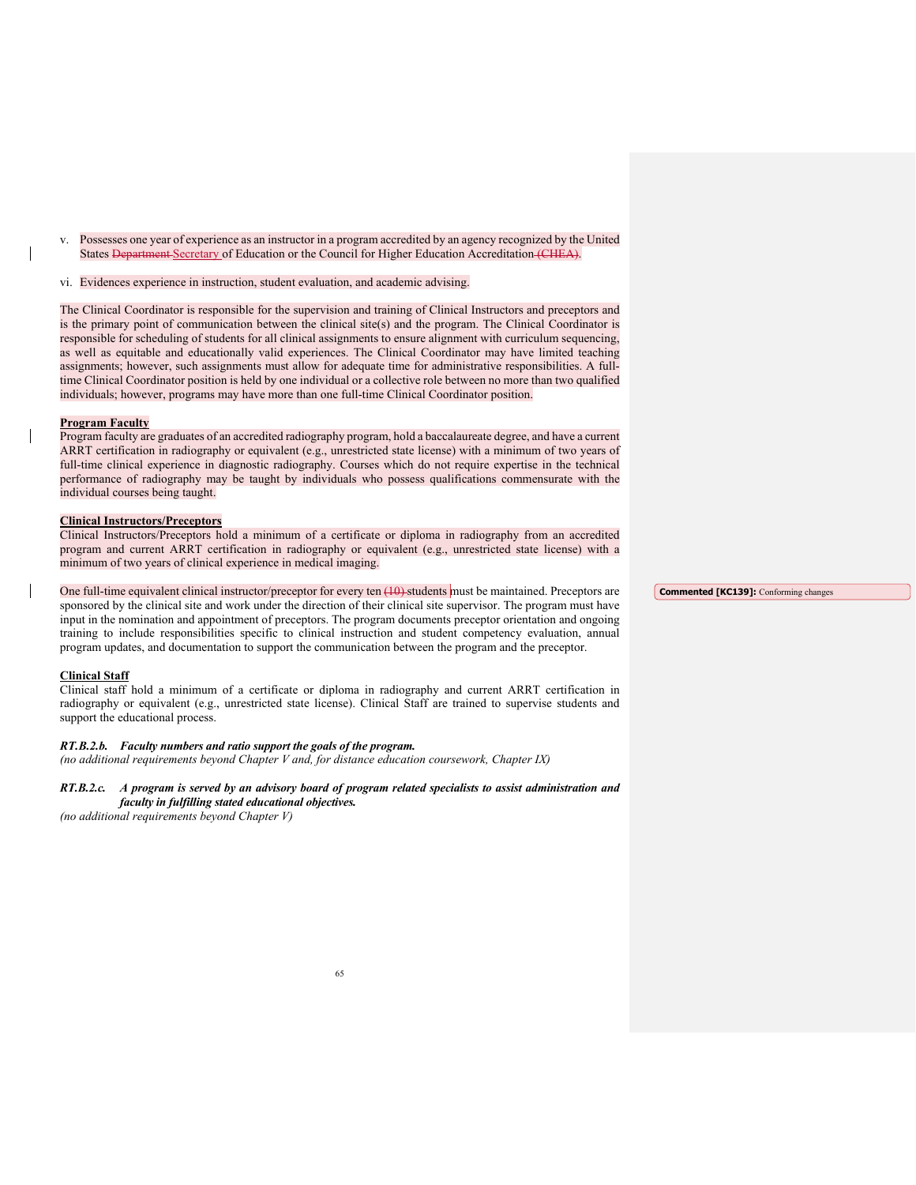v. Possesses one year of experience as an instructor in a program accredited by an agency recognized by the United States ~~Department~~ Secretary of Education or the Council for Higher Education Accreditation ~~(CHEA)~~.

vi. Evidences experience in instruction, student evaluation, and academic advising.

The Clinical Coordinator is responsible for the supervision and training of Clinical Instructors and preceptors and is the primary point of communication between the clinical site(s) and the program. The Clinical Coordinator is responsible for scheduling of students for all clinical assignments to ensure alignment with curriculum sequencing, as well as equitable and educationally valid experiences. The Clinical Coordinator may have limited teaching assignments; however, such assignments must allow for adequate time for administrative responsibilities. A full-time Clinical Coordinator position is held by one individual or a collective role between no more than two qualified individuals; however, programs may have more than one full-time Clinical Coordinator position.

**Program Faculty**
Program faculty are graduates of an accredited radiography program, hold a baccalaureate degree, and have a current ARRT certification in radiography or equivalent (e.g., unrestricted state license) with a minimum of two years of full-time clinical experience in diagnostic radiography. Courses which do not require expertise in the technical performance of radiography may be taught by individuals who possess qualifications commensurate with the individual courses being taught.

**Clinical Instructors/Preceptors**
Clinical Instructors/Preceptors hold a minimum of a certificate or diploma in radiography from an accredited program and current ARRT certification in radiography or equivalent (e.g., unrestricted state license) with a minimum of two years of clinical experience in medical imaging.

One full-time equivalent clinical instructor/preceptor for every ten ~~(10)~~ students must be maintained. Preceptors are sponsored by the clinical site and work under the direction of their clinical site supervisor. The program must have input in the nomination and appointment of preceptors. The program documents preceptor orientation and ongoing training to include responsibilities specific to clinical instruction and student competency evaluation, annual program updates, and documentation to support the communication between the program and the preceptor.

**Commented [KC139]:** Conforming changes

**Clinical Staff**
Clinical staff hold a minimum of a certificate or diploma in radiography and current ARRT certification in radiography or equivalent (e.g., unrestricted state license). Clinical Staff are trained to supervise students and support the educational process.

***RT.B.2.b. Faculty numbers and ratio support the goals of the program.***
*(no additional requirements beyond Chapter V and, for distance education coursework, Chapter IX)*

***RT.B.2.c. A program is served by an advisory board of program related specialists to assist administration and faculty in fulfilling stated educational objectives.***
*(no additional requirements beyond Chapter V)*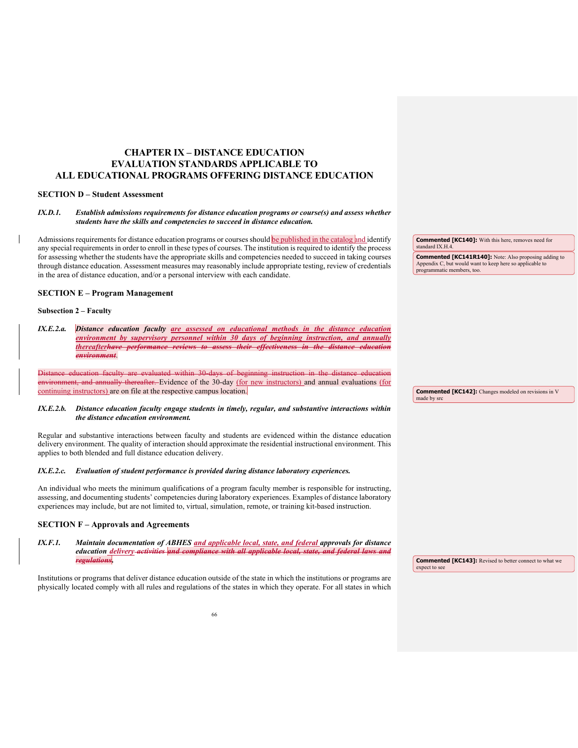# CHAPTER IX – DISTANCE EDUCATION
# EVALUATION STANDARDS APPLICABLE TO ALL EDUCATIONAL PROGRAMS OFFERING DISTANCE EDUCATION

## SECTION D – Student Assessment

***IX.D.1. Establish admissions requirements for distance education programs or course(s) and assess whether students have the skills and competencies to succeed in distance education.***

Admissions requirements for distance education programs or courses should be published in the catalog and identify any special requirements in order to enroll in these types of courses. The institution is required to identify the process for assessing whether the students have the appropriate skills and competencies needed to succeed in taking courses through distance education. Assessment measures may reasonably include appropriate testing, review of credentials in the area of distance education, and/or a personal interview with each candidate.

> **Commented [KC140]:** With this here, removes need for standard IX.H.4.
>
> **Commented [KC141R140]:** Note: Also proposing adding to Appendix C, but would want to keep here so applicable to programmatic members, too.

## SECTION E – Program Management

### Subsection 2 – Faculty

***IX.E.2.a. Distance education faculty are assessed on educational methods in the distance education environment by supervisory personnel within 30 days of beginning instruction, and annually thereafter~~have performance reviews to assess their effectiveness in the distance education environment~~.***

~~Distance education faculty are evaluated within 30-days of beginning instruction in the distance education environment, and annually thereafter.~~ Evidence of the 30-day (for new instructors) and annual evaluations (for continuing instructors) are on file at the respective campus location.

> **Commented [KC142]:** Changes modeled on revisions in V made by src

***IX.E.2.b. Distance education faculty engage students in timely, regular, and substantive interactions within the distance education environment.***

Regular and substantive interactions between faculty and students are evidenced within the distance education delivery environment. The quality of interaction should approximate the residential instructional environment. This applies to both blended and full distance education delivery.

***IX.E.2.c. Evaluation of student performance is provided during distance laboratory experiences.***

An individual who meets the minimum qualifications of a program faculty member is responsible for instructing, assessing, and documenting students' competencies during laboratory experiences. Examples of distance laboratory experiences may include, but are not limited to, virtual, simulation, remote, or training kit-based instruction.

## SECTION F – Approvals and Agreements

***IX.F.1. Maintain documentation of ABHES and applicable local, state, and federal approvals for distance education delivery ~~activities~~ ~~and compliance with all applicable local, state, and federal laws and regulations~~.***

> **Commented [KC143]:** Revised to better connect to what we expect to see

Institutions or programs that deliver distance education outside of the state in which the institutions or programs are physically located comply with all rules and regulations of the states in which they operate. For all states in which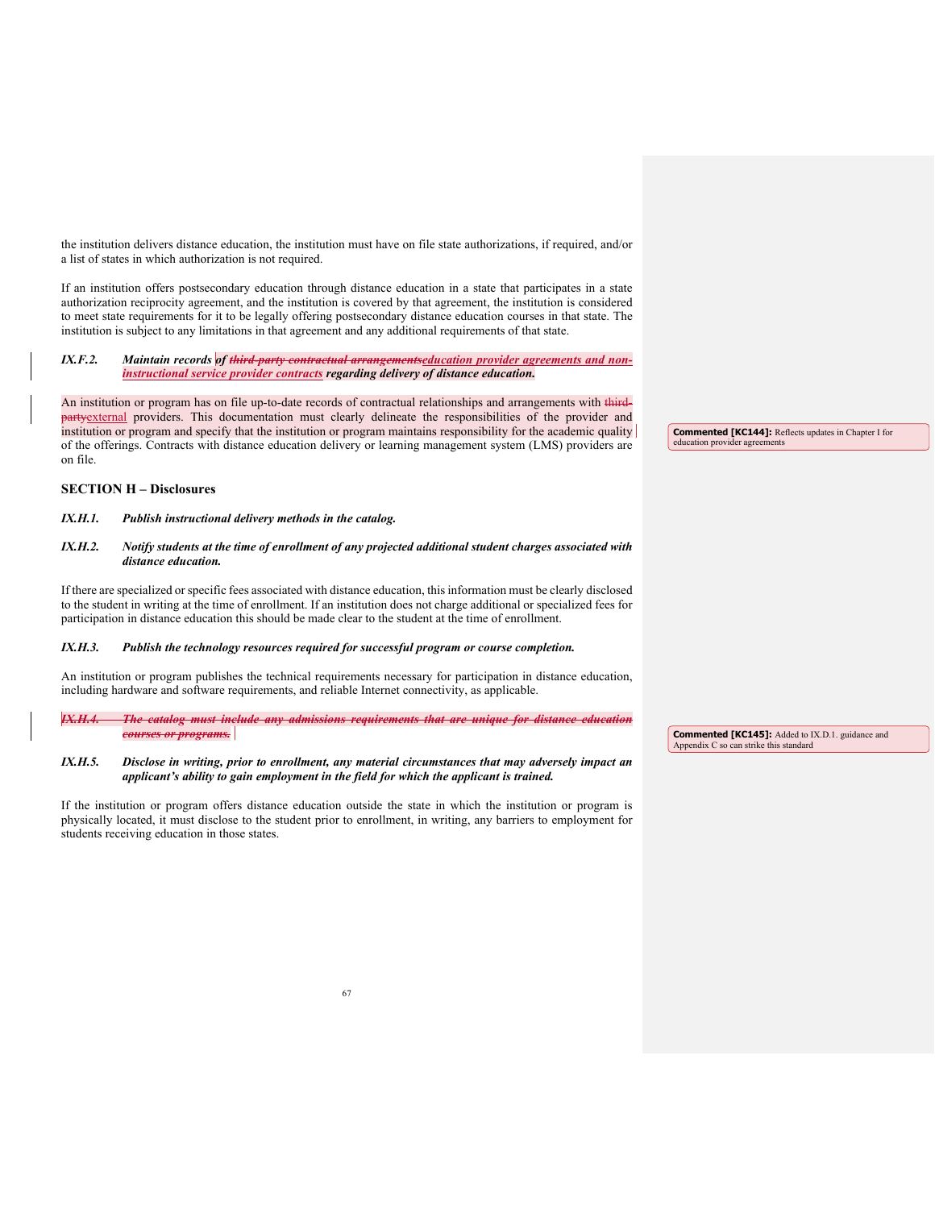the institution delivers distance education, the institution must have on file state authorizations, if required, and/or a list of states in which authorization is not required.

If an institution offers postsecondary education through distance education in a state that participates in a state authorization reciprocity agreement, and the institution is covered by that agreement, the institution is considered to meet state requirements for it to be legally offering postsecondary distance education courses in that state. The institution is subject to any limitations in that agreement and any additional requirements of that state.

***IX.F.2. Maintain records of ~~third-party contractual arrangements~~education provider agreements and non-instructional service provider contracts regarding delivery of distance education.***

An institution or program has on file up-to-date records of contractual relationships and arrangements with ~~third-party~~external providers. This documentation must clearly delineate the responsibilities of the provider and institution or program and specify that the institution or program maintains responsibility for the academic quality of the offerings. Contracts with distance education delivery or learning management system (LMS) providers are on file.

> **Commented [KC144]:** Reflects updates in Chapter I for education provider agreements

## SECTION H – Disclosures

***IX.H.1. Publish instructional delivery methods in the catalog.***

***IX.H.2. Notify students at the time of enrollment of any projected additional student charges associated with distance education.***

If there are specialized or specific fees associated with distance education, this information must be clearly disclosed to the student in writing at the time of enrollment. If an institution does not charge additional or specialized fees for participation in distance education this should be made clear to the student at the time of enrollment.

***IX.H.3. Publish the technology resources required for successful program or course completion.***

An institution or program publishes the technical requirements necessary for participation in distance education, including hardware and software requirements, and reliable Internet connectivity, as applicable.

***~~IX.H.4. The catalog must include any admissions requirements that are unique for distance education courses or programs.~~***

> **Commented [KC145]:** Added to IX.D.1. guidance and Appendix C so can strike this standard

***IX.H.5. Disclose in writing, prior to enrollment, any material circumstances that may adversely impact an applicant's ability to gain employment in the field for which the applicant is trained.***

If the institution or program offers distance education outside the state in which the institution or program is physically located, it must disclose to the student prior to enrollment, in writing, any barriers to employment for students receiving education in those states.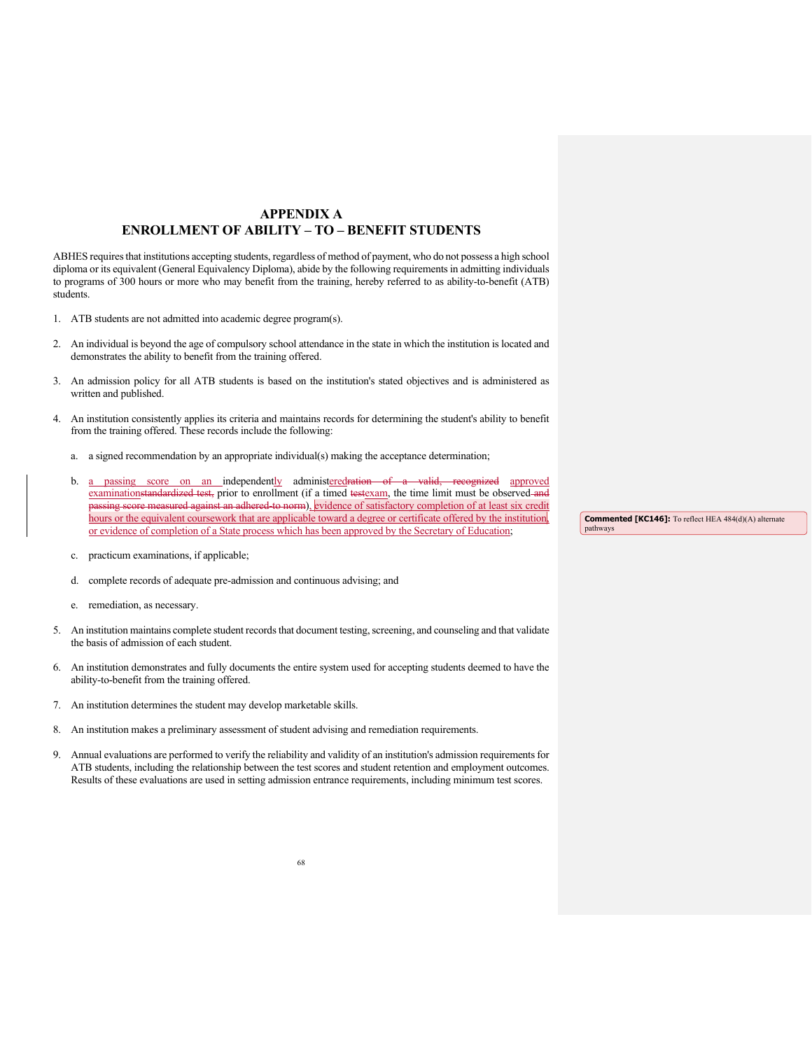# APPENDIX A
## ENROLLMENT OF ABILITY – TO – BENEFIT STUDENTS

ABHES requires that institutions accepting students, regardless of method of payment, who do not possess a high school diploma or its equivalent (General Equivalency Diploma), abide by the following requirements in admitting individuals to programs of 300 hours or more who may benefit from the training, hereby referred to as ability-to-benefit (ATB) students.

1. ATB students are not admitted into academic degree program(s).

2. An individual is beyond the age of compulsory school attendance in the state in which the institution is located and demonstrates the ability to benefit from the training offered.

3. An admission policy for all ATB students is based on the institution's stated objectives and is administered as written and published.

4. An institution consistently applies its criteria and maintains records for determining the student's ability to benefit from the training offered. These records include the following:

   a. a signed recommendation by an appropriate individual(s) making the acceptance determination;

   b. a passing score on an independently administered ~~ration of a valid, recognized~~ approved examination ~~standardized test,~~ prior to enrollment (if a timed ~~test~~ exam, the time limit must be observed ~~and passing score measured against an adhered-to norm~~), evidence of satisfactory completion of at least six credit hours or the equivalent coursework that are applicable toward a degree or certificate offered by the institution, or evidence of completion of a State process which has been approved by the Secretary of Education;

   c. practicum examinations, if applicable;

   d. complete records of adequate pre-admission and continuous advising; and

   e. remediation, as necessary.

5. An institution maintains complete student records that document testing, screening, and counseling and that validate the basis of admission of each student.

6. An institution demonstrates and fully documents the entire system used for accepting students deemed to have the ability-to-benefit from the training offered.

7. An institution determines the student may develop marketable skills.

8. An institution makes a preliminary assessment of student advising and remediation requirements.

9. Annual evaluations are performed to verify the reliability and validity of an institution's admission requirements for ATB students, including the relationship between the test scores and student retention and employment outcomes. Results of these evaluations are used in setting admission entrance requirements, including minimum test scores.

**Commented [KC146]:** To reflect HEA 484(d)(A) alternate pathways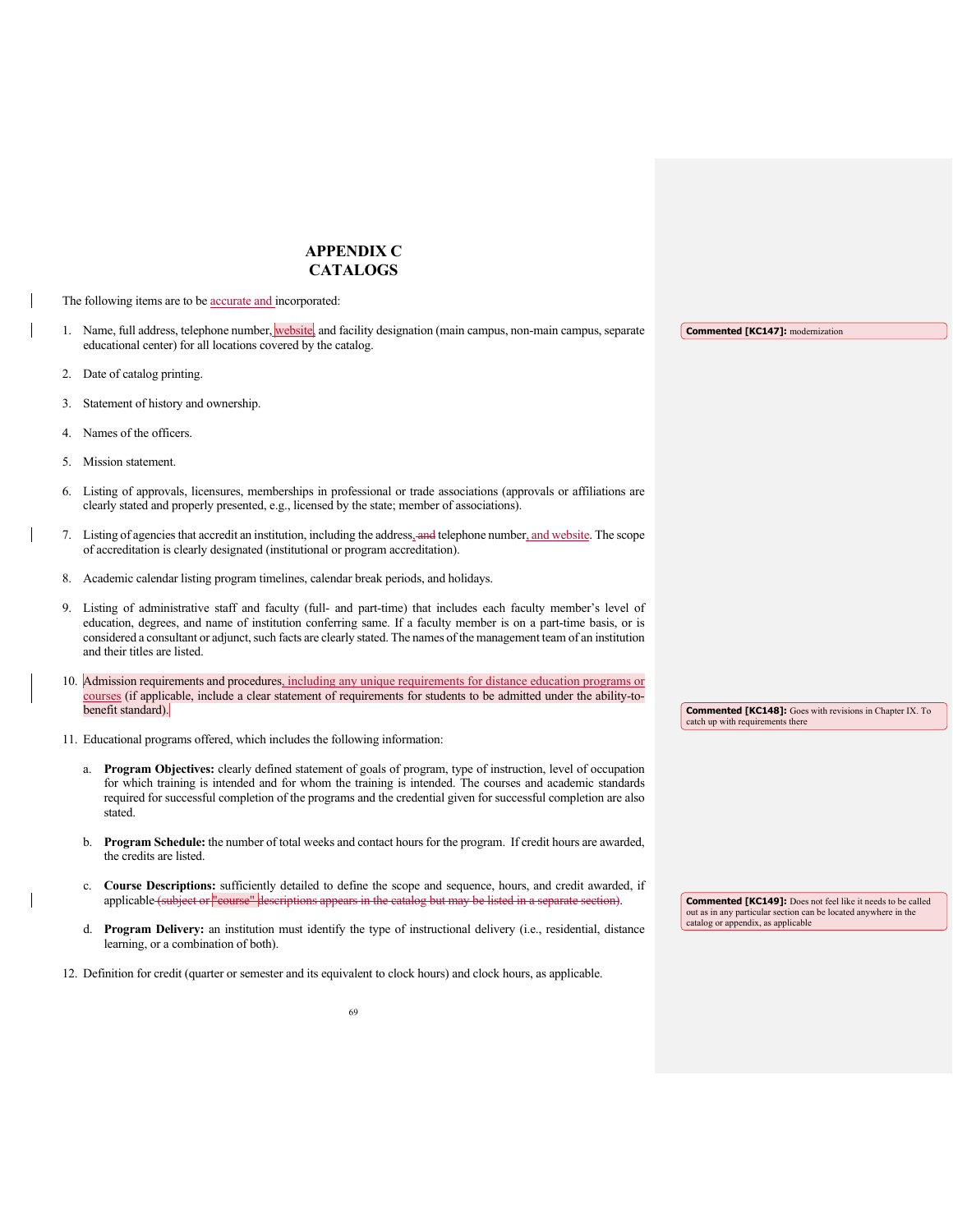# APPENDIX C
# CATALOGS

The following items are to be accurate and incorporated:

1. Name, full address, telephone number, website, and facility designation (main campus, non-main campus, separate educational center) for all locations covered by the catalog.

2. Date of catalog printing.

3. Statement of history and ownership.

4. Names of the officers.

5. Mission statement.

6. Listing of approvals, licensures, memberships in professional or trade associations (approvals or affiliations are clearly stated and properly presented, e.g., licensed by the state; member of associations).

7. Listing of agencies that accredit an institution, including the address, ~~and~~ telephone number, and website. The scope of accreditation is clearly designated (institutional or program accreditation).

8. Academic calendar listing program timelines, calendar break periods, and holidays.

9. Listing of administrative staff and faculty (full- and part-time) that includes each faculty member's level of education, degrees, and name of institution conferring same. If a faculty member is on a part-time basis, or is considered a consultant or adjunct, such facts are clearly stated. The names of the management team of an institution and their titles are listed.

10. Admission requirements and procedures, including any unique requirements for distance education programs or courses (if applicable, include a clear statement of requirements for students to be admitted under the ability-to-benefit standard).

11. Educational programs offered, which includes the following information:

    a. **Program Objectives:** clearly defined statement of goals of program, type of instruction, level of occupation for which training is intended and for whom the training is intended. The courses and academic standards required for successful completion of the programs and the credential given for successful completion are also stated.

    b. **Program Schedule:** the number of total weeks and contact hours for the program. If credit hours are awarded, the credits are listed.

    c. **Course Descriptions:** sufficiently detailed to define the scope and sequence, hours, and credit awarded, if applicable ~~(subject or "course" descriptions appears in the catalog but may be listed in a separate section)~~.

    d. **Program Delivery:** an institution must identify the type of instructional delivery (i.e., residential, distance learning, or a combination of both).

12. Definition for credit (quarter or semester and its equivalent to clock hours) and clock hours, as applicable.

**Commented [KC147]:** modernization

**Commented [KC148]:** Goes with revisions in Chapter IX. To catch up with requirements there

**Commented [KC149]:** Does not feel like it needs to be called out as in any particular section can be located anywhere in the catalog or appendix, as applicable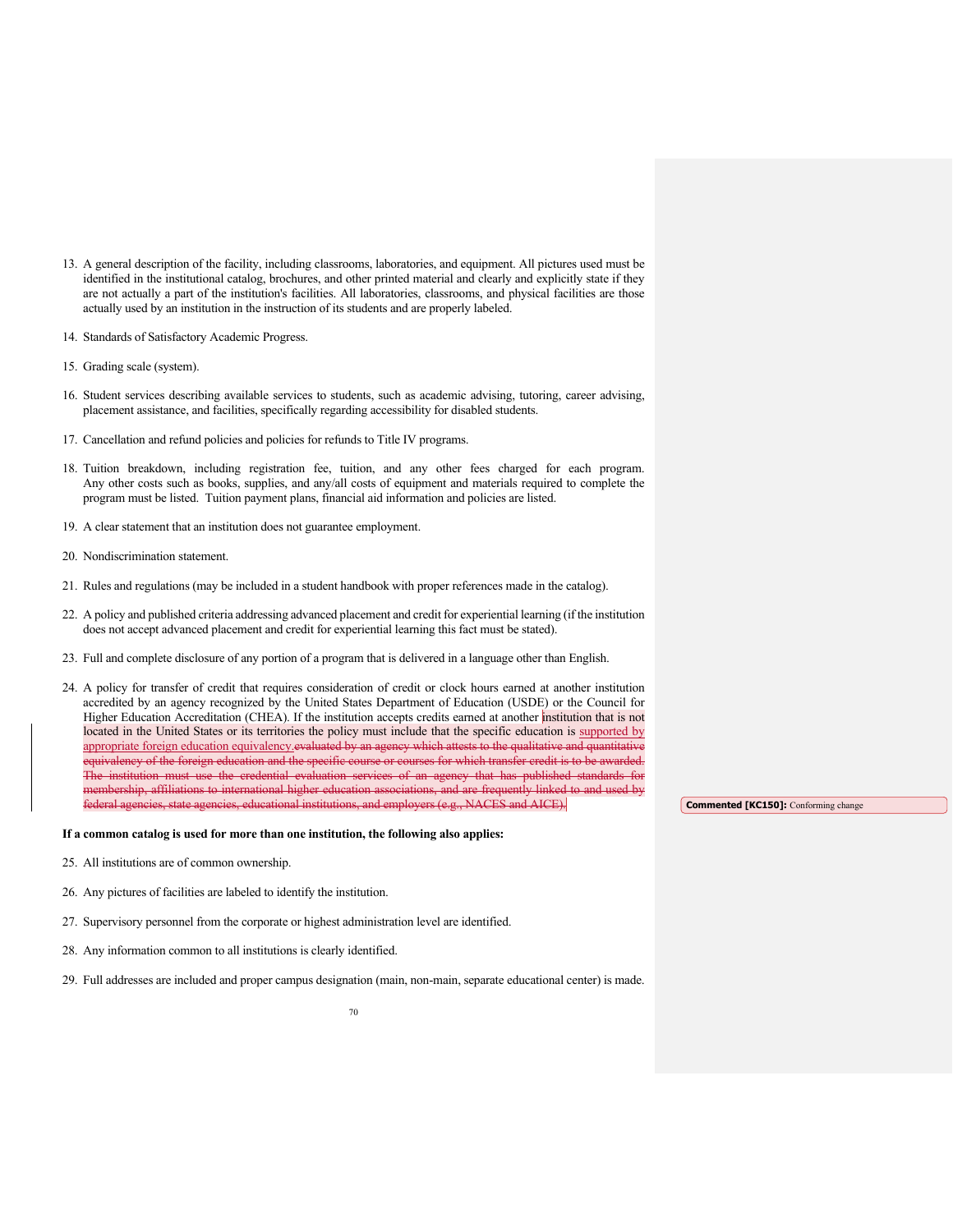13. A general description of the facility, including classrooms, laboratories, and equipment. All pictures used must be identified in the institutional catalog, brochures, and other printed material and clearly and explicitly state if they are not actually a part of the institution's facilities. All laboratories, classrooms, and physical facilities are those actually used by an institution in the instruction of its students and are properly labeled.

14. Standards of Satisfactory Academic Progress.

15. Grading scale (system).

16. Student services describing available services to students, such as academic advising, tutoring, career advising, placement assistance, and facilities, specifically regarding accessibility for disabled students.

17. Cancellation and refund policies and policies for refunds to Title IV programs.

18. Tuition breakdown, including registration fee, tuition, and any other fees charged for each program. Any other costs such as books, supplies, and any/all costs of equipment and materials required to complete the program must be listed. Tuition payment plans, financial aid information and policies are listed.

19. A clear statement that an institution does not guarantee employment.

20. Nondiscrimination statement.

21. Rules and regulations (may be included in a student handbook with proper references made in the catalog).

22. A policy and published criteria addressing advanced placement and credit for experiential learning (if the institution does not accept advanced placement and credit for experiential learning this fact must be stated).

23. Full and complete disclosure of any portion of a program that is delivered in a language other than English.

24. A policy for transfer of credit that requires consideration of credit or clock hours earned at another institution accredited by an agency recognized by the United States Department of Education (USDE) or the Council for Higher Education Accreditation (CHEA). If the institution accepts credits earned at another institution that is not located in the United States or its territories the policy must include that the specific education is supported by appropriate foreign education equivalency.~~evaluated by an agency which attests to the qualitative and quantitative equivalency of the foreign education and the specific course or courses for which transfer credit is to be awarded. The institution must use the credential evaluation services of an agency that has published standards for membership, affiliations to international higher education associations, and are frequently linked to and used by federal agencies, state agencies, educational institutions, and employers (e.g., NACES and AICE).~~

**Commented [KC150]:** Conforming change

**If a common catalog is used for more than one institution, the following also applies:**

25. All institutions are of common ownership.

26. Any pictures of facilities are labeled to identify the institution.

27. Supervisory personnel from the corporate or highest administration level are identified.

28. Any information common to all institutions is clearly identified.

29. Full addresses are included and proper campus designation (main, non-main, separate educational center) is made.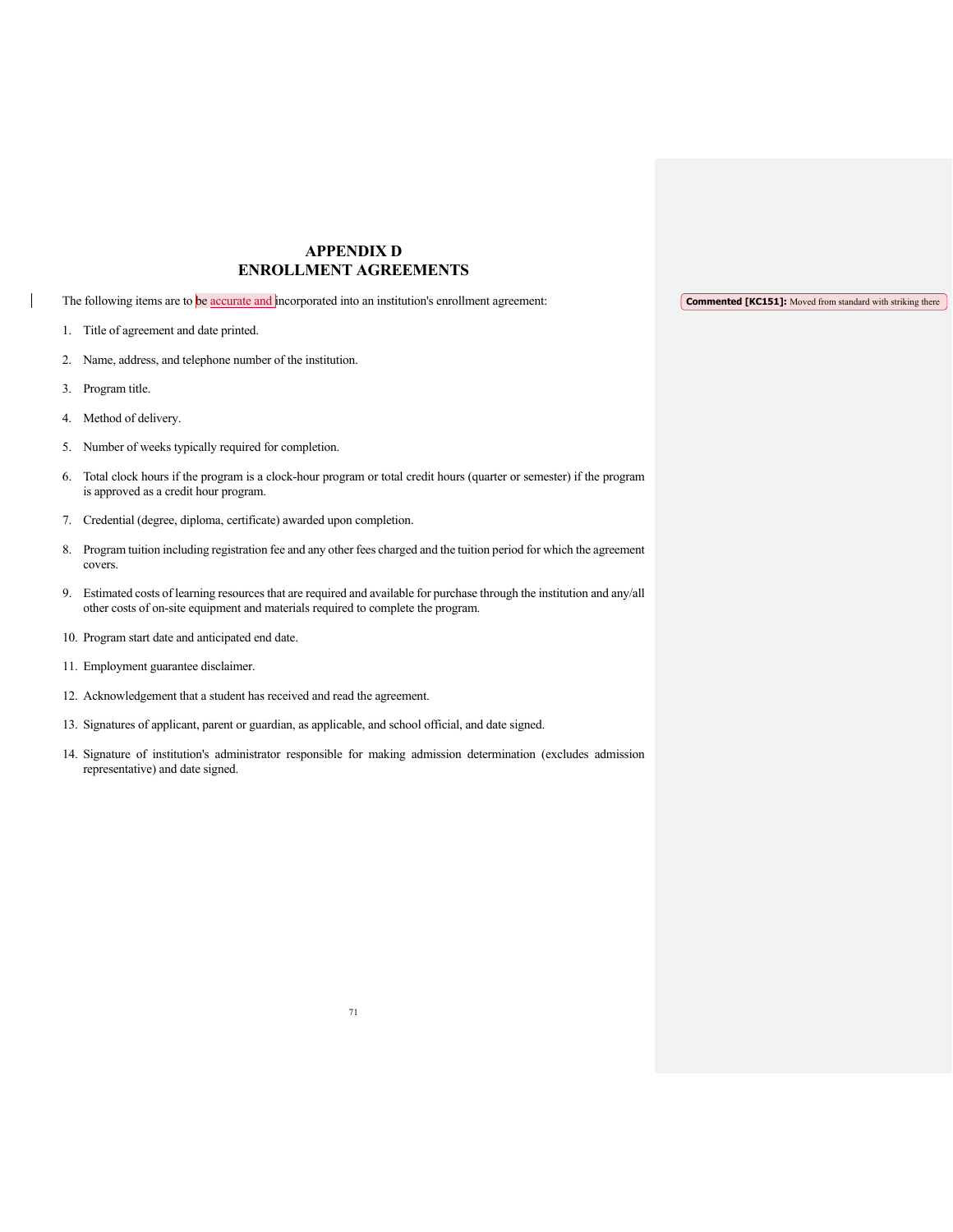# APPENDIX D
# ENROLLMENT AGREEMENTS

The following items are to be accurate and incorporated into an institution's enrollment agreement:

1. Title of agreement and date printed.
2. Name, address, and telephone number of the institution.
3. Program title.
4. Method of delivery.
5. Number of weeks typically required for completion.
6. Total clock hours if the program is a clock-hour program or total credit hours (quarter or semester) if the program is approved as a credit hour program.
7. Credential (degree, diploma, certificate) awarded upon completion.
8. Program tuition including registration fee and any other fees charged and the tuition period for which the agreement covers.
9. Estimated costs of learning resources that are required and available for purchase through the institution and any/all other costs of on-site equipment and materials required to complete the program.
10. Program start date and anticipated end date.
11. Employment guarantee disclaimer.
12. Acknowledgement that a student has received and read the agreement.
13. Signatures of applicant, parent or guardian, as applicable, and school official, and date signed.
14. Signature of institution's administrator responsible for making admission determination (excludes admission representative) and date signed.

**Commented [KC151]:** Moved from standard with striking there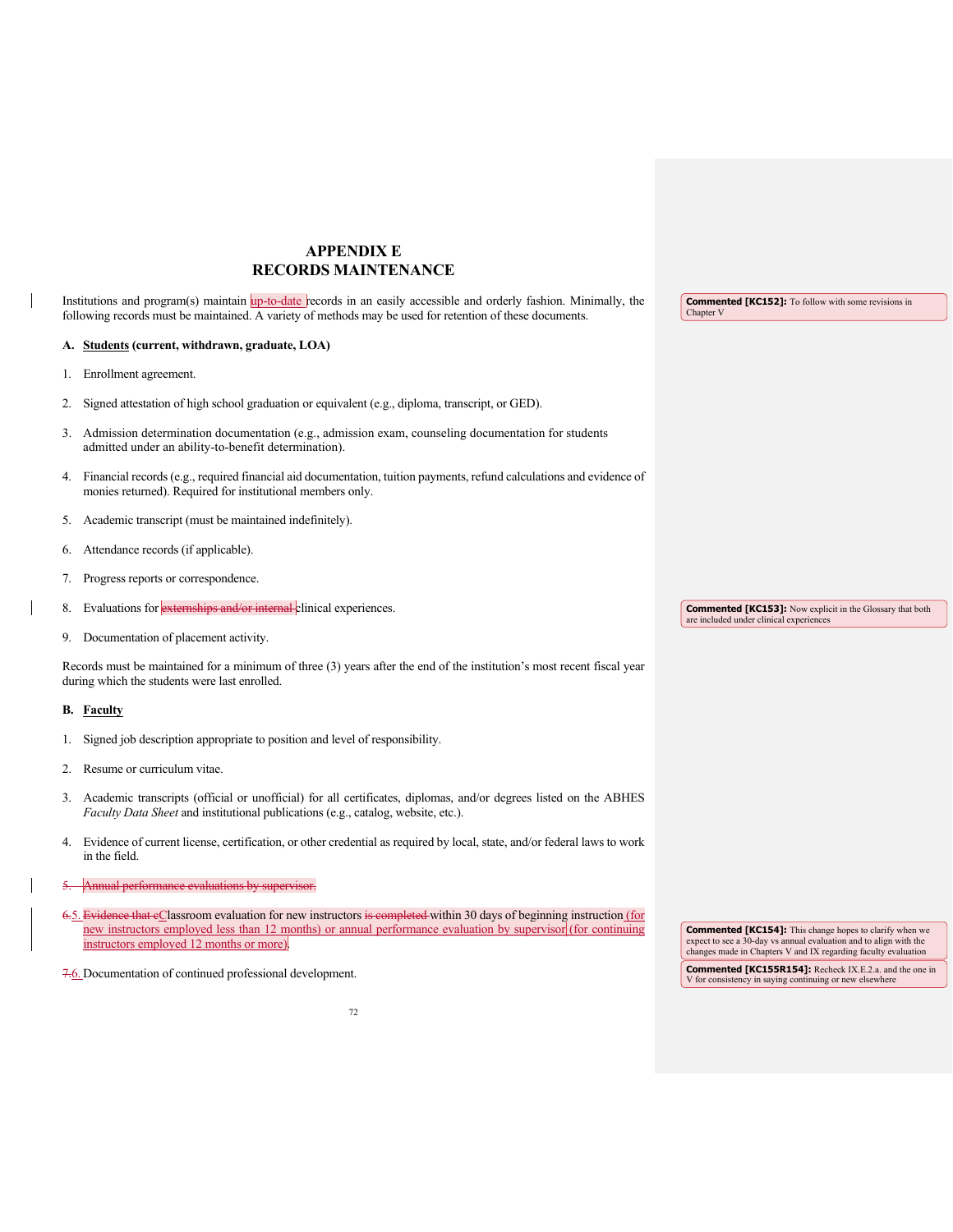# APPENDIX E
# RECORDS MAINTENANCE

Institutions and program(s) maintain up-to-date records in an easily accessible and orderly fashion. Minimally, the following records must be maintained. A variety of methods may be used for retention of these documents.

> **Commented [KC152]:** To follow with some revisions in Chapter V

## A. Students (current, withdrawn, graduate, LOA)

1. Enrollment agreement.

2. Signed attestation of high school graduation or equivalent (e.g., diploma, transcript, or GED).

3. Admission determination documentation (e.g., admission exam, counseling documentation for students admitted under an ability-to-benefit determination).

4. Financial records (e.g., required financial aid documentation, tuition payments, refund calculations and evidence of monies returned). Required for institutional members only.

5. Academic transcript (must be maintained indefinitely).

6. Attendance records (if applicable).

7. Progress reports or correspondence.

8. Evaluations for ~~externships and/or internal~~ clinical experiences.

> **Commented [KC153]:** Now explicit in the Glossary that both are included under clinical experiences

9. Documentation of placement activity.

Records must be maintained for a minimum of three (3) years after the end of the institution's most recent fiscal year during which the students were last enrolled.

## B. Faculty

1. Signed job description appropriate to position and level of responsibility.

2. Resume or curriculum vitae.

3. Academic transcripts (official or unofficial) for all certificates, diplomas, and/or degrees listed on the ABHES *Faculty Data Sheet* and institutional publications (e.g., catalog, website, etc.).

4. Evidence of current license, certification, or other credential as required by local, state, and/or federal laws to work in the field.

~~5. Annual performance evaluations by supervisor.~~

~~6.~~5. ~~Evidence that c~~Classroom evaluation for new instructors ~~is completed~~ within 30 days of beginning instruction (for new instructors employed less than 12 months) or annual performance evaluation by supervisor (for continuing instructors employed 12 months or more).

> **Commented [KC154]:** This change hopes to clarify when we expect to see a 30-day vs annual evaluation and to align with the changes made in Chapters V and IX regarding faculty evaluation

> **Commented [KC155R154]:** Recheck IX.E.2.a. and the one in V for consistency in saying continuing or new elsewhere

~~7.~~6. Documentation of continued professional development.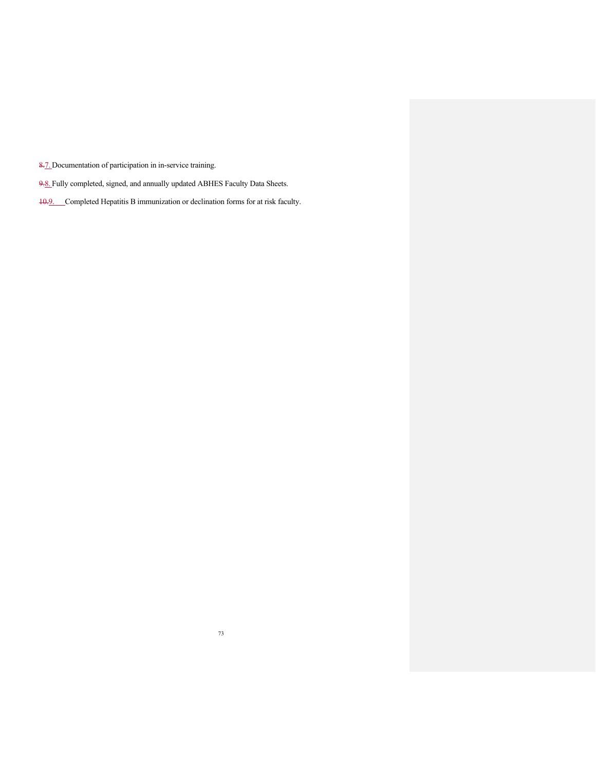~~8.~~7. Documentation of participation in in-service training.

~~9.~~8. Fully completed, signed, and annually updated ABHES Faculty Data Sheets.

~~10.~~9. Completed Hepatitis B immunization or declination forms for at risk faculty.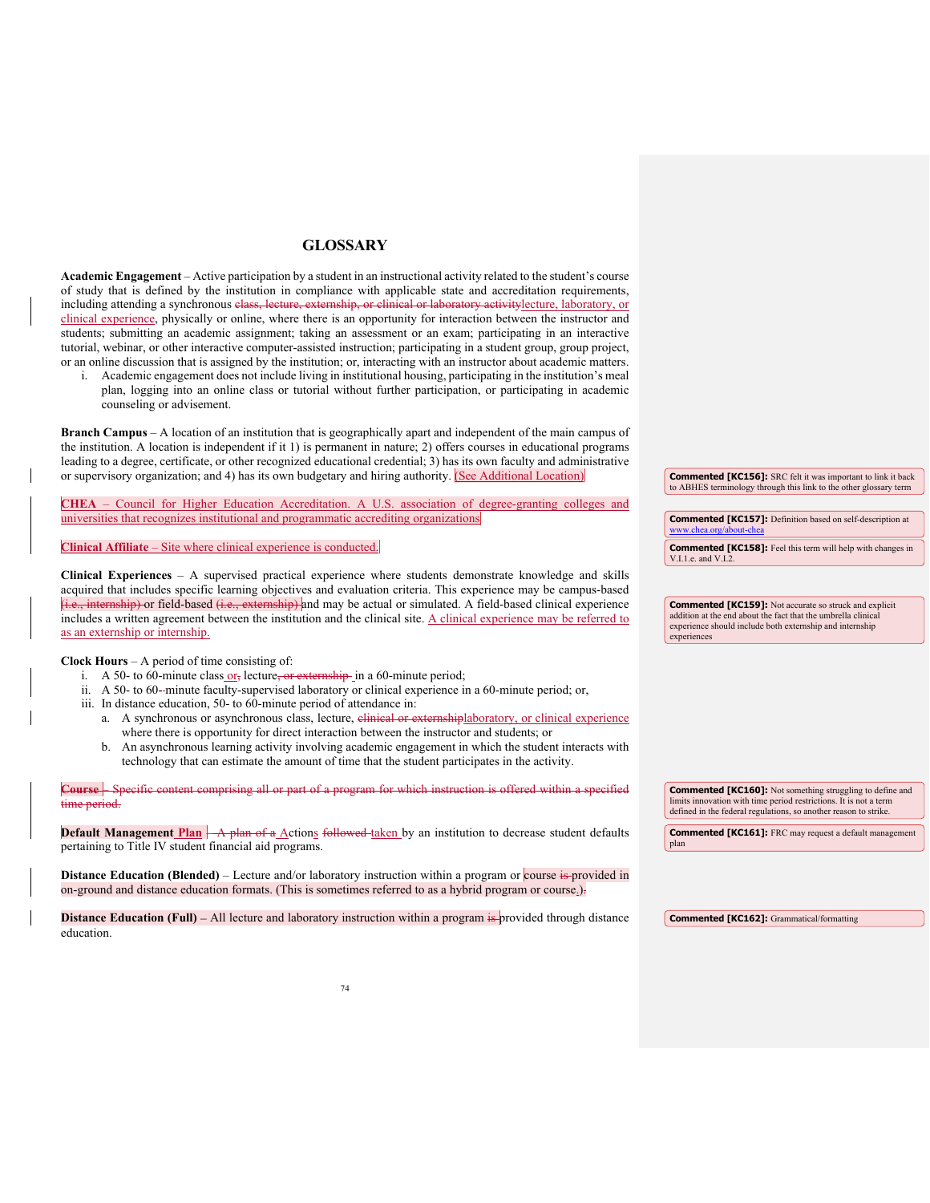# GLOSSARY

**Academic Engagement** – Active participation by a student in an instructional activity related to the student's course of study that is defined by the institution in compliance with applicable state and accreditation requirements, including attending a synchronous ~~class, lecture, externship, or clinical or laboratory activity~~lecture, laboratory, or clinical experience, physically or online, where there is an opportunity for interaction between the instructor and students; submitting an academic assignment; taking an assessment or an exam; participating in an interactive tutorial, webinar, or other interactive computer-assisted instruction; participating in a student group, group project, or an online discussion that is assigned by the institution; or, interacting with an instructor about academic matters.

i. Academic engagement does not include living in institutional housing, participating in the institution's meal plan, logging into an online class or tutorial without further participation, or participating in academic counseling or advisement.

**Branch Campus** – A location of an institution that is geographically apart and independent of the main campus of the institution. A location is independent if it 1) is permanent in nature; 2) offers courses in educational programs leading to a degree, certificate, or other recognized educational credential; 3) has its own faculty and administrative or supervisory organization; and 4) has its own budgetary and hiring authority. (See Additional Location)

**CHEA** – Council for Higher Education Accreditation. A U.S. association of degree-granting colleges and universities that recognizes institutional and programmatic accrediting organizations

**Clinical Affiliate** – Site where clinical experience is conducted.

**Clinical Experiences** – A supervised practical experience where students demonstrate knowledge and skills acquired that includes specific learning objectives and evaluation criteria. This experience may be campus-based ~~(i.e., internship)~~ or field-based ~~(i.e., externship)~~ and may be actual or simulated. A field-based clinical experience includes a written agreement between the institution and the clinical site. A clinical experience may be referred to as an externship or internship.

**Clock Hours** – A period of time consisting of:

i. A 50- to 60-minute class or~~,~~ lecture~~, or externship~~ in a 60-minute period;
ii. A 50- to 60--minute faculty-supervised laboratory or clinical experience in a 60-minute period; or,
iii. In distance education, 50- to 60-minute period of attendance in:
   a. A synchronous or asynchronous class, lecture, ~~clinical or externship~~laboratory, or clinical experience where there is opportunity for direct interaction between the instructor and students; or
   b. An asynchronous learning activity involving academic engagement in which the student interacts with technology that can estimate the amount of time that the student participates in the activity.

~~**Course** – Specific content comprising all or part of a program for which instruction is offered within a specified time period.~~

**Default Management Plan** – ~~A plan of a~~ Actions ~~followed~~ taken by an institution to decrease student defaults pertaining to Title IV student financial aid programs.

**Distance Education (Blended)** – Lecture and/or laboratory instruction within a program or course ~~is~~ provided in on-ground and distance education formats. (This is sometimes referred to as a hybrid program or course.)~~.~~

**Distance Education (Full)** – All lecture and laboratory instruction within a program ~~is~~ provided through distance education.

---

**Commented [KC156]:** SRC felt it was important to link it back to ABHES terminology through this link to the other glossary term

**Commented [KC157]:** Definition based on self-description at www.chea.org/about-chea

**Commented [KC158]:** Feel this term will help with changes in V.I.1.e. and V.I.2.

**Commented [KC159]:** Not accurate so struck and explicit addition at the end about the fact that the umbrella clinical experience should include both externship and internship experiences

**Commented [KC160]:** Not something struggling to define and limits innovation with time period restrictions. It is not a term defined in the federal regulations, so another reason to strike.

**Commented [KC161]:** FRC may request a default management plan

**Commented [KC162]:** Grammatical/formatting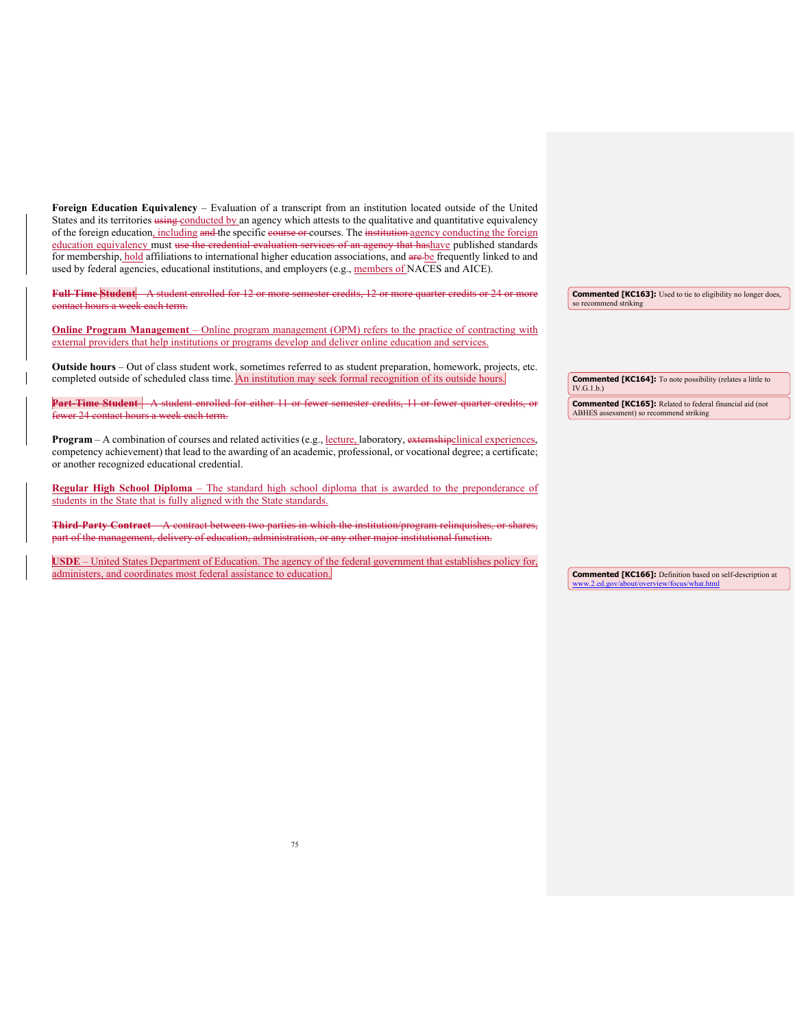**Foreign Education Equivalency** – Evaluation of a transcript from an institution located outside of the United States and its territories ~~using~~ conducted by an agency which attests to the qualitative and quantitative equivalency of the foreign education, including ~~and~~ the specific ~~course or~~ courses. The ~~institution~~ agency conducting the foreign education equivalency must ~~use the credential evaluation services of an agency that has~~have published standards for membership, hold affiliations to international higher education associations, and ~~are~~ be frequently linked to and used by federal agencies, educational institutions, and employers (e.g., members of NACES and AICE).

~~**Full-Time Student** – A student enrolled for 12 or more semester credits, 12 or more quarter credits or 24 or more contact hours a week each term.~~

**Online Program Management** – Online program management (OPM) refers to the practice of contracting with external providers that help institutions or programs develop and deliver online education and services.

**Outside hours** – Out of class student work, sometimes referred to as student preparation, homework, projects, etc. completed outside of scheduled class time. An institution may seek formal recognition of its outside hours.

~~**Part-Time Student** – A student enrolled for either 11 or fewer semester credits, 11 or fewer quarter credits, or fewer 24 contact hours a week each term.~~

**Program** – A combination of courses and related activities (e.g., lecture, laboratory, ~~externship~~clinical experiences, competency achievement) that lead to the awarding of an academic, professional, or vocational degree; a certificate; or another recognized educational credential.

**Regular High School Diploma** – The standard high school diploma that is awarded to the preponderance of students in the State that is fully aligned with the State standards.

~~**Third-Party Contract** – A contract between two parties in which the institution/program relinquishes, or shares, part of the management, delivery of education, administration, or any other major institutional function.~~

**USDE** – United States Department of Education. The agency of the federal government that establishes policy for, administers, and coordinates most federal assistance to education.

**Commented [KC163]:** Used to tie to eligibility no longer does, so recommend striking

**Commented [KC164]:** To note possibility (relates a little to IV.G.1.b.)

**Commented [KC165]:** Related to federal financial aid (not ABHES assessment) so recommend striking

**Commented [KC166]:** Definition based on self-description at www.2.ed.gov/about/overview/focus/what.html